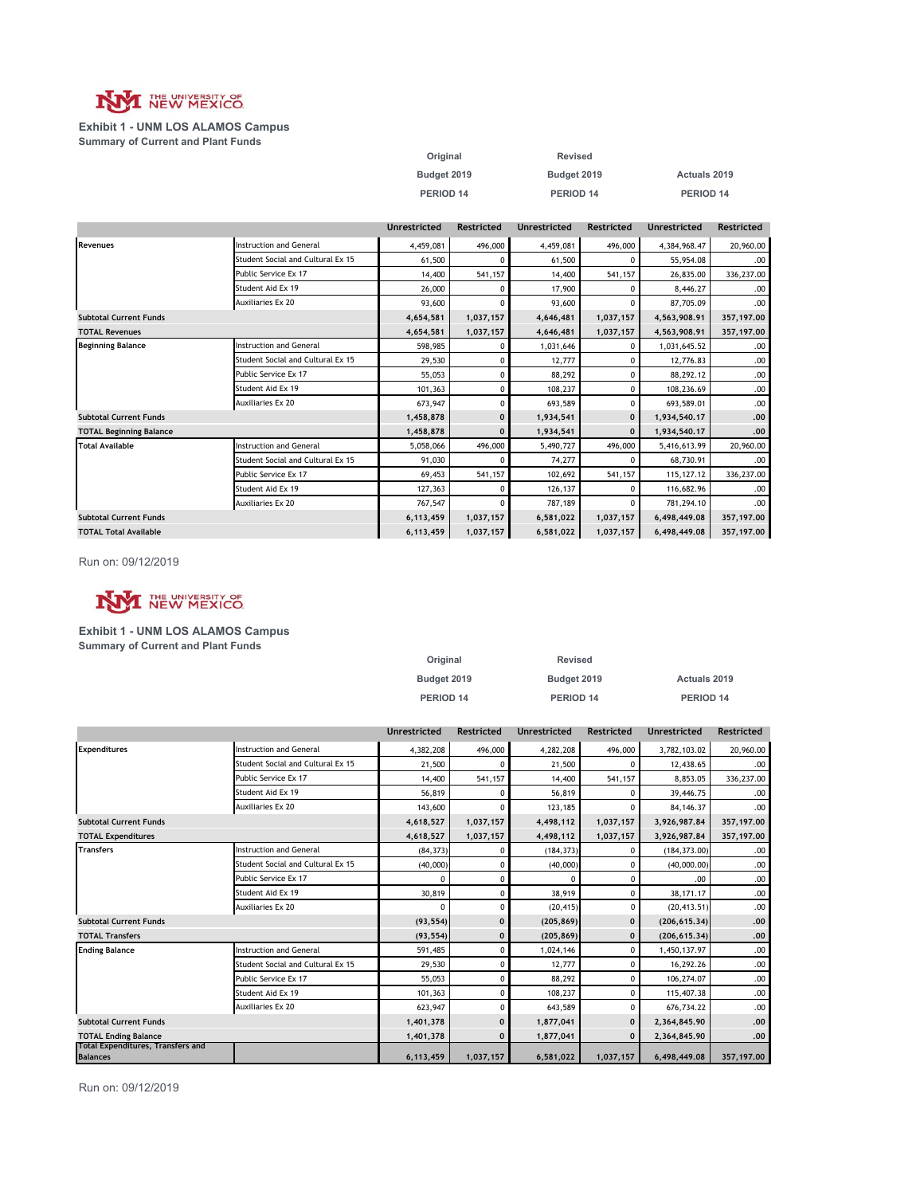THE UNIVERSITY OF NEW MEXICO

## Exhibit 1 - UNM LOS ALAMOS Campus

**Summary of Current and Plant Funds**

| | | Original Budget 2019 PERIOD 14 | | Revised Budget 2019 PERIOD 14 | | Actuals 2019 PERIOD 14 | |
|---|---|---|---|---|---|---|---|
| | | Unrestricted | Restricted | Unrestricted | Restricted | Unrestricted | Restricted |
| **Revenues** | Instruction and General | 4,459,081 | 496,000 | 4,459,081 | 496,000 | 4,384,968.47 | 20,960.00 |
| | Student Social and Cultural Ex 15 | 61,500 | 0 | 61,500 | 0 | 55,954.08 | .00 |
| | Public Service Ex 17 | 14,400 | 541,157 | 14,400 | 541,157 | 26,835.00 | 336,237.00 |
| | Student Aid Ex 19 | 26,000 | 0 | 17,900 | 0 | 8,446.27 | .00 |
| | Auxiliaries Ex 20 | 93,600 | 0 | 93,600 | 0 | 87,705.09 | .00 |
| **Subtotal Current Funds** | | **4,654,581** | **1,037,157** | **4,646,481** | **1,037,157** | **4,563,908.91** | **357,197.00** |
| **TOTAL Revenues** | | **4,654,581** | **1,037,157** | **4,646,481** | **1,037,157** | **4,563,908.91** | **357,197.00** |
| **Beginning Balance** | Instruction and General | 598,985 | 0 | 1,031,646 | 0 | 1,031,645.52 | .00 |
| | Student Social and Cultural Ex 15 | 29,530 | 0 | 12,777 | 0 | 12,776.83 | .00 |
| | Public Service Ex 17 | 55,053 | 0 | 88,292 | 0 | 88,292.12 | .00 |
| | Student Aid Ex 19 | 101,363 | 0 | 108,237 | 0 | 108,236.69 | .00 |
| | Auxiliaries Ex 20 | 673,947 | 0 | 693,589 | 0 | 693,589.01 | .00 |
| **Subtotal Current Funds** | | **1,458,878** | **0** | **1,934,541** | **0** | **1,934,540.17** | **.00** |
| **TOTAL Beginning Balance** | | **1,458,878** | **0** | **1,934,541** | **0** | **1,934,540.17** | **.00** |
| **Total Available** | Instruction and General | 5,058,066 | 496,000 | 5,490,727 | 496,000 | 5,416,613.99 | 20,960.00 |
| | Student Social and Cultural Ex 15 | 91,030 | 0 | 74,277 | 0 | 68,730.91 | .00 |
| | Public Service Ex 17 | 69,453 | 541,157 | 102,692 | 541,157 | 115,127.12 | 336,237.00 |
| | Student Aid Ex 19 | 127,363 | 0 | 126,137 | 0 | 116,682.96 | .00 |
| | Auxiliaries Ex 20 | 767,547 | 0 | 787,189 | 0 | 781,294.10 | .00 |
| **Subtotal Current Funds** | | **6,113,459** | **1,037,157** | **6,581,022** | **1,037,157** | **6,498,449.08** | **357,197.00** |
| **TOTAL Total Available** | | **6,113,459** | **1,037,157** | **6,581,022** | **1,037,157** | **6,498,449.08** | **357,197.00** |

Run on: 09/12/2019

THE UNIVERSITY OF NEW MEXICO

## Exhibit 1 - UNM LOS ALAMOS Campus

**Summary of Current and Plant Funds**

| | | Original Budget 2019 PERIOD 14 | | Revised Budget 2019 PERIOD 14 | | Actuals 2019 PERIOD 14 | |
|---|---|---|---|---|---|---|---|
| | | Unrestricted | Restricted | Unrestricted | Restricted | Unrestricted | Restricted |
| **Expenditures** | Instruction and General | 4,382,208 | 496,000 | 4,282,208 | 496,000 | 3,782,103.02 | 20,960.00 |
| | Student Social and Cultural Ex 15 | 21,500 | 0 | 21,500 | 0 | 12,438.65 | .00 |
| | Public Service Ex 17 | 14,400 | 541,157 | 14,400 | 541,157 | 8,853.05 | 336,237.00 |
| | Student Aid Ex 19 | 56,819 | 0 | 56,819 | 0 | 39,446.75 | .00 |
| | Auxiliaries Ex 20 | 143,600 | 0 | 123,185 | 0 | 84,146.37 | .00 |
| **Subtotal Current Funds** | | **4,618,527** | **1,037,157** | **4,498,112** | **1,037,157** | **3,926,987.84** | **357,197.00** |
| **TOTAL Expenditures** | | **4,618,527** | **1,037,157** | **4,498,112** | **1,037,157** | **3,926,987.84** | **357,197.00** |
| **Transfers** | Instruction and General | (84,373) | 0 | (184,373) | 0 | (184,373.00) | .00 |
| | Student Social and Cultural Ex 15 | (40,000) | 0 | (40,000) | 0 | (40,000.00) | .00 |
| | Public Service Ex 17 | 0 | 0 | 0 | 0 | .00 | .00 |
| | Student Aid Ex 19 | 30,819 | 0 | 38,919 | 0 | 38,171.17 | .00 |
| | Auxiliaries Ex 20 | 0 | 0 | (20,415) | 0 | (20,413.51) | .00 |
| **Subtotal Current Funds** | | **(93,554)** | **0** | **(205,869)** | **0** | **(206,615.34)** | **.00** |
| **TOTAL Transfers** | | **(93,554)** | **0** | **(205,869)** | **0** | **(206,615.34)** | **.00** |
| **Ending Balance** | Instruction and General | 591,485 | 0 | 1,024,146 | 0 | 1,450,137.97 | .00 |
| | Student Social and Cultural Ex 15 | 29,530 | 0 | 12,777 | 0 | 16,292.26 | .00 |
| | Public Service Ex 17 | 55,053 | 0 | 88,292 | 0 | 106,274.07 | .00 |
| | Student Aid Ex 19 | 101,363 | 0 | 108,237 | 0 | 115,407.38 | .00 |
| | Auxiliaries Ex 20 | 623,947 | 0 | 643,589 | 0 | 676,734.22 | .00 |
| **Subtotal Current Funds** | | **1,401,378** | **0** | **1,877,041** | **0** | **2,364,845.90** | **.00** |
| **TOTAL Ending Balance** | | **1,401,378** | **0** | **1,877,041** | **0** | **2,364,845.90** | **.00** |
| **Total Expenditures, Transfers and Balances** | | **6,113,459** | **1,037,157** | **6,581,022** | **1,037,157** | **6,498,449.08** | **357,197.00** |

Run on: 09/12/2019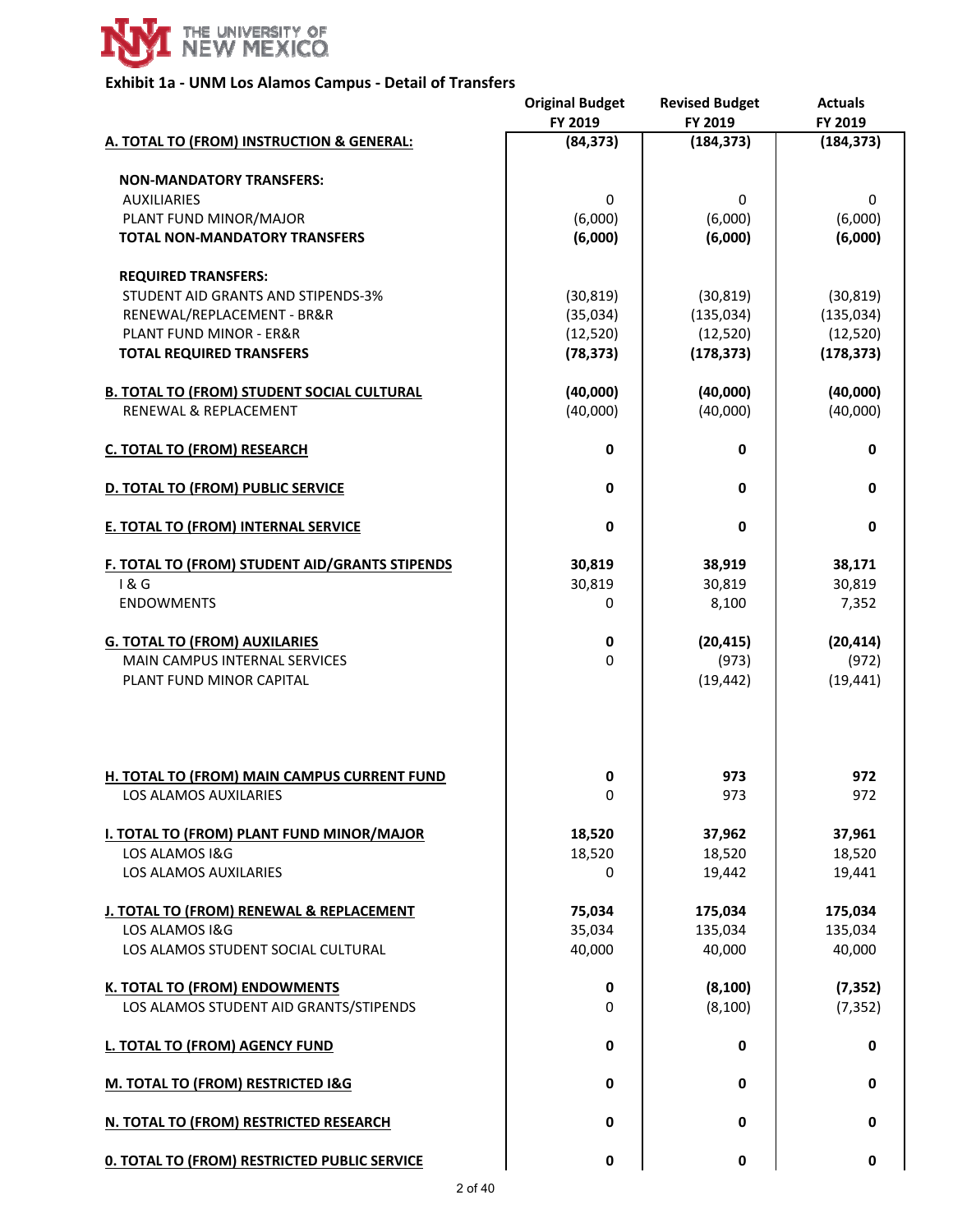THE UNIVERSITY OF NEW MEXICO

## Exhibit 1a - UNM Los Alamos Campus - Detail of Transfers

| | Original Budget FY 2019 | Revised Budget FY 2019 | Actuals FY 2019 |
|---|---|---|---|
| **A. TOTAL TO (FROM) INSTRUCTION & GENERAL:** | **(84,373)** | **(184,373)** | **(184,373)** |
| **NON-MANDATORY TRANSFERS:** | | | |
| AUXILIARIES | 0 | 0 | 0 |
| PLANT FUND MINOR/MAJOR | (6,000) | (6,000) | (6,000) |
| **TOTAL NON-MANDATORY TRANSFERS** | **(6,000)** | **(6,000)** | **(6,000)** |
| **REQUIRED TRANSFERS:** | | | |
| STUDENT AID GRANTS AND STIPENDS-3% | (30,819) | (30,819) | (30,819) |
| RENEWAL/REPLACEMENT - BR&R | (35,034) | (135,034) | (135,034) |
| PLANT FUND MINOR - ER&R | (12,520) | (12,520) | (12,520) |
| **TOTAL REQUIRED TRANSFERS** | **(78,373)** | **(178,373)** | **(178,373)** |
| **B. TOTAL TO (FROM) STUDENT SOCIAL CULTURAL** | **(40,000)** | **(40,000)** | **(40,000)** |
| RENEWAL & REPLACEMENT | (40,000) | (40,000) | (40,000) |
| **C. TOTAL TO (FROM) RESEARCH** | **0** | **0** | **0** |
| **D. TOTAL TO (FROM) PUBLIC SERVICE** | **0** | **0** | **0** |
| **E. TOTAL TO (FROM) INTERNAL SERVICE** | **0** | **0** | **0** |
| **F. TOTAL TO (FROM) STUDENT AID/GRANTS STIPENDS** | **30,819** | **38,919** | **38,171** |
| I & G | 30,819 | 30,819 | 30,819 |
| ENDOWMENTS | 0 | 8,100 | 7,352 |
| **G. TOTAL TO (FROM) AUXILARIES** | **0** | **(20,415)** | **(20,414)** |
| MAIN CAMPUS INTERNAL SERVICES | 0 | (973) | (972) |
| PLANT FUND MINOR CAPITAL | | (19,442) | (19,441) |
| **H. TOTAL TO (FROM) MAIN CAMPUS CURRENT FUND** | **0** | **973** | **972** |
| LOS ALAMOS AUXILARIES | 0 | 973 | 972 |
| **I. TOTAL TO (FROM) PLANT FUND MINOR/MAJOR** | **18,520** | **37,962** | **37,961** |
| LOS ALAMOS I&G | 18,520 | 18,520 | 18,520 |
| LOS ALAMOS AUXILARIES | 0 | 19,442 | 19,441 |
| **J. TOTAL TO (FROM) RENEWAL & REPLACEMENT** | **75,034** | **175,034** | **175,034** |
| LOS ALAMOS I&G | 35,034 | 135,034 | 135,034 |
| LOS ALAMOS STUDENT SOCIAL CULTURAL | 40,000 | 40,000 | 40,000 |
| **K. TOTAL TO (FROM) ENDOWMENTS** | **0** | **(8,100)** | **(7,352)** |
| LOS ALAMOS STUDENT AID GRANTS/STIPENDS | 0 | (8,100) | (7,352) |
| **L. TOTAL TO (FROM) AGENCY FUND** | **0** | **0** | **0** |
| **M. TOTAL TO (FROM) RESTRICTED I&G** | **0** | **0** | **0** |
| **N. TOTAL TO (FROM) RESTRICTED RESEARCH** | **0** | **0** | **0** |
| **0. TOTAL TO (FROM) RESTRICTED PUBLIC SERVICE** | **0** | **0** | **0** |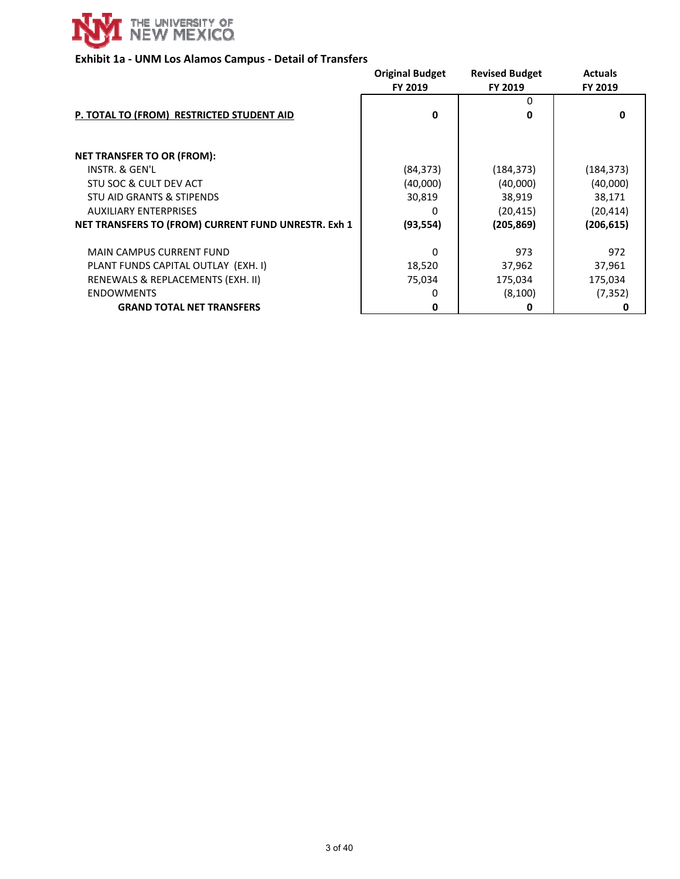THE UNIVERSITY OF NEW MEXICO

## Exhibit 1a - UNM Los Alamos Campus - Detail of Transfers

| | Original Budget FY 2019 | Revised Budget FY 2019 | Actuals FY 2019 |
|---|---|---|---|
| | | 0 | |
| **P. TOTAL TO (FROM) RESTRICTED STUDENT AID** | **0** | **0** | **0** |
| | | | |
| **NET TRANSFER TO OR (FROM):** | | | |
| INSTR. & GEN'L | (84,373) | (184,373) | (184,373) |
| STU SOC & CULT DEV ACT | (40,000) | (40,000) | (40,000) |
| STU AID GRANTS & STIPENDS | 30,819 | 38,919 | 38,171 |
| AUXILIARY ENTERPRISES | 0 | (20,415) | (20,414) |
| **NET TRANSFERS TO (FROM) CURRENT FUND UNRESTR. Exh 1** | **(93,554)** | **(205,869)** | **(206,615)** |
| | | | |
| MAIN CAMPUS CURRENT FUND | 0 | 973 | 972 |
| PLANT FUNDS CAPITAL OUTLAY (EXH. I) | 18,520 | 37,962 | 37,961 |
| RENEWALS & REPLACEMENTS (EXH. II) | 75,034 | 175,034 | 175,034 |
| ENDOWMENTS | 0 | (8,100) | (7,352) |
| **GRAND TOTAL NET TRANSFERS** | **0** | **0** | **0** |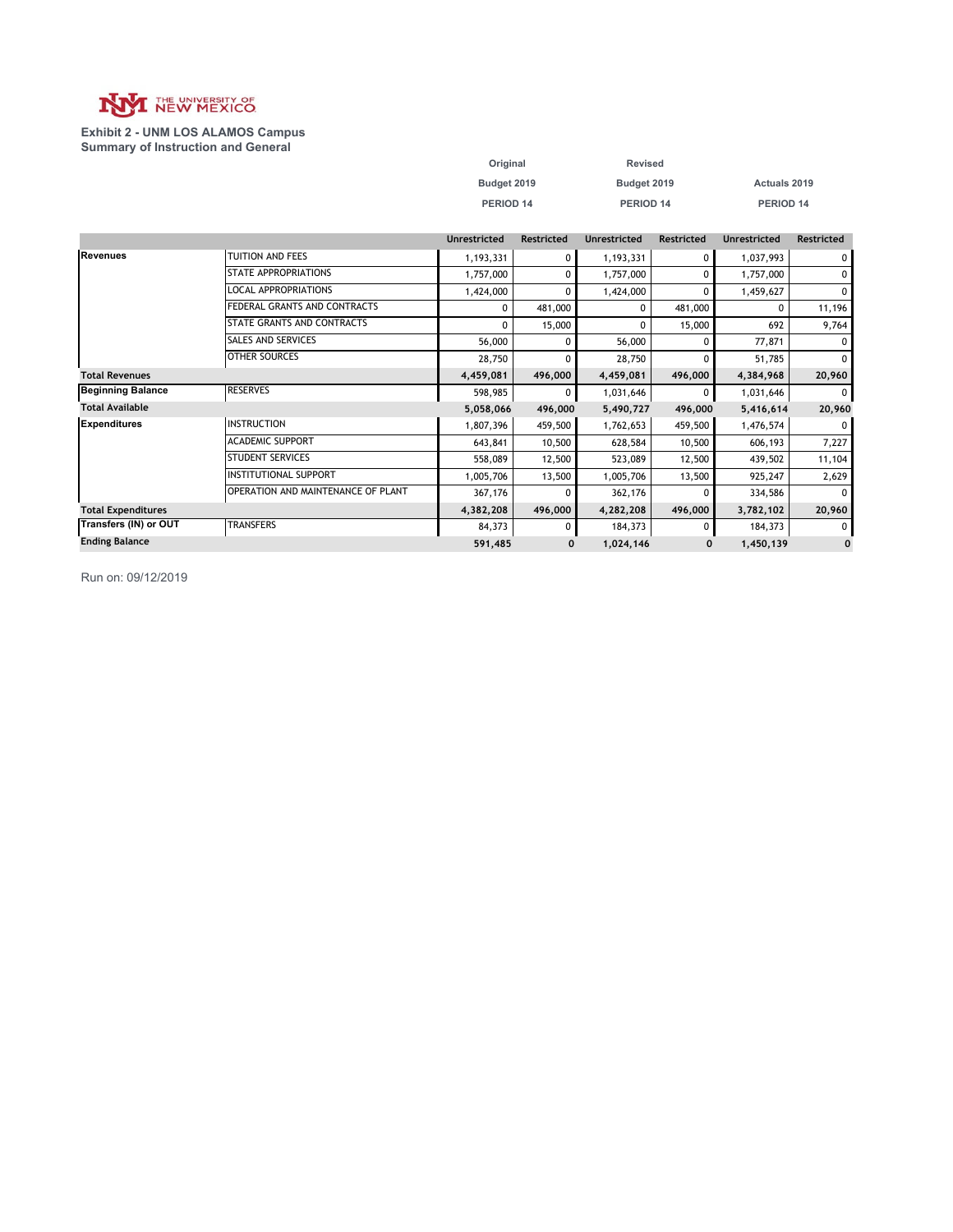THE UNIVERSITY OF NEW MEXICO

**Exhibit 2 - UNM LOS ALAMOS Campus**
**Summary of Instruction and General**

| | | Original Budget 2019 PERIOD 14 | | Revised Budget 2019 PERIOD 14 | | Actuals 2019 PERIOD 14 | |
|---|---|---|---|---|---|---|---|
| | | Unrestricted | Restricted | Unrestricted | Restricted | Unrestricted | Restricted |
| **Revenues** | TUITION AND FEES | 1,193,331 | 0 | 1,193,331 | 0 | 1,037,993 | 0 |
| | STATE APPROPRIATIONS | 1,757,000 | 0 | 1,757,000 | 0 | 1,757,000 | 0 |
| | LOCAL APPROPRIATIONS | 1,424,000 | 0 | 1,424,000 | 0 | 1,459,627 | 0 |
| | FEDERAL GRANTS AND CONTRACTS | 0 | 481,000 | 0 | 481,000 | 0 | 11,196 |
| | STATE GRANTS AND CONTRACTS | 0 | 15,000 | 0 | 15,000 | 692 | 9,764 |
| | SALES AND SERVICES | 56,000 | 0 | 56,000 | 0 | 77,871 | 0 |
| | OTHER SOURCES | 28,750 | 0 | 28,750 | 0 | 51,785 | 0 |
| **Total Revenues** | | **4,459,081** | **496,000** | **4,459,081** | **496,000** | **4,384,968** | **20,960** |
| **Beginning Balance** | RESERVES | 598,985 | 0 | 1,031,646 | 0 | 1,031,646 | 0 |
| **Total Available** | | **5,058,066** | **496,000** | **5,490,727** | **496,000** | **5,416,614** | **20,960** |
| **Expenditures** | INSTRUCTION | 1,807,396 | 459,500 | 1,762,653 | 459,500 | 1,476,574 | 0 |
| | ACADEMIC SUPPORT | 643,841 | 10,500 | 628,584 | 10,500 | 606,193 | 7,227 |
| | STUDENT SERVICES | 558,089 | 12,500 | 523,089 | 12,500 | 439,502 | 11,104 |
| | INSTITUTIONAL SUPPORT | 1,005,706 | 13,500 | 1,005,706 | 13,500 | 925,247 | 2,629 |
| | OPERATION AND MAINTENANCE OF PLANT | 367,176 | 0 | 362,176 | 0 | 334,586 | 0 |
| **Total Expenditures** | | **4,382,208** | **496,000** | **4,282,208** | **496,000** | **3,782,102** | **20,960** |
| **Transfers (IN) or OUT** | TRANSFERS | 84,373 | 0 | 184,373 | 0 | 184,373 | 0 |
| **Ending Balance** | | **591,485** | **0** | **1,024,146** | **0** | **1,450,139** | **0** |

Run on: 09/12/2019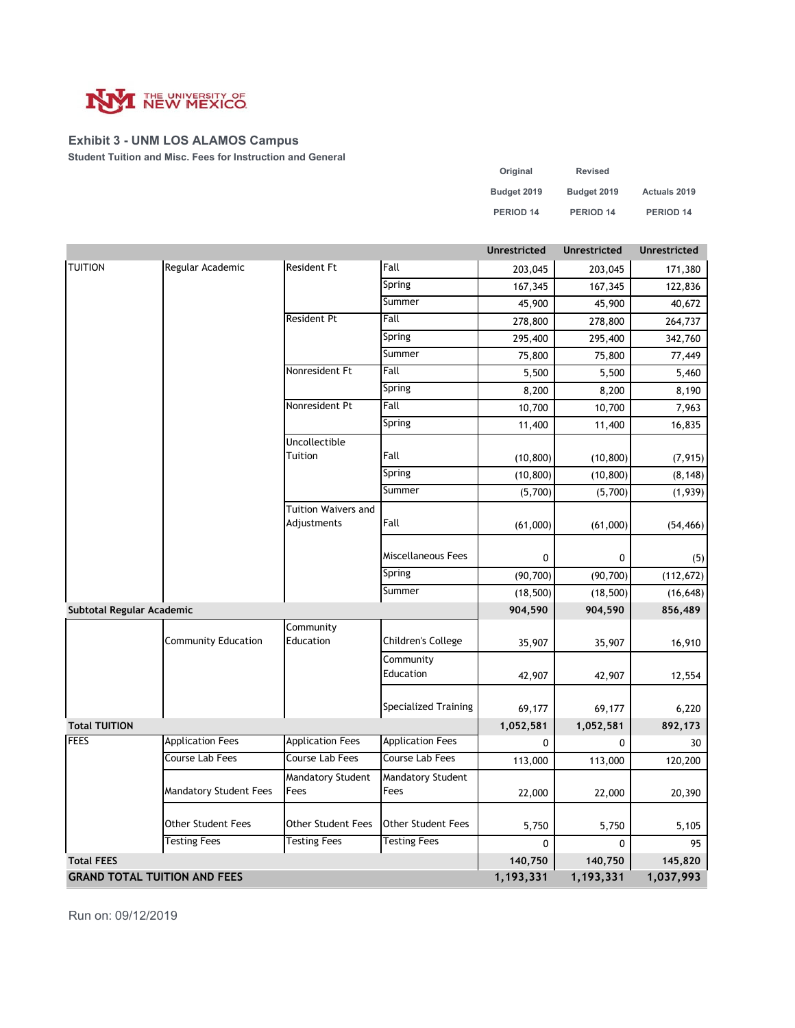THE UNIVERSITY OF NEW MEXICO

## Exhibit 3 - UNM LOS ALAMOS Campus

**Student Tuition and Misc. Fees for Instruction and General**

| | | | | Original Budget 2019 PERIOD 14 | Revised Budget 2019 PERIOD 14 | Actuals 2019 PERIOD 14 |
|---|---|---|---|---|---|---|
| | | | | Unrestricted | Unrestricted | Unrestricted |
| TUITION | Regular Academic | Resident Ft | Fall | 203,045 | 203,045 | 171,380 |
| | | | Spring | 167,345 | 167,345 | 122,836 |
| | | | Summer | 45,900 | 45,900 | 40,672 |
| | | Resident Pt | Fall | 278,800 | 278,800 | 264,737 |
| | | | Spring | 295,400 | 295,400 | 342,760 |
| | | | Summer | 75,800 | 75,800 | 77,449 |
| | | Nonresident Ft | Fall | 5,500 | 5,500 | 5,460 |
| | | | Spring | 8,200 | 8,200 | 8,190 |
| | | Nonresident Pt | Fall | 10,700 | 10,700 | 7,963 |
| | | | Spring | 11,400 | 11,400 | 16,835 |
| | | Uncollectible Tuition | Fall | (10,800) | (10,800) | (7,915) |
| | | | Spring | (10,800) | (10,800) | (8,148) |
| | | | Summer | (5,700) | (5,700) | (1,939) |
| | | Tuition Waivers and Adjustments | Fall | (61,000) | (61,000) | (54,466) |
| | | | Miscellaneous Fees | 0 | 0 | (5) |
| | | | Spring | (90,700) | (90,700) | (112,672) |
| | | | Summer | (18,500) | (18,500) | (16,648) |
| **Subtotal Regular Academic** | | | | **904,590** | **904,590** | **856,489** |
| | Community Education | Community Education | Children's College | 35,907 | 35,907 | 16,910 |
| | | | Community Education | 42,907 | 42,907 | 12,554 |
| | | | Specialized Training | 69,177 | 69,177 | 6,220 |
| **Total TUITION** | | | | **1,052,581** | **1,052,581** | **892,173** |
| FEES | Application Fees | Application Fees | Application Fees | 0 | 0 | 30 |
| | Course Lab Fees | Course Lab Fees | Course Lab Fees | 113,000 | 113,000 | 120,200 |
| | Mandatory Student Fees | Mandatory Student Fees | Mandatory Student Fees | 22,000 | 22,000 | 20,390 |
| | Other Student Fees | Other Student Fees | Other Student Fees | 5,750 | 5,750 | 5,105 |
| | Testing Fees | Testing Fees | Testing Fees | 0 | 0 | 95 |
| **Total FEES** | | | | **140,750** | **140,750** | **145,820** |
| **GRAND TOTAL TUITION AND FEES** | | | | **1,193,331** | **1,193,331** | **1,037,993** |

Run on: 09/12/2019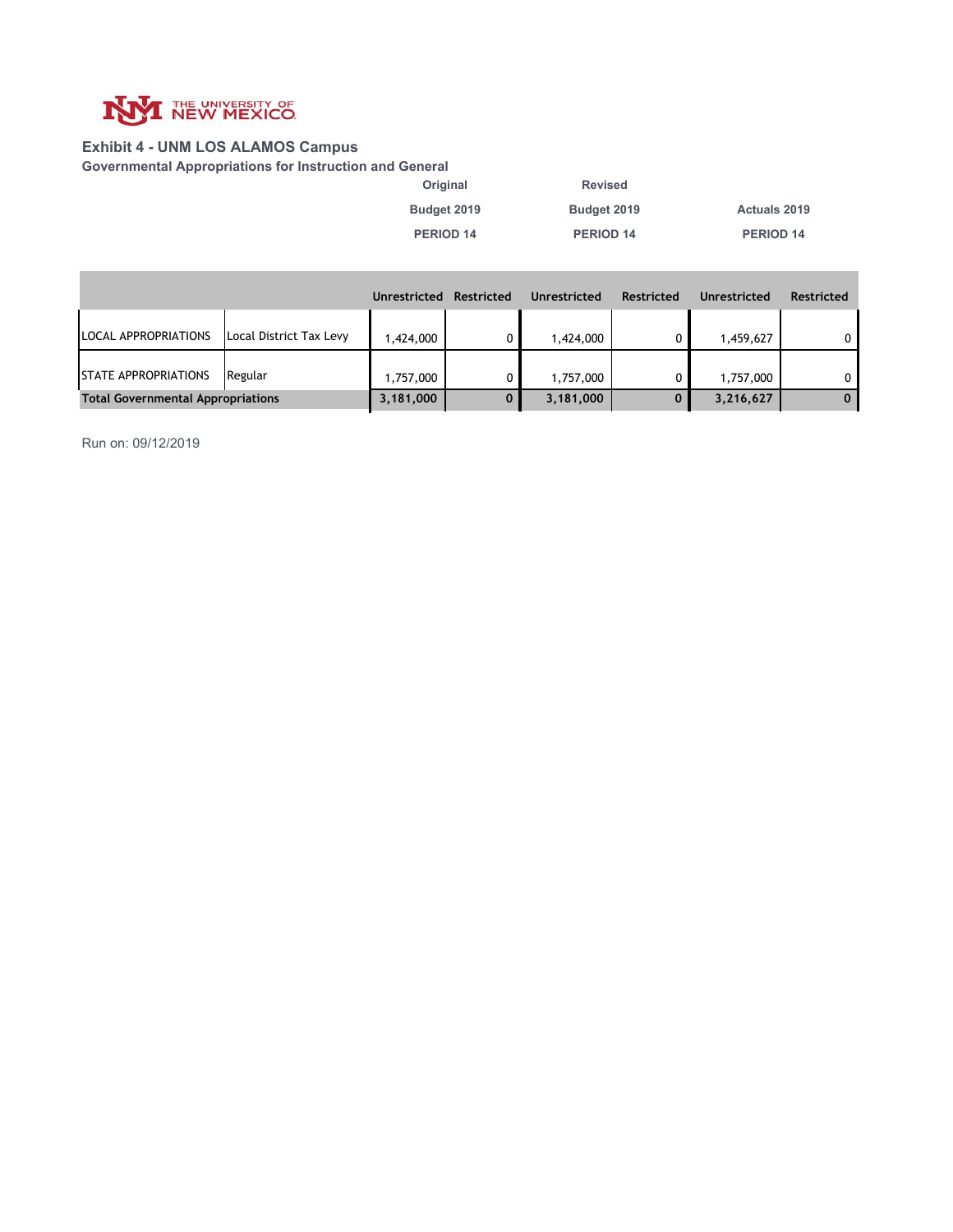THE UNIVERSITY OF NEW MEXICO

## Exhibit 4 - UNM LOS ALAMOS Campus

### Governmental Appropriations for Instruction and General

| | | Original Budget 2019 PERIOD 14 | | Revised Budget 2019 PERIOD 14 | | Actuals 2019 PERIOD 14 | |
|---|---|---|---|---|---|---|---|
| | | Unrestricted | Restricted | Unrestricted | Restricted | Unrestricted | Restricted |
| LOCAL APPROPRIATIONS | Local District Tax Levy | 1,424,000 | 0 | 1,424,000 | 0 | 1,459,627 | 0 |
| STATE APPROPRIATIONS | Regular | 1,757,000 | 0 | 1,757,000 | 0 | 1,757,000 | 0 |
| **Total Governmental Appropriations** | | **3,181,000** | **0** | **3,181,000** | **0** | **3,216,627** | **0** |

Run on: 09/12/2019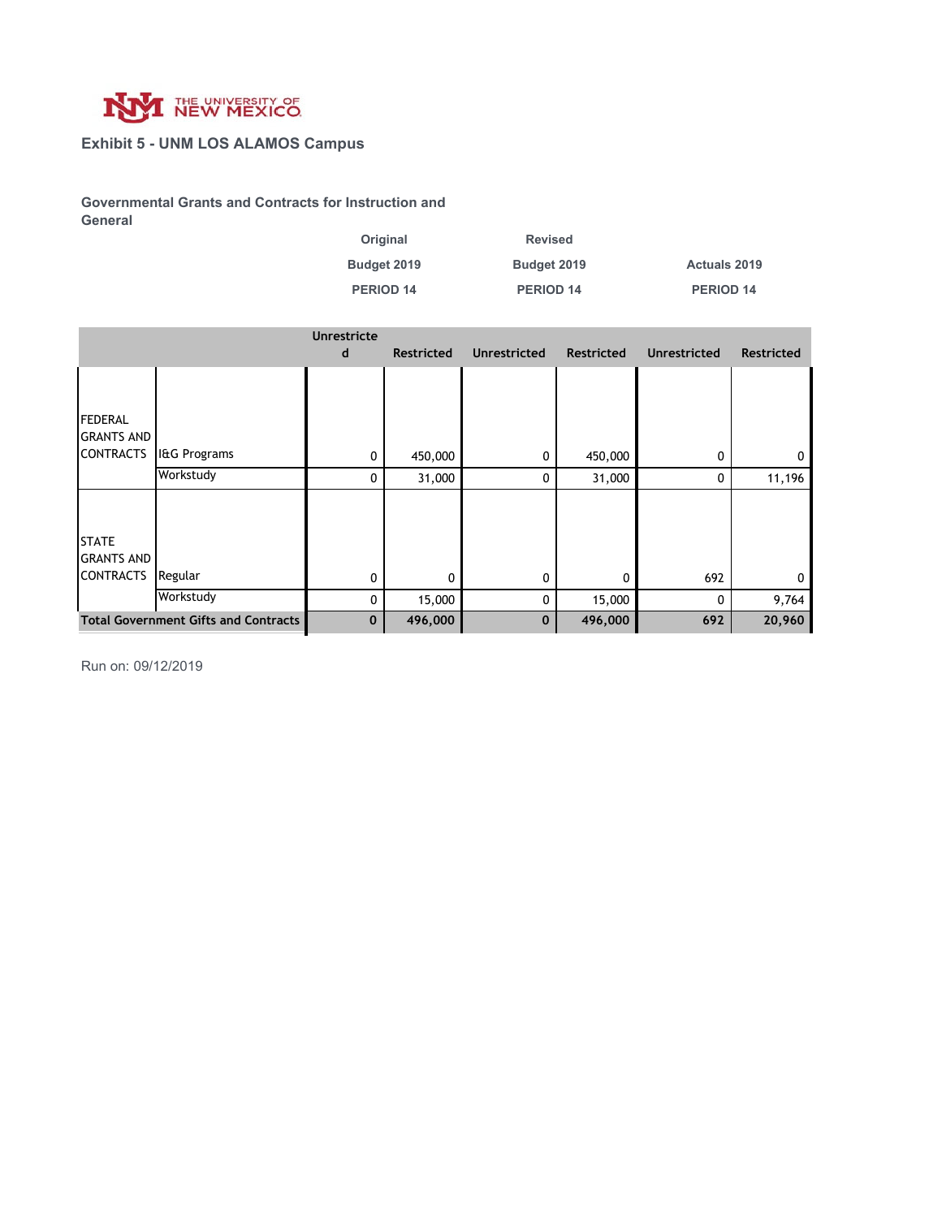THE UNIVERSITY OF NEW MEXICO

## Exhibit 5 - UNM LOS ALAMOS Campus

### Governmental Grants and Contracts for Instruction and General

| | | Original Budget 2019 PERIOD 14 | | Revised Budget 2019 PERIOD 14 | | Actuals 2019 PERIOD 14 | |
|---|---|---|---|---|---|---|---|
| | | Unrestricted | Restricted | Unrestricted | Restricted | Unrestricted | Restricted |
| FEDERAL GRANTS AND CONTRACTS | I&G Programs | 0 | 450,000 | 0 | 450,000 | 0 | 0 |
| | Workstudy | 0 | 31,000 | 0 | 31,000 | 0 | 11,196 |
| STATE GRANTS AND CONTRACTS | Regular | 0 | 0 | 0 | 0 | 692 | 0 |
| | Workstudy | 0 | 15,000 | 0 | 15,000 | 0 | 9,764 |
| **Total Government Gifts and Contracts** | | **0** | **496,000** | **0** | **496,000** | **692** | **20,960** |

Run on: 09/12/2019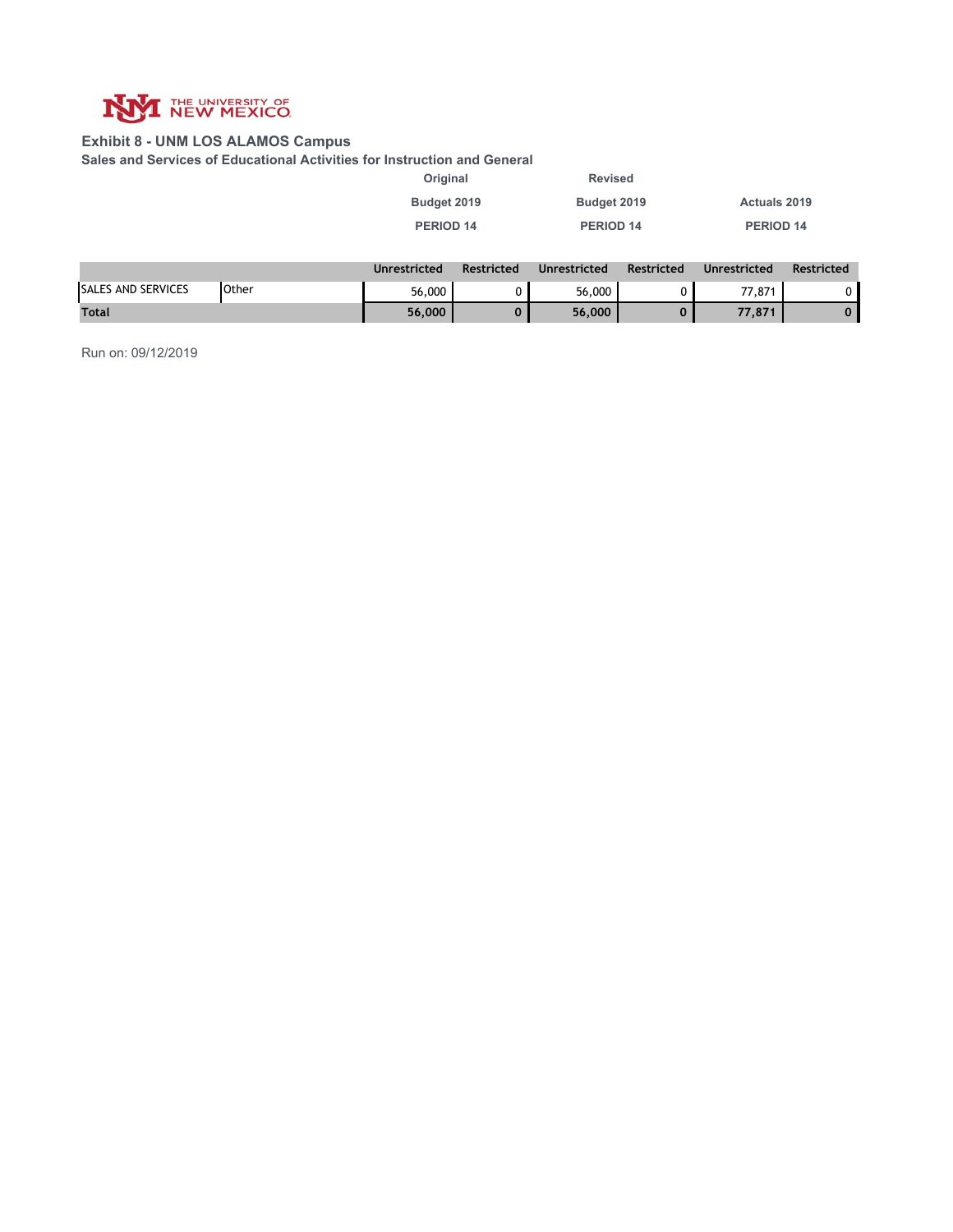THE UNIVERSITY OF NEW MEXICO

## Exhibit 8 - UNM LOS ALAMOS Campus

### Sales and Services of Educational Activities for Instruction and General

| | | Original Budget 2019 PERIOD 14 | | Revised Budget 2019 PERIOD 14 | | Actuals 2019 PERIOD 14 | |
|---|---|---|---|---|---|---|---|
| | | Unrestricted | Restricted | Unrestricted | Restricted | Unrestricted | Restricted |
| SALES AND SERVICES | Other | 56,000 | 0 | 56,000 | 0 | 77,871 | 0 |
| **Total** | | **56,000** | **0** | **56,000** | **0** | **77,871** | **0** |

Run on: 09/12/2019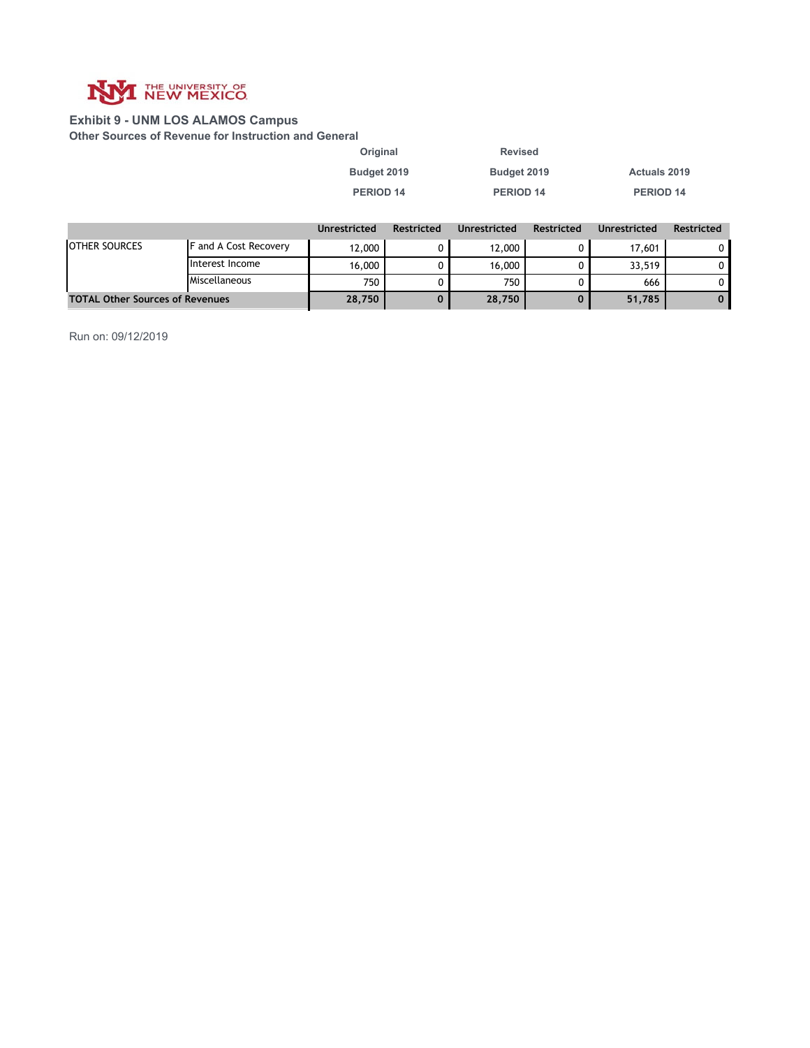THE UNIVERSITY OF NEW MEXICO

## Exhibit 9 - UNM LOS ALAMOS Campus

### Other Sources of Revenue for Instruction and General

| | | Original Budget 2019 PERIOD 14 | | Revised Budget 2019 PERIOD 14 | | Actuals 2019 PERIOD 14 | |
|---|---|---|---|---|---|---|---|
| | | Unrestricted | Restricted | Unrestricted | Restricted | Unrestricted | Restricted |
| OTHER SOURCES | F and A Cost Recovery | 12,000 | 0 | 12,000 | 0 | 17,601 | 0 |
| | Interest Income | 16,000 | 0 | 16,000 | 0 | 33,519 | 0 |
| | Miscellaneous | 750 | 0 | 750 | 0 | 666 | 0 |
| **TOTAL Other Sources of Revenues** | | **28,750** | **0** | **28,750** | **0** | **51,785** | **0** |

Run on: 09/12/2019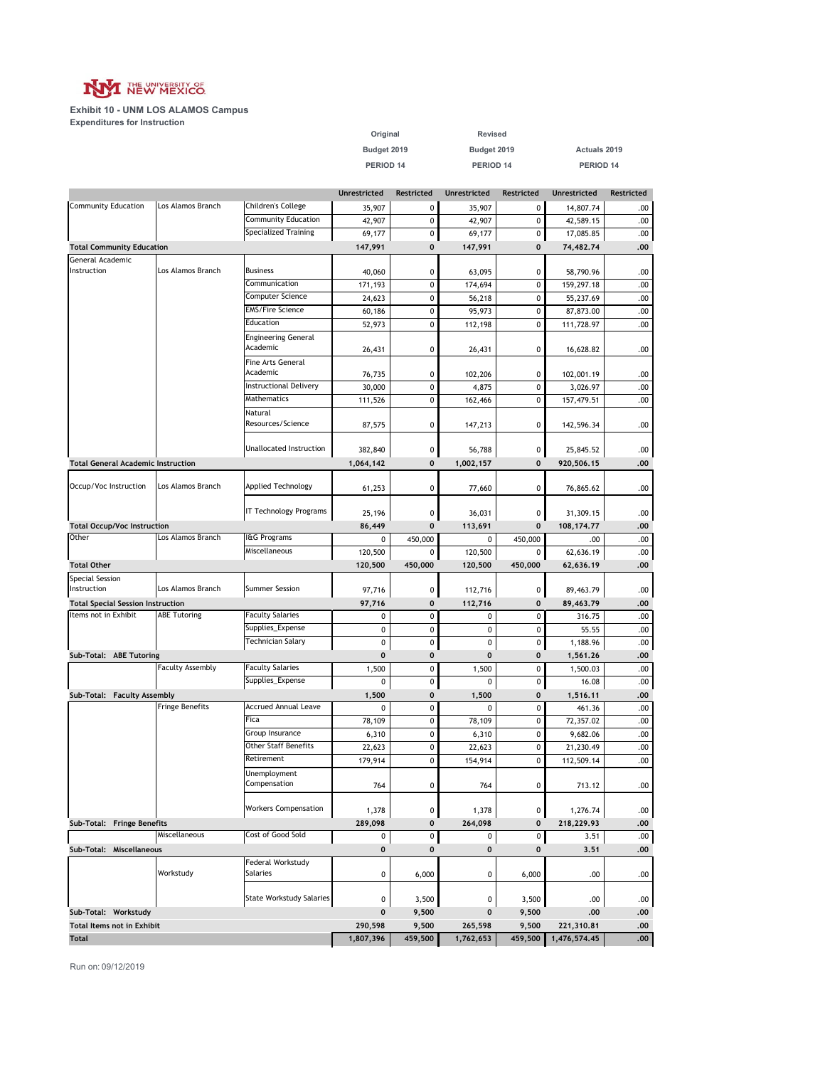THE UNIVERSITY OF NEW MEXICO

**Exhibit 10 - UNM LOS ALAMOS Campus**
**Expenditures for Instruction**

| | | | Original Budget 2019 PERIOD 14 | | Revised Budget 2019 PERIOD 14 | | Actuals 2019 PERIOD 14 | |
|---|---|---|---|---|---|---|---|---|
| | | | Unrestricted | Restricted | Unrestricted | Restricted | Unrestricted | Restricted |
| Community Education | Los Alamos Branch | Children's College | 35,907 | 0 | 35,907 | 0 | 14,807.74 | .00 |
| | | Community Education | 42,907 | 0 | 42,907 | 0 | 42,589.15 | .00 |
| | | Specialized Training | 69,177 | 0 | 69,177 | 0 | 17,085.85 | .00 |
| **Total Community Education** | | | **147,991** | **0** | **147,991** | **0** | **74,482.74** | **.00** |
| General Academic Instruction | Los Alamos Branch | Business | 40,060 | 0 | 63,095 | 0 | 58,790.96 | .00 |
| | | Communication | 171,193 | 0 | 174,694 | 0 | 159,297.18 | .00 |
| | | Computer Science | 24,623 | 0 | 56,218 | 0 | 55,237.69 | .00 |
| | | EMS/Fire Science | 60,186 | 0 | 95,973 | 0 | 87,873.00 | .00 |
| | | Education | 52,973 | 0 | 112,198 | 0 | 111,728.97 | .00 |
| | | Engineering General Academic | 26,431 | 0 | 26,431 | 0 | 16,628.82 | .00 |
| | | Fine Arts General Academic | 76,735 | 0 | 102,206 | 0 | 102,001.19 | .00 |
| | | Instructional Delivery | 30,000 | 0 | 4,875 | 0 | 3,026.97 | .00 |
| | | Mathematics | 111,526 | 0 | 162,466 | 0 | 157,479.51 | .00 |
| | | Natural Resources/Science | 87,575 | 0 | 147,213 | 0 | 142,596.34 | .00 |
| | | Unallocated Instruction | 382,840 | 0 | 56,788 | 0 | 25,845.52 | .00 |
| **Total General Academic Instruction** | | | **1,064,142** | **0** | **1,002,157** | **0** | **920,506.15** | **.00** |
| Occup/Voc Instruction | Los Alamos Branch | Applied Technology | 61,253 | 0 | 77,660 | 0 | 76,865.62 | .00 |
| | | IT Technology Programs | 25,196 | 0 | 36,031 | 0 | 31,309.15 | .00 |
| **Total Occup/Voc Instruction** | | | **86,449** | **0** | **113,691** | **0** | **108,174.77** | **.00** |
| Other | Los Alamos Branch | I&G Programs | 0 | 450,000 | 0 | 450,000 | .00 | .00 |
| | | Miscellaneous | 120,500 | 0 | 120,500 | 0 | 62,636.19 | .00 |
| **Total Other** | | | **120,500** | **450,000** | **120,500** | **450,000** | **62,636.19** | **.00** |
| Special Session Instruction | Los Alamos Branch | Summer Session | 97,716 | 0 | 112,716 | 0 | 89,463.79 | .00 |
| **Total Special Session Instruction** | | | **97,716** | **0** | **112,716** | **0** | **89,463.79** | **.00** |
| Items not in Exhibit | ABE Tutoring | Faculty Salaries | 0 | 0 | 0 | 0 | 316.75 | .00 |
| | | Supplies_Expense | 0 | 0 | 0 | 0 | 55.55 | .00 |
| | | Technician Salary | 0 | 0 | 0 | 0 | 1,188.96 | .00 |
| **Sub-Total: ABE Tutoring** | | | **0** | **0** | **0** | **0** | **1,561.26** | **.00** |
| | Faculty Assembly | Faculty Salaries | 1,500 | 0 | 1,500 | 0 | 1,500.03 | .00 |
| | | Supplies_Expense | 0 | 0 | 0 | 0 | 16.08 | .00 |
| **Sub-Total: Faculty Assembly** | | | **1,500** | **0** | **1,500** | **0** | **1,516.11** | **.00** |
| | Fringe Benefits | Accrued Annual Leave | 0 | 0 | 0 | 0 | 461.36 | .00 |
| | | Fica | 78,109 | 0 | 78,109 | 0 | 72,357.02 | .00 |
| | | Group Insurance | 6,310 | 0 | 6,310 | 0 | 9,682.06 | .00 |
| | | Other Staff Benefits | 22,623 | 0 | 22,623 | 0 | 21,230.49 | .00 |
| | | Retirement | 179,914 | 0 | 154,914 | 0 | 112,509.14 | .00 |
| | | Unemployment Compensation | 764 | 0 | 764 | 0 | 713.12 | .00 |
| | | Workers Compensation | 1,378 | 0 | 1,378 | 0 | 1,276.74 | .00 |
| **Sub-Total: Fringe Benefits** | | | **289,098** | **0** | **264,098** | **0** | **218,229.93** | **.00** |
| | Miscellaneous | Cost of Good Sold | 0 | 0 | 0 | 0 | 3.51 | .00 |
| **Sub-Total: Miscellaneous** | | | **0** | **0** | **0** | **0** | **3.51** | **.00** |
| | Workstudy | Federal Workstudy Salaries | 0 | 6,000 | 0 | 6,000 | .00 | .00 |
| | | State Workstudy Salaries | 0 | 3,500 | 0 | 3,500 | .00 | .00 |
| **Sub-Total: Workstudy** | | | **0** | **9,500** | **0** | **9,500** | **.00** | **.00** |
| **Total Items not in Exhibit** | | | **290,598** | **9,500** | **265,598** | **9,500** | **221,310.81** | **.00** |
| **Total** | | | **1,807,396** | **459,500** | **1,762,653** | **459,500** | **1,476,574.45** | **.00** |

Run on: 09/12/2019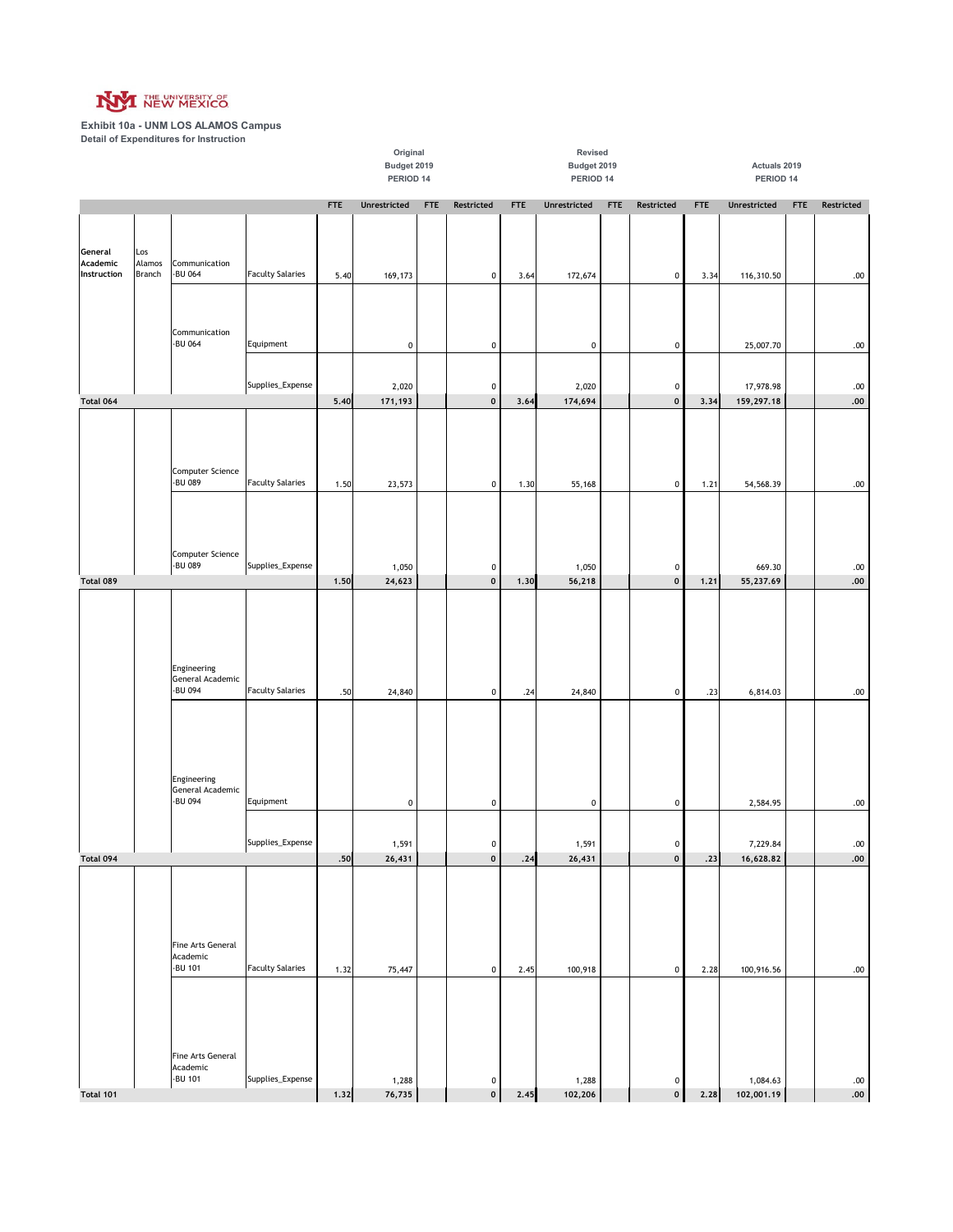THE UNIVERSITY OF NEW MEXICO

**Exhibit 10a - UNM LOS ALAMOS Campus**
**Detail of Expenditures for Instruction**

| | | | | Original Budget 2019 PERIOD 14 | | | | Revised Budget 2019 PERIOD 14 | | | | Actuals 2019 PERIOD 14 | | | |
|---|---|---|---|---|---|---|---|---|---|---|---|---|---|---|---|
| | | | | FTE | Unrestricted | FTE | Restricted | FTE | Unrestricted | FTE | Restricted | FTE | Unrestricted | FTE | Restricted |
| General Academic Instruction | Los Alamos Branch | Communication -BU 064 | Faculty Salaries | 5.40 | 169,173 | | 0 | 3.64 | 172,674 | | 0 | 3.34 | 116,310.50 | | .00 |
| | | Communication -BU 064 | Equipment | | 0 | | 0 | | 0 | | 0 | | 25,007.70 | | .00 |
| | | | Supplies_Expense | | 2,020 | | 0 | | 2,020 | | 0 | | 17,978.98 | | .00 |
| Total 064 | | | | 5.40 | 171,193 | | 0 | 3.64 | 174,694 | | 0 | 3.34 | 159,297.18 | | .00 |
| | | Computer Science -BU 089 | Faculty Salaries | 1.50 | 23,573 | | 0 | 1.30 | 55,168 | | 0 | 1.21 | 54,568.39 | | .00 |
| | | Computer Science -BU 089 | Supplies_Expense | | 1,050 | | 0 | | 1,050 | | 0 | | 669.30 | | .00 |
| Total 089 | | | | 1.50 | 24,623 | | 0 | 1.30 | 56,218 | | 0 | 1.21 | 55,237.69 | | .00 |
| | | Engineering General Academic -BU 094 | Faculty Salaries | .50 | 24,840 | | 0 | .24 | 24,840 | | 0 | .23 | 6,814.03 | | .00 |
| | | Engineering General Academic -BU 094 | Equipment | | 0 | | 0 | | 0 | | 0 | | 2,584.95 | | .00 |
| | | | Supplies_Expense | | 1,591 | | 0 | | 1,591 | | 0 | | 7,229.84 | | .00 |
| Total 094 | | | | .50 | 26,431 | | 0 | .24 | 26,431 | | 0 | .23 | 16,628.82 | | .00 |
| | | Fine Arts General Academic -BU 101 | Faculty Salaries | 1.32 | 75,447 | | 0 | 2.45 | 100,918 | | 0 | 2.28 | 100,916.56 | | .00 |
| | | Fine Arts General Academic -BU 101 | Supplies_Expense | | 1,288 | | 0 | | 1,288 | | 0 | | 1,084.63 | | .00 |
| Total 101 | | | | 1.32 | 76,735 | | 0 | 2.45 | 102,206 | | 0 | 2.28 | 102,001.19 | | .00 |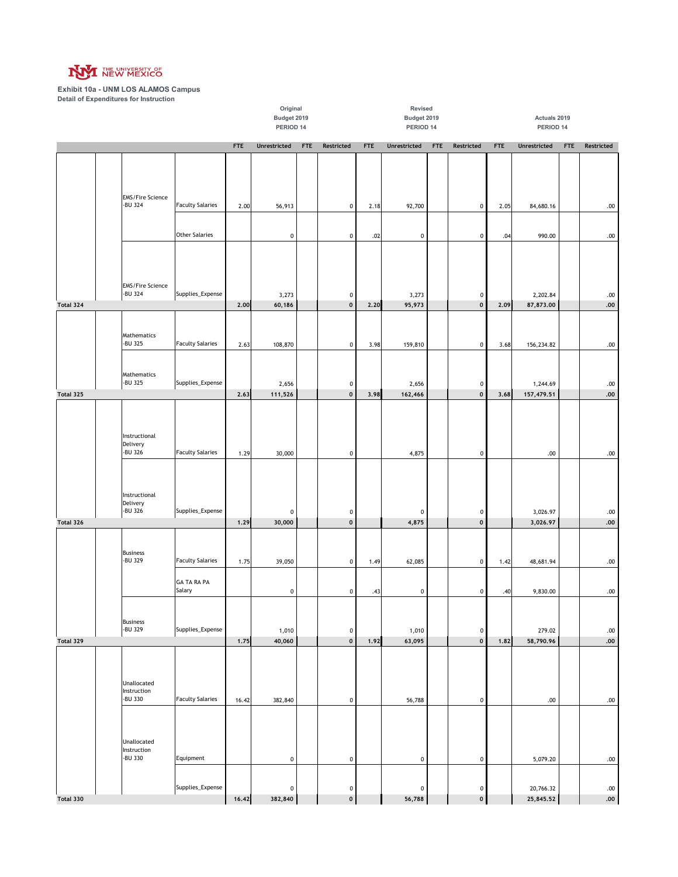Exhibit 10a - UNM LOS ALAMOS Campus

Detail of Expenditures for Instruction

| | | | | Original Budget 2019 PERIOD 14 | | | | Revised Budget 2019 PERIOD 14 | | | | Actuals 2019 PERIOD 14 | | | |
|---|---|---|---|---|---|---|---|---|---|---|---|---|---|---|---|
| | | | | FTE | Unrestricted | FTE | Restricted | FTE | Unrestricted | FTE | Restricted | FTE | Unrestricted | FTE | Restricted |
| | | EMS/Fire Science -BU 324 | Faculty Salaries | 2.00 | 56,913 | | 0 | 2.18 | 92,700 | | 0 | 2.05 | 84,680.16 | | .00 |
| | | | Other Salaries | | 0 | | 0 | .02 | 0 | | 0 | .04 | 990.00 | | .00 |
| | | EMS/Fire Science -BU 324 | Supplies_Expense | | 3,273 | | 0 | | 3,273 | | 0 | | 2,202.84 | | .00 |
| Total 324 | | | | 2.00 | 60,186 | | 0 | 2.20 | 95,973 | | 0 | 2.09 | 87,873.00 | | .00 |
| | | Mathematics -BU 325 | Faculty Salaries | 2.63 | 108,870 | | 0 | 3.98 | 159,810 | | 0 | 3.68 | 156,234.82 | | .00 |
| | | Mathematics -BU 325 | Supplies_Expense | | 2,656 | | 0 | | 2,656 | | 0 | | 1,244.69 | | .00 |
| Total 325 | | | | 2.63 | 111,526 | | 0 | 3.98 | 162,466 | | 0 | 3.68 | 157,479.51 | | .00 |
| | | Instructional Delivery -BU 326 | Faculty Salaries | 1.29 | 30,000 | | 0 | | 4,875 | | 0 | | .00 | | .00 |
| | | Instructional Delivery -BU 326 | Supplies_Expense | | 0 | | 0 | | 0 | | 0 | | 3,026.97 | | .00 |
| Total 326 | | | | 1.29 | 30,000 | | 0 | | 4,875 | | 0 | | 3,026.97 | | .00 |
| | | Business -BU 329 | Faculty Salaries | 1.75 | 39,050 | | 0 | 1.49 | 62,085 | | 0 | 1.42 | 48,681.94 | | .00 |
| | | | GA TA RA PA Salary | | 0 | | 0 | .43 | 0 | | 0 | .40 | 9,830.00 | | .00 |
| | | Business -BU 329 | Supplies_Expense | | 1,010 | | 0 | | 1,010 | | 0 | | 279.02 | | .00 |
| Total 329 | | | | 1.75 | 40,060 | | 0 | 1.92 | 63,095 | | 0 | 1.82 | 58,790.96 | | .00 |
| | | Unallocated Instruction -BU 330 | Faculty Salaries | 16.42 | 382,840 | | 0 | | 56,788 | | 0 | | .00 | | .00 |
| | | Unallocated Instruction -BU 330 | Equipment | | 0 | | 0 | | 0 | | 0 | | 5,079.20 | | .00 |
| | | | Supplies_Expense | | 0 | | 0 | | 0 | | 0 | | 20,766.32 | | .00 |
| Total 330 | | | | 16.42 | 382,840 | | 0 | | 56,788 | | 0 | | 25,845.52 | | .00 |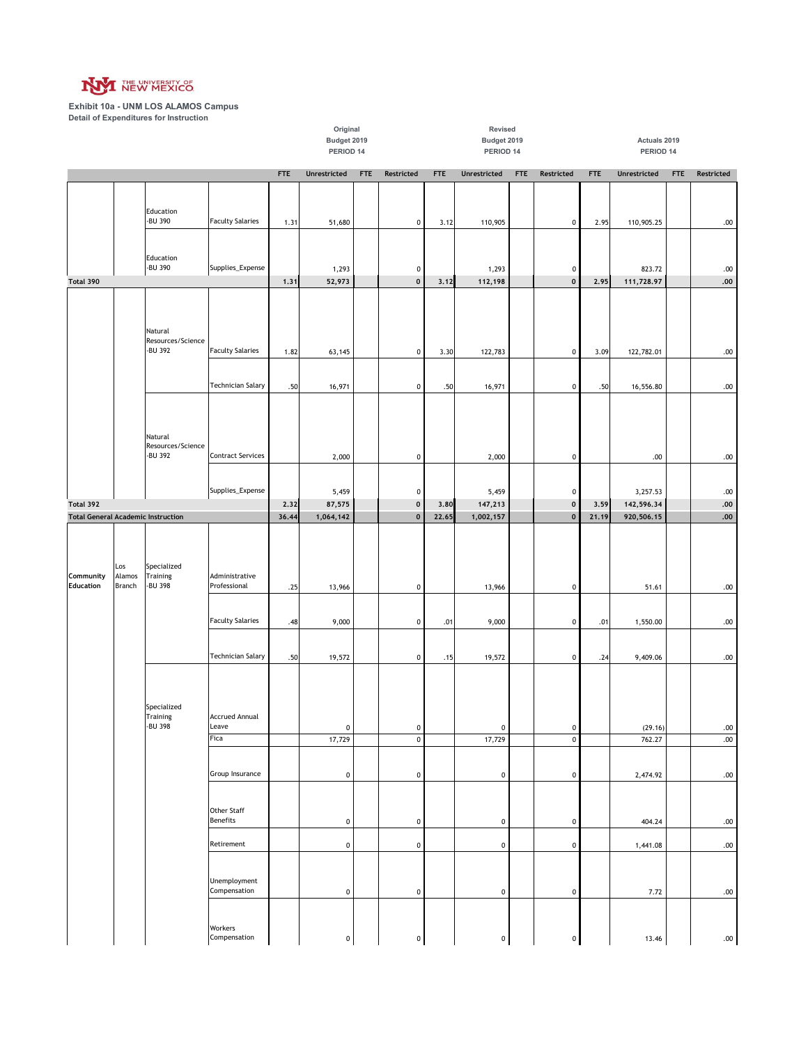THE UNIVERSITY OF NEW MEXICO

**Exhibit 10a - UNM LOS ALAMOS Campus**
**Detail of Expenditures for Instruction**

| | | | | Original Budget 2019 PERIOD 14 | | | | Revised Budget 2019 PERIOD 14 | | | | Actuals 2019 PERIOD 14 | | | |
|---|---|---|---|---|---|---|---|---|---|---|---|---|---|---|---|
| | | | | FTE | Unrestricted | FTE | Restricted | FTE | Unrestricted | FTE | Restricted | FTE | Unrestricted | FTE | Restricted |
| | | Education -BU 390 | Faculty Salaries | 1.31 | 51,680 | | 0 | 3.12 | 110,905 | | 0 | 2.95 | 110,905.25 | | .00 |
| | | Education -BU 390 | Supplies_Expense | | 1,293 | | 0 | | 1,293 | | 0 | | 823.72 | | .00 |
| **Total 390** | | | | **1.31** | **52,973** | | **0** | **3.12** | **112,198** | | **0** | **2.95** | **111,728.97** | | **.00** |
| | | Natural Resources/Science -BU 392 | Faculty Salaries | 1.82 | 63,145 | | 0 | 3.30 | 122,783 | | 0 | 3.09 | 122,782.01 | | .00 |
| | | | Technician Salary | .50 | 16,971 | | 0 | .50 | 16,971 | | 0 | .50 | 16,556.80 | | .00 |
| | | Natural Resources/Science -BU 392 | Contract Services | | 2,000 | | 0 | | 2,000 | | 0 | | .00 | | .00 |
| | | | Supplies_Expense | | 5,459 | | 0 | | 5,459 | | 0 | | 3,257.53 | | .00 |
| **Total 392** | | | | **2.32** | **87,575** | | **0** | **3.80** | **147,213** | | **0** | **3.59** | **142,596.34** | | **.00** |
| **Total General Academic Instruction** | | | | **36.44** | **1,064,142** | | **0** | **22.65** | **1,002,157** | | **0** | **21.19** | **920,506.15** | | **.00** |
| Community Education | Los Alamos Branch | Specialized Training -BU 398 | Administrative Professional | .25 | 13,966 | | 0 | | 13,966 | | 0 | | 51.61 | | .00 |
| | | | Faculty Salaries | .48 | 9,000 | | 0 | .01 | 9,000 | | 0 | .01 | 1,550.00 | | .00 |
| | | | Technician Salary | .50 | 19,572 | | 0 | .15 | 19,572 | | 0 | .24 | 9,409.06 | | .00 |
| | | Specialized Training -BU 398 | Accrued Annual Leave | | 0 | | 0 | | 0 | | 0 | | (29.16) | | .00 |
| | | | Fica | | 17,729 | | 0 | | 17,729 | | 0 | | 762.27 | | .00 |
| | | | Group Insurance | | 0 | | 0 | | 0 | | 0 | | 2,474.92 | | .00 |
| | | | Other Staff Benefits | | 0 | | 0 | | 0 | | 0 | | 404.24 | | .00 |
| | | | Retirement | | 0 | | 0 | | 0 | | 0 | | 1,441.08 | | .00 |
| | | | Unemployment Compensation | | 0 | | 0 | | 0 | | 0 | | 7.72 | | .00 |
| | | | Workers Compensation | | 0 | | 0 | | 0 | | 0 | | 13.46 | | .00 |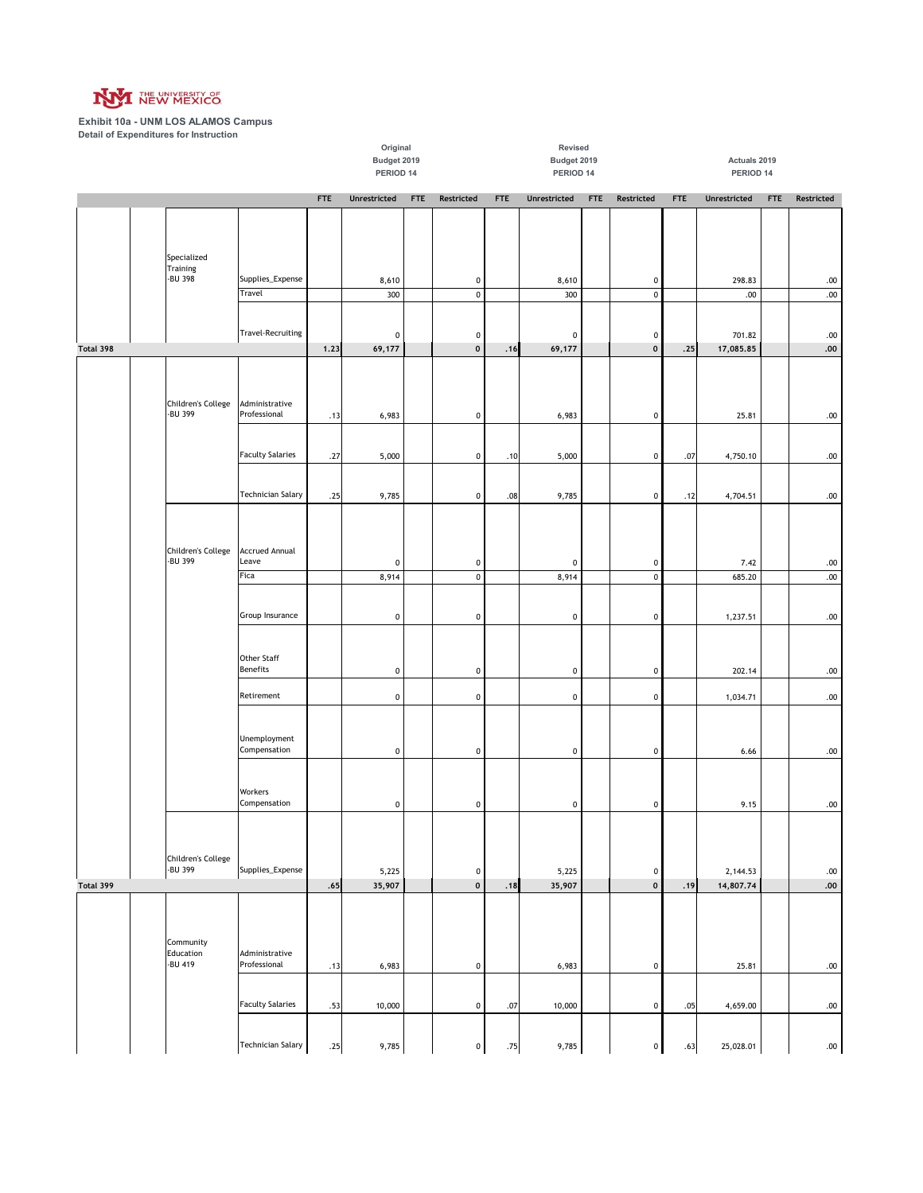THE UNIVERSITY OF NEW MEXICO

**Exhibit 10a - UNM LOS ALAMOS Campus**
**Detail of Expenditures for Instruction**

| | | | Original Budget 2019 PERIOD 14 | | | | Revised Budget 2019 PERIOD 14 | | | | Actuals 2019 PERIOD 14 | | | |
|---|---|---|---|---|---|---|---|---|---|---|---|---|---|---|
| | | | FTE | Unrestricted | FTE | Restricted | FTE | Unrestricted | FTE | Restricted | FTE | Unrestricted | FTE | Restricted |
| | Specialized Training -BU 398 | Supplies_Expense | | 8,610 | | 0 | | 8,610 | | 0 | | 298.83 | | .00 |
| | | Travel | | 300 | | 0 | | 300 | | 0 | | .00 | | .00 |
| | | Travel-Recruiting | | 0 | | 0 | | 0 | | 0 | | 701.82 | | .00 |
| **Total 398** | | | **1.23** | **69,177** | | **0** | **.16** | **69,177** | | **0** | **.25** | **17,085.85** | | **.00** |
| | Children's College -BU 399 | Administrative Professional | .13 | 6,983 | | 0 | | 6,983 | | 0 | | 25.81 | | .00 |
| | | Faculty Salaries | .27 | 5,000 | | 0 | .10 | 5,000 | | 0 | .07 | 4,750.10 | | .00 |
| | | Technician Salary | .25 | 9,785 | | 0 | .08 | 9,785 | | 0 | .12 | 4,704.51 | | .00 |
| | Children's College -BU 399 | Accrued Annual Leave | | 0 | | 0 | | 0 | | 0 | | 7.42 | | .00 |
| | | Fica | | 8,914 | | 0 | | 8,914 | | 0 | | 685.20 | | .00 |
| | | Group Insurance | | 0 | | 0 | | 0 | | 0 | | 1,237.51 | | .00 |
| | | Other Staff Benefits | | 0 | | 0 | | 0 | | 0 | | 202.14 | | .00 |
| | | Retirement | | 0 | | 0 | | 0 | | 0 | | 1,034.71 | | .00 |
| | | Unemployment Compensation | | 0 | | 0 | | 0 | | 0 | | 6.66 | | .00 |
| | | Workers Compensation | | 0 | | 0 | | 0 | | 0 | | 9.15 | | .00 |
| | Children's College -BU 399 | Supplies_Expense | | 5,225 | | 0 | | 5,225 | | 0 | | 2,144.53 | | .00 |
| **Total 399** | | | **.65** | **35,907** | | **0** | **.18** | **35,907** | | **0** | **.19** | **14,807.74** | | **.00** |
| | Community Education -BU 419 | Administrative Professional | .13 | 6,983 | | 0 | | 6,983 | | 0 | | 25.81 | | .00 |
| | | Faculty Salaries | .53 | 10,000 | | 0 | .07 | 10,000 | | 0 | .05 | 4,659.00 | | .00 |
| | | Technician Salary | .25 | 9,785 | | 0 | .75 | 9,785 | | 0 | .63 | 25,028.01 | | .00 |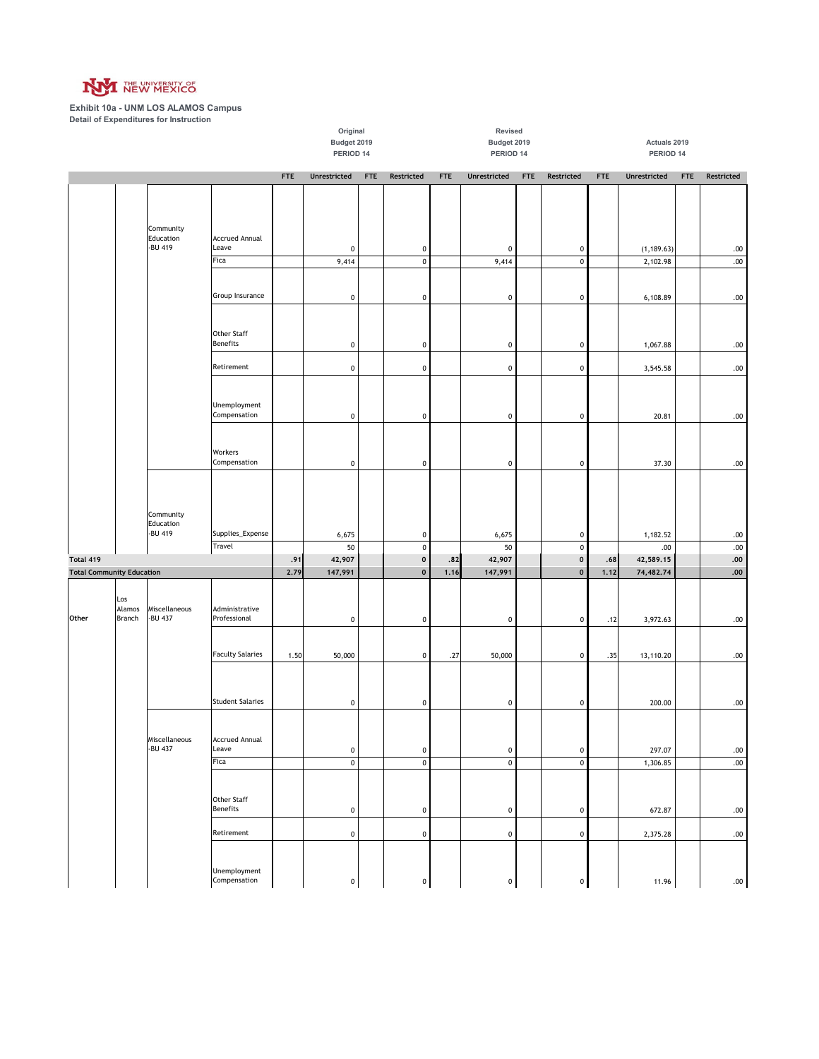**Exhibit 10a - UNM LOS ALAMOS Campus**
**Detail of Expenditures for Instruction**

| | | | | Original Budget 2019 PERIOD 14 | | | | Revised Budget 2019 PERIOD 14 | | | | Actuals 2019 PERIOD 14 | | | |
|---|---|---|---|---|---|---|---|---|---|---|---|---|---|---|---|
| | | | | FTE | Unrestricted | FTE | Restricted | FTE | Unrestricted | FTE | Restricted | FTE | Unrestricted | FTE | Restricted |
| | | Community Education -BU 419 | Accrued Annual Leave | | 0 | | 0 | | 0 | | 0 | | (1,189.63) | | .00 |
| | | | Fica | | 9,414 | | 0 | | 9,414 | | 0 | | 2,102.98 | | .00 |
| | | | Group Insurance | | 0 | | 0 | | 0 | | 0 | | 6,108.89 | | .00 |
| | | | Other Staff Benefits | | 0 | | 0 | | 0 | | 0 | | 1,067.88 | | .00 |
| | | | Retirement | | 0 | | 0 | | 0 | | 0 | | 3,545.58 | | .00 |
| | | | Unemployment Compensation | | 0 | | 0 | | 0 | | 0 | | 20.81 | | .00 |
| | | | Workers Compensation | | 0 | | 0 | | 0 | | 0 | | 37.30 | | .00 |
| | | Community Education -BU 419 | Supplies_Expense | | 6,675 | | 0 | | 6,675 | | 0 | | 1,182.52 | | .00 |
| | | | Travel | | 50 | | 0 | | 50 | | 0 | | .00 | | .00 |
| **Total 419** | | | | .91 | 42,907 | | 0 | .82 | 42,907 | | 0 | .68 | 42,589.15 | | .00 |
| **Total Community Education** | | | | 2.79 | 147,991 | | 0 | 1.16 | 147,991 | | 0 | 1.12 | 74,482.74 | | .00 |
| Other | Los Alamos Branch | Miscellaneous -BU 437 | Administrative Professional | | 0 | | 0 | | 0 | | 0 | .12 | 3,972.63 | | .00 |
| | | | Faculty Salaries | 1.50 | 50,000 | | 0 | .27 | 50,000 | | 0 | .35 | 13,110.20 | | .00 |
| | | | Student Salaries | | 0 | | 0 | | 0 | | 0 | | 200.00 | | .00 |
| | | Miscellaneous -BU 437 | Accrued Annual Leave | | 0 | | 0 | | 0 | | 0 | | 297.07 | | .00 |
| | | | Fica | | 0 | | 0 | | 0 | | 0 | | 1,306.85 | | .00 |
| | | | Other Staff Benefits | | 0 | | 0 | | 0 | | 0 | | 672.87 | | .00 |
| | | | Retirement | | 0 | | 0 | | 0 | | 0 | | 2,375.28 | | .00 |
| | | | Unemployment Compensation | | 0 | | 0 | | 0 | | 0 | | 11.96 | | .00 |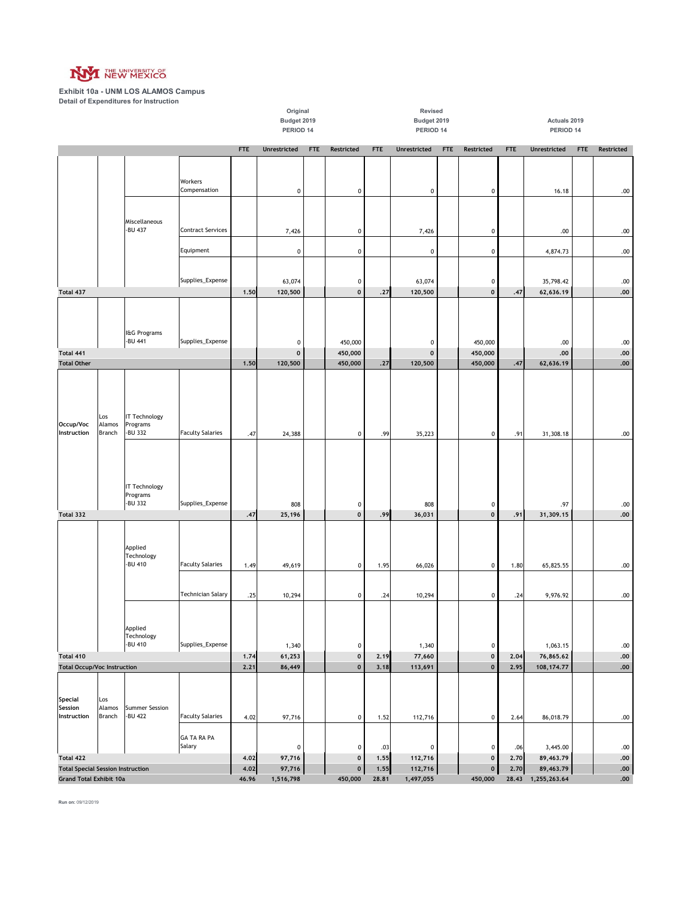THE UNIVERSITY OF NEW MEXICO

**Exhibit 10a - UNM LOS ALAMOS Campus**
**Detail of Expenditures for Instruction**

| | | | | Original Budget 2019 PERIOD 14 | | | | Revised Budget 2019 PERIOD 14 | | | | Actuals 2019 PERIOD 14 | | | |
|---|---|---|---|---|---|---|---|---|---|---|---|---|---|---|---|
| | | | | FTE | Unrestricted | FTE | Restricted | FTE | Unrestricted | FTE | Restricted | FTE | Unrestricted | FTE | Restricted |
| | | | Workers Compensation | | 0 | | 0 | | 0 | | 0 | | 16.18 | | .00 |
| | | Miscellaneous -BU 437 | Contract Services | | 7,426 | | 0 | | 7,426 | | 0 | | .00 | | .00 |
| | | | Equipment | | 0 | | 0 | | 0 | | 0 | | 4,874.73 | | .00 |
| | | | Supplies_Expense | | 63,074 | | 0 | | 63,074 | | 0 | | 35,798.42 | | .00 |
| **Total 437** | | | | **1.50** | **120,500** | | **0** | **.27** | **120,500** | | **0** | **.47** | **62,636.19** | | **.00** |
| | | I&G Programs -BU 441 | Supplies_Expense | | 0 | | 450,000 | | 0 | | 450,000 | | .00 | | .00 |
| **Total 441** | | | | | **0** | | **450,000** | | **0** | | **450,000** | | **.00** | | **.00** |
| **Total Other** | | | | **1.50** | **120,500** | | **450,000** | **.27** | **120,500** | | **450,000** | **.47** | **62,636.19** | | **.00** |
| Occup/Voc Instruction | Los Alamos Branch | IT Technology Programs -BU 332 | Faculty Salaries | .47 | 24,388 | | 0 | .99 | 35,223 | | 0 | .91 | 31,308.18 | | .00 |
| | | IT Technology Programs -BU 332 | Supplies_Expense | | 808 | | 0 | | 808 | | 0 | | .97 | | .00 |
| **Total 332** | | | | **.47** | **25,196** | | **0** | **.99** | **36,031** | | **0** | **.91** | **31,309.15** | | **.00** |
| | | Applied Technology -BU 410 | Faculty Salaries | 1.49 | 49,619 | | 0 | 1.95 | 66,026 | | 0 | 1.80 | 65,825.55 | | .00 |
| | | | Technician Salary | .25 | 10,294 | | 0 | .24 | 10,294 | | 0 | .24 | 9,976.92 | | .00 |
| | | Applied Technology -BU 410 | Supplies_Expense | | 1,340 | | 0 | | 1,340 | | 0 | | 1,063.15 | | .00 |
| **Total 410** | | | | **1.74** | **61,253** | | **0** | **2.19** | **77,660** | | **0** | **2.04** | **76,865.62** | | **.00** |
| **Total Occup/Voc Instruction** | | | | **2.21** | **86,449** | | **0** | **3.18** | **113,691** | | **0** | **2.95** | **108,174.77** | | **.00** |
| Special Session Instruction | Los Alamos Branch | Summer Session -BU 422 | Faculty Salaries | 4.02 | 97,716 | | 0 | 1.52 | 112,716 | | 0 | 2.64 | 86,018.79 | | .00 |
| | | | GA TA RA PA Salary | | 0 | | 0 | .03 | 0 | | 0 | .06 | 3,445.00 | | .00 |
| **Total 422** | | | | **4.02** | **97,716** | | **0** | **1.55** | **112,716** | | **0** | **2.70** | **89,463.79** | | **.00** |
| **Total Special Session Instruction** | | | | **4.02** | **97,716** | | **0** | **1.55** | **112,716** | | **0** | **2.70** | **89,463.79** | | **.00** |
| **Grand Total Exhibit 10a** | | | | **46.96** | **1,516,798** | | **450,000** | **28.81** | **1,497,055** | | **450,000** | **28.43** | **1,255,263.64** | | **.00** |

**Run on:** 09/12/2019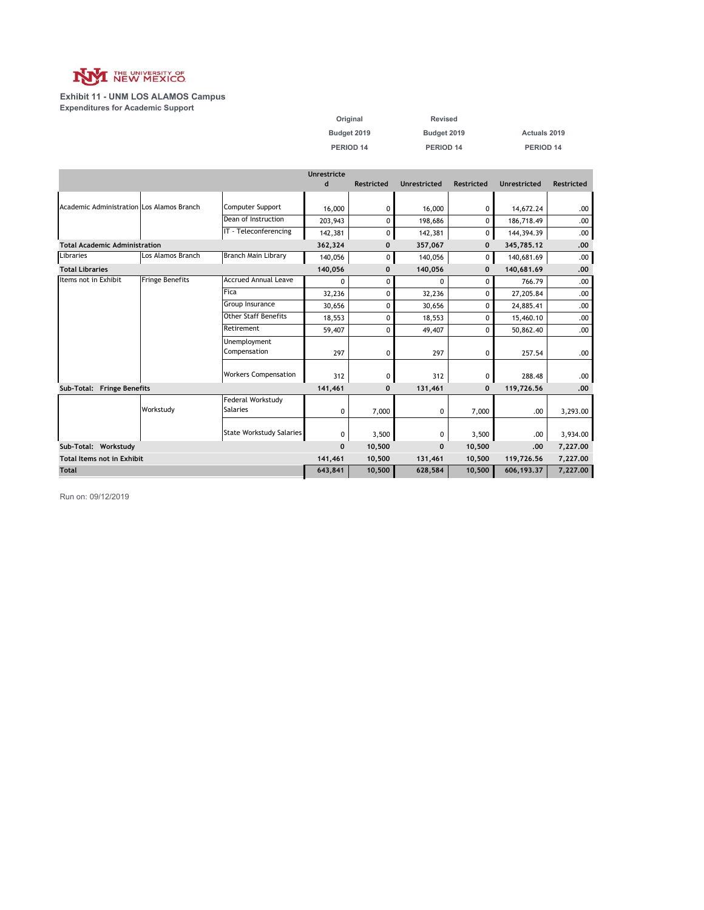THE UNIVERSITY OF NEW MEXICO

**Exhibit 11 - UNM LOS ALAMOS Campus**
**Expenditures for Academic Support**

| | | | Original Budget 2019 PERIOD 14 | | Revised Budget 2019 PERIOD 14 | | Actuals 2019 PERIOD 14 | |
|---|---|---|---|---|---|---|---|---|
| | | | Unrestricted | Restricted | Unrestricted | Restricted | Unrestricted | Restricted |
| Academic Administration | Los Alamos Branch | Computer Support | 16,000 | 0 | 16,000 | 0 | 14,672.24 | .00 |
| | | Dean of Instruction | 203,943 | 0 | 198,686 | 0 | 186,718.49 | .00 |
| | | IT - Teleconferencing | 142,381 | 0 | 142,381 | 0 | 144,394.39 | .00 |
| **Total Academic Administration** | | | **362,324** | **0** | **357,067** | **0** | **345,785.12** | **.00** |
| Libraries | Los Alamos Branch | Branch Main Library | 140,056 | 0 | 140,056 | 0 | 140,681.69 | .00 |
| **Total Libraries** | | | **140,056** | **0** | **140,056** | **0** | **140,681.69** | **.00** |
| Items not in Exhibit | Fringe Benefits | Accrued Annual Leave | 0 | 0 | 0 | 0 | 766.79 | .00 |
| | | Fica | 32,236 | 0 | 32,236 | 0 | 27,205.84 | .00 |
| | | Group Insurance | 30,656 | 0 | 30,656 | 0 | 24,885.41 | .00 |
| | | Other Staff Benefits | 18,553 | 0 | 18,553 | 0 | 15,460.10 | .00 |
| | | Retirement | 59,407 | 0 | 49,407 | 0 | 50,862.40 | .00 |
| | | Unemployment Compensation | 297 | 0 | 297 | 0 | 257.54 | .00 |
| | | Workers Compensation | 312 | 0 | 312 | 0 | 288.48 | .00 |
| **Sub-Total: Fringe Benefits** | | | **141,461** | **0** | **131,461** | **0** | **119,726.56** | **.00** |
| | Workstudy | Federal Workstudy Salaries | 0 | 7,000 | 0 | 7,000 | .00 | 3,293.00 |
| | | State Workstudy Salaries | 0 | 3,500 | 0 | 3,500 | .00 | 3,934.00 |
| **Sub-Total: Workstudy** | | | **0** | **10,500** | **0** | **10,500** | **.00** | **7,227.00** |
| **Total Items not in Exhibit** | | | **141,461** | **10,500** | **131,461** | **10,500** | **119,726.56** | **7,227.00** |
| **Total** | | | **643,841** | **10,500** | **628,584** | **10,500** | **606,193.37** | **7,227.00** |

Run on: 09/12/2019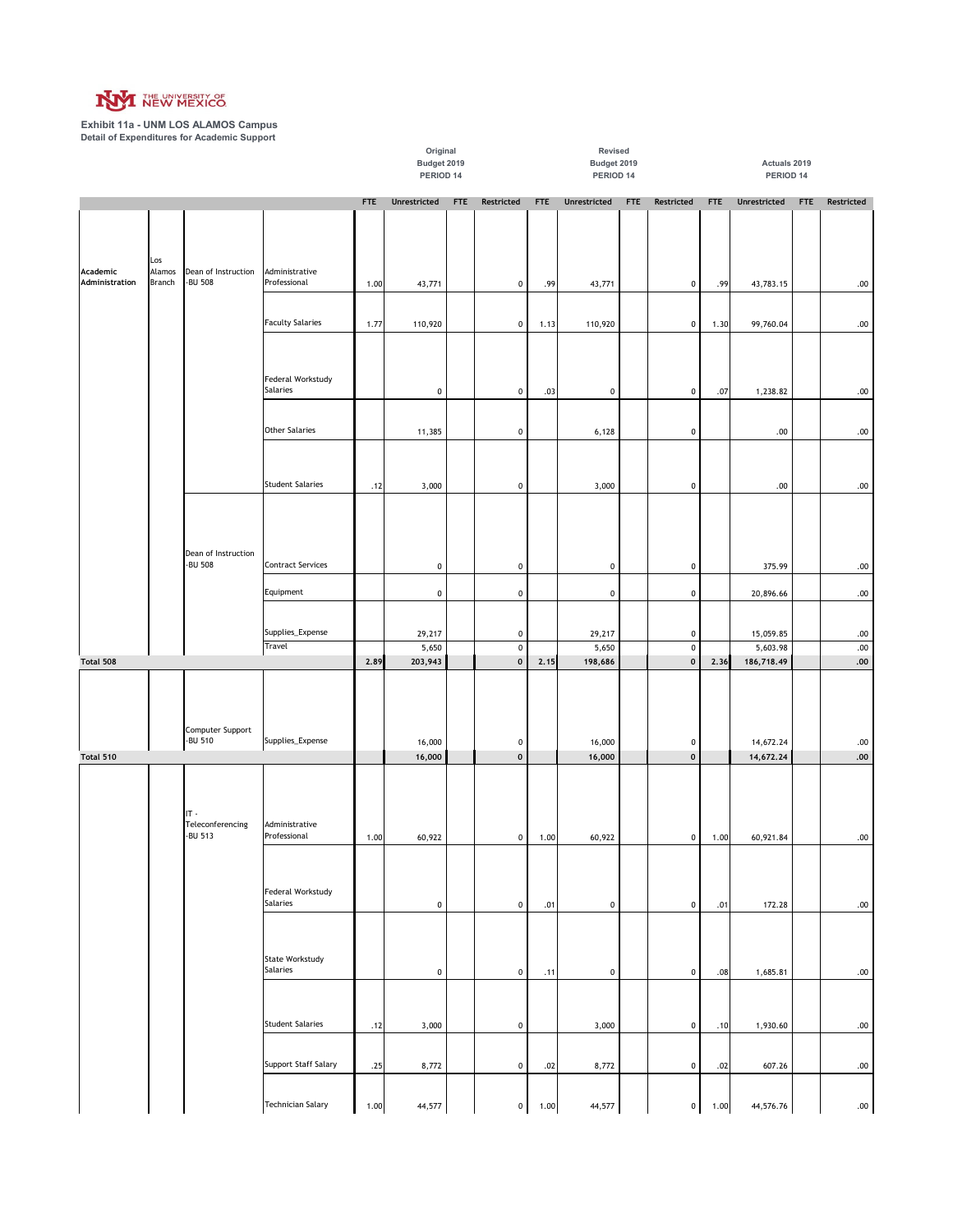THE UNIVERSITY OF NEW MEXICO

**Exhibit 11a - UNM LOS ALAMOS Campus**
**Detail of Expenditures for Academic Support**

| | | | | Original Budget 2019 PERIOD 14 | | | | Revised Budget 2019 PERIOD 14 | | | | Actuals 2019 PERIOD 14 | | | |
|---|---|---|---|---|---|---|---|---|---|---|---|---|---|---|---|
| | | | | FTE | Unrestricted | FTE | Restricted | FTE | Unrestricted | FTE | Restricted | FTE | Unrestricted | FTE | Restricted |
| Academic Administration | Los Alamos Branch | Dean of Instruction -BU 508 | Administrative Professional | 1.00 | 43,771 | | 0 | .99 | 43,771 | | 0 | .99 | 43,783.15 | | .00 |
| | | | Faculty Salaries | 1.77 | 110,920 | | 0 | 1.13 | 110,920 | | 0 | 1.30 | 99,760.04 | | .00 |
| | | | Federal Workstudy Salaries | | 0 | | 0 | .03 | 0 | | 0 | .07 | 1,238.82 | | .00 |
| | | | Other Salaries | | 11,385 | | 0 | | 6,128 | | 0 | | .00 | | .00 |
| | | | Student Salaries | .12 | 3,000 | | 0 | | 3,000 | | 0 | | .00 | | .00 |
| | | Dean of Instruction -BU 508 | Contract Services | | 0 | | 0 | | 0 | | 0 | | 375.99 | | .00 |
| | | | Equipment | | 0 | | 0 | | 0 | | 0 | | 20,896.66 | | .00 |
| | | | Supplies_Expense | | 29,217 | | 0 | | 29,217 | | 0 | | 15,059.85 | | .00 |
| | | | Travel | | 5,650 | | 0 | | 5,650 | | 0 | | 5,603.98 | | .00 |
| **Total 508** | | | | **2.89** | **203,943** | | **0** | **2.15** | **198,686** | | **0** | **2.36** | **186,718.49** | | **.00** |
| | | Computer Support -BU 510 | Supplies_Expense | | 16,000 | | 0 | | 16,000 | | 0 | | 14,672.24 | | .00 |
| **Total 510** | | | | | **16,000** | | **0** | | **16,000** | | **0** | | **14,672.24** | | **.00** |
| | | IT - Teleconferencing -BU 513 | Administrative Professional | 1.00 | 60,922 | | 0 | 1.00 | 60,922 | | 0 | 1.00 | 60,921.84 | | .00 |
| | | | Federal Workstudy Salaries | | 0 | | 0 | .01 | 0 | | 0 | .01 | 172.28 | | .00 |
| | | | State Workstudy Salaries | | 0 | | 0 | .11 | 0 | | 0 | .08 | 1,685.81 | | .00 |
| | | | Student Salaries | .12 | 3,000 | | 0 | | 3,000 | | 0 | .10 | 1,930.60 | | .00 |
| | | | Support Staff Salary | .25 | 8,772 | | 0 | .02 | 8,772 | | 0 | .02 | 607.26 | | .00 |
| | | | Technician Salary | 1.00 | 44,577 | | 0 | 1.00 | 44,577 | | 0 | 1.00 | 44,576.76 | | .00 |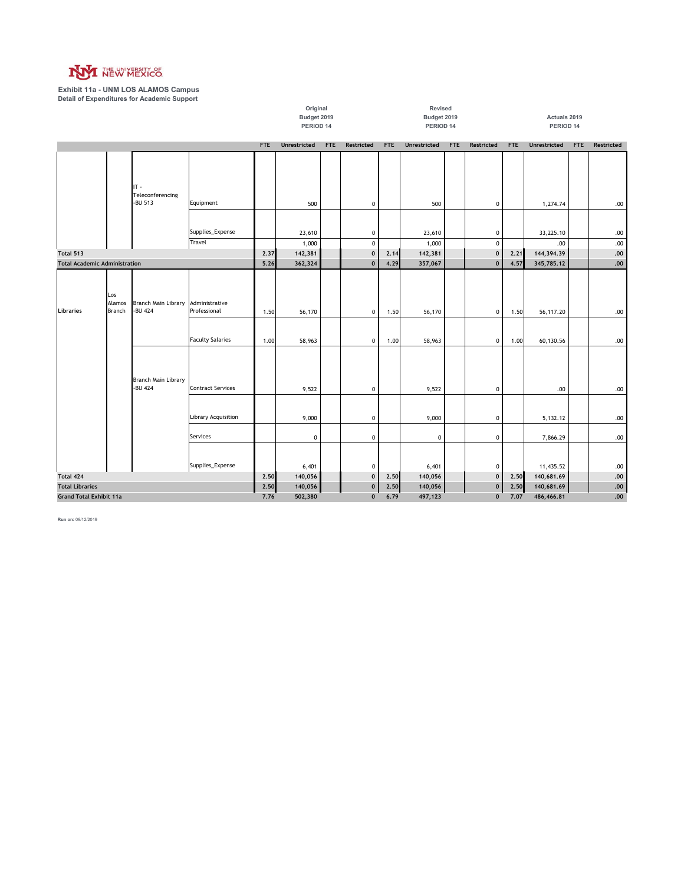THE UNIVERSITY OF NEW MEXICO

**Exhibit 11a - UNM LOS ALAMOS Campus**
**Detail of Expenditures for Academic Support**

| | | | | Original Budget 2019 PERIOD 14 | | | | Revised Budget 2019 PERIOD 14 | | | | Actuals 2019 PERIOD 14 | | | |
|---|---|---|---|---|---|---|---|---|---|---|---|---|---|---|---|
| | | | | FTE | Unrestricted | FTE | Restricted | FTE | Unrestricted | FTE | Restricted | FTE | Unrestricted | FTE | Restricted |
| | | IT - Teleconferencing -BU 513 | Equipment | | 500 | | 0 | | 500 | | 0 | | 1,274.74 | | .00 |
| | | | Supplies_Expense | | 23,610 | | 0 | | 23,610 | | 0 | | 33,225.10 | | .00 |
| | | | Travel | | 1,000 | | 0 | | 1,000 | | 0 | | .00 | | .00 |
| **Total 513** | | | | **2.37** | **142,381** | | **0** | **2.14** | **142,381** | | **0** | **2.21** | **144,394.39** | | **.00** |
| **Total Academic Administration** | | | | **5.26** | **362,324** | | **0** | **4.29** | **357,067** | | **0** | **4.57** | **345,785.12** | | **.00** |
| Libraries | Los Alamos Branch | Branch Main Library -BU 424 | Administrative Professional | 1.50 | 56,170 | | 0 | 1.50 | 56,170 | | 0 | 1.50 | 56,117.20 | | .00 |
| | | | Faculty Salaries | 1.00 | 58,963 | | 0 | 1.00 | 58,963 | | 0 | 1.00 | 60,130.56 | | .00 |
| | | Branch Main Library -BU 424 | Contract Services | | 9,522 | | 0 | | 9,522 | | 0 | | .00 | | .00 |
| | | | Library Acquisition | | 9,000 | | 0 | | 9,000 | | 0 | | 5,132.12 | | .00 |
| | | | Services | | 0 | | 0 | | 0 | | 0 | | 7,866.29 | | .00 |
| | | | Supplies_Expense | | 6,401 | | 0 | | 6,401 | | 0 | | 11,435.52 | | .00 |
| **Total 424** | | | | **2.50** | **140,056** | | **0** | **2.50** | **140,056** | | **0** | **2.50** | **140,681.69** | | **.00** |
| **Total Libraries** | | | | **2.50** | **140,056** | | **0** | **2.50** | **140,056** | | **0** | **2.50** | **140,681.69** | | **.00** |
| **Grand Total Exhibit 11a** | | | | **7.76** | **502,380** | | **0** | **6.79** | **497,123** | | **0** | **7.07** | **486,466.81** | | **.00** |

**Run on:** 09/12/2019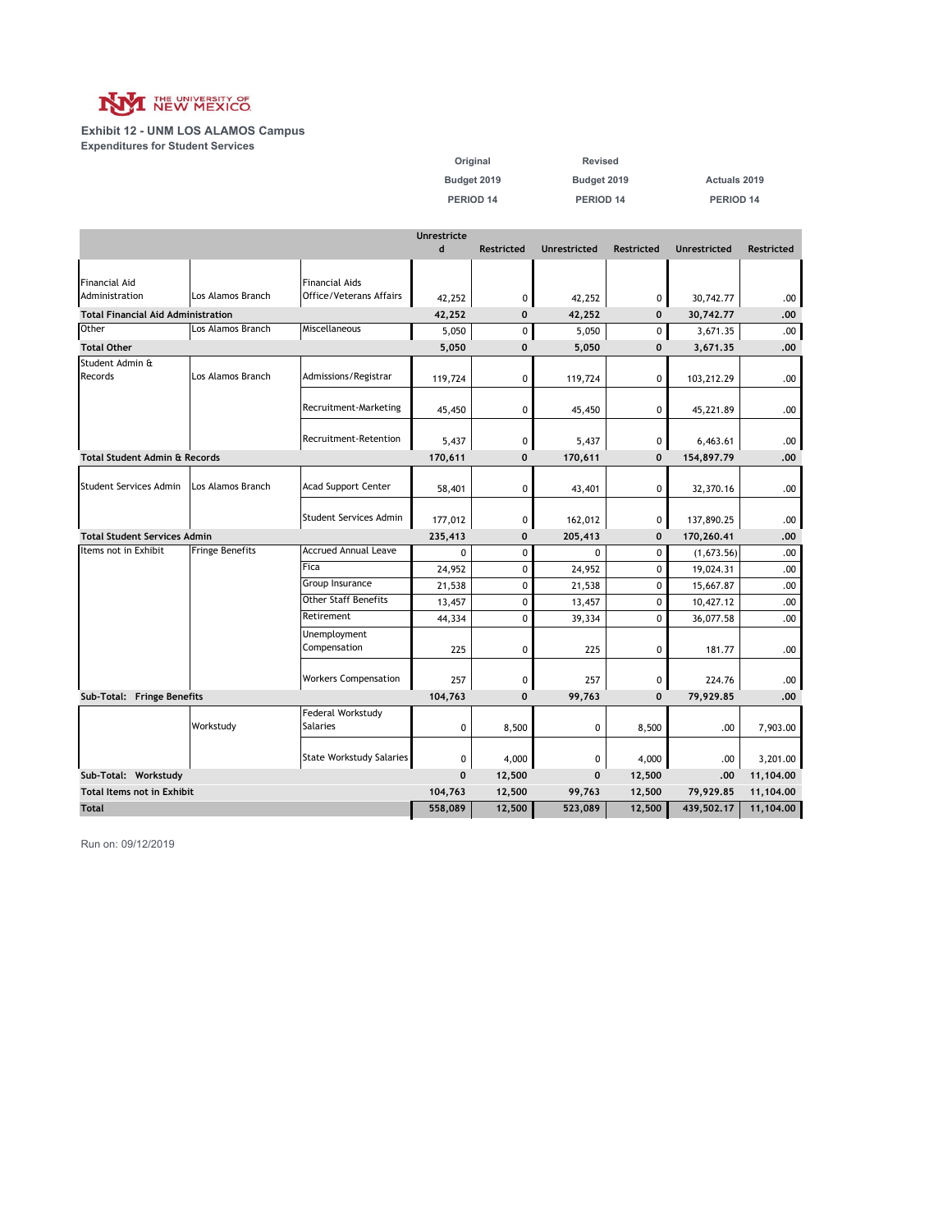THE UNIVERSITY OF NEW MEXICO

**Exhibit 12 - UNM LOS ALAMOS Campus**
**Expenditures for Student Services**

| | | | Original Budget 2019 PERIOD 14 | | Revised Budget 2019 PERIOD 14 | | Actuals 2019 PERIOD 14 | |
|---|---|---|---|---|---|---|---|---|
| | | | Unrestricted | Restricted | Unrestricted | Restricted | Unrestricted | Restricted |
| Financial Aid Administration | Los Alamos Branch | Financial Aids Office/Veterans Affairs | 42,252 | 0 | 42,252 | 0 | 30,742.77 | .00 |
| **Total Financial Aid Administration** | | | **42,252** | **0** | **42,252** | **0** | **30,742.77** | **.00** |
| Other | Los Alamos Branch | Miscellaneous | 5,050 | 0 | 5,050 | 0 | 3,671.35 | .00 |
| **Total Other** | | | **5,050** | **0** | **5,050** | **0** | **3,671.35** | **.00** |
| Student Admin & Records | Los Alamos Branch | Admissions/Registrar | 119,724 | 0 | 119,724 | 0 | 103,212.29 | .00 |
| | | Recruitment-Marketing | 45,450 | 0 | 45,450 | 0 | 45,221.89 | .00 |
| | | Recruitment-Retention | 5,437 | 0 | 5,437 | 0 | 6,463.61 | .00 |
| **Total Student Admin & Records** | | | **170,611** | **0** | **170,611** | **0** | **154,897.79** | **.00** |
| Student Services Admin | Los Alamos Branch | Acad Support Center | 58,401 | 0 | 43,401 | 0 | 32,370.16 | .00 |
| | | Student Services Admin | 177,012 | 0 | 162,012 | 0 | 137,890.25 | .00 |
| **Total Student Services Admin** | | | **235,413** | **0** | **205,413** | **0** | **170,260.41** | **.00** |
| Items not in Exhibit | Fringe Benefits | Accrued Annual Leave | 0 | 0 | 0 | 0 | (1,673.56) | .00 |
| | | Fica | 24,952 | 0 | 24,952 | 0 | 19,024.31 | .00 |
| | | Group Insurance | 21,538 | 0 | 21,538 | 0 | 15,667.87 | .00 |
| | | Other Staff Benefits | 13,457 | 0 | 13,457 | 0 | 10,427.12 | .00 |
| | | Retirement | 44,334 | 0 | 39,334 | 0 | 36,077.58 | .00 |
| | | Unemployment Compensation | 225 | 0 | 225 | 0 | 181.77 | .00 |
| | | Workers Compensation | 257 | 0 | 257 | 0 | 224.76 | .00 |
| **Sub-Total: Fringe Benefits** | | | **104,763** | **0** | **99,763** | **0** | **79,929.85** | **.00** |
| | Workstudy | Federal Workstudy Salaries | 0 | 8,500 | 0 | 8,500 | .00 | 7,903.00 |
| | | State Workstudy Salaries | 0 | 4,000 | 0 | 4,000 | .00 | 3,201.00 |
| **Sub-Total: Workstudy** | | | **0** | **12,500** | **0** | **12,500** | **.00** | **11,104.00** |
| **Total Items not in Exhibit** | | | **104,763** | **12,500** | **99,763** | **12,500** | **79,929.85** | **11,104.00** |
| **Total** | | | **558,089** | **12,500** | **523,089** | **12,500** | **439,502.17** | **11,104.00** |

Run on: 09/12/2019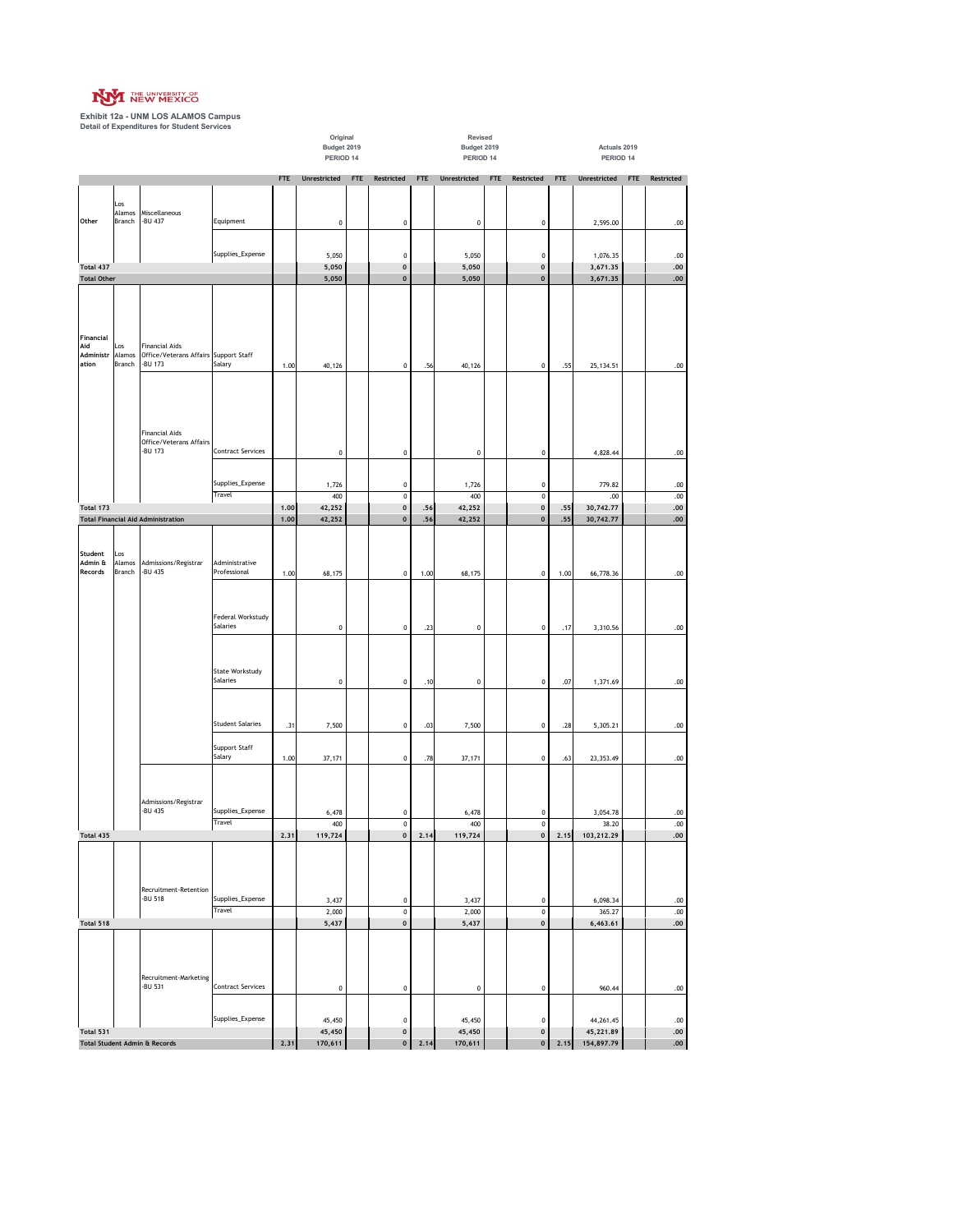THE UNIVERSITY OF NEW MEXICO

**Exhibit 12a - UNM LOS ALAMOS Campus**
**Detail of Expenditures for Student Services**

| | | | | Original Budget 2019 PERIOD 14 | | | | Revised Budget 2019 PERIOD 14 | | | | Actuals 2019 PERIOD 14 | | | |
|---|---|---|---|---|---|---|---|---|---|---|---|---|---|---|---|
| | | | | FTE | Unrestricted | FTE | Restricted | FTE | Unrestricted | FTE | Restricted | FTE | Unrestricted | FTE | Restricted |
| Other | Los Alamos Branch | Miscellaneous -BU 437 | Equipment | | 0 | | 0 | | 0 | | 0 | | 2,595.00 | | .00 |
| | | | Supplies_Expense | | 5,050 | | 0 | | 5,050 | | 0 | | 1,076.35 | | .00 |
| Total 437 | | | | | 5,050 | | 0 | | 5,050 | | 0 | | 3,671.35 | | .00 |
| Total Other | | | | | 5,050 | | 0 | | 5,050 | | 0 | | 3,671.35 | | .00 |
| Financial Aid Administration | Los Alamos Branch | Financial Aids Office/Veterans Affairs -BU 173 | Support Staff Salary | 1.00 | 40,126 | | 0 | .56 | 40,126 | | 0 | .55 | 25,134.51 | | .00 |
| | | Financial Aids Office/Veterans Affairs -BU 173 | Contract Services | | 0 | | 0 | | 0 | | 0 | | 4,828.44 | | .00 |
| | | | Supplies_Expense | | 1,726 | | 0 | | 1,726 | | 0 | | 779.82 | | .00 |
| | | | Travel | | 400 | | 0 | | 400 | | 0 | | .00 | | .00 |
| Total 173 | | | | 1.00 | 42,252 | | 0 | .56 | 42,252 | | 0 | .55 | 30,742.77 | | .00 |
| Total Financial Aid Administration | | | | 1.00 | 42,252 | | 0 | .56 | 42,252 | | 0 | .55 | 30,742.77 | | .00 |
| Student Admin & Records | Los Alamos Branch | Admissions/Registrar -BU 435 | Administrative Professional | 1.00 | 68,175 | | 0 | 1.00 | 68,175 | | 0 | 1.00 | 66,778.36 | | .00 |
| | | | Federal Workstudy Salaries | | 0 | | 0 | .23 | 0 | | 0 | .17 | 3,310.56 | | .00 |
| | | | State Workstudy Salaries | | 0 | | 0 | .10 | 0 | | 0 | .07 | 1,371.69 | | .00 |
| | | | Student Salaries | .31 | 7,500 | | 0 | .03 | 7,500 | | 0 | .28 | 5,305.21 | | .00 |
| | | | Support Staff Salary | 1.00 | 37,171 | | 0 | .78 | 37,171 | | 0 | .63 | 23,353.49 | | .00 |
| | | Admissions/Registrar -BU 435 | Supplies_Expense | | 6,478 | | 0 | | 6,478 | | 0 | | 3,054.78 | | .00 |
| | | | Travel | | 400 | | 0 | | 400 | | 0 | | 38.20 | | .00 |
| Total 435 | | | | 2.31 | 119,724 | | 0 | 2.14 | 119,724 | | 0 | 2.15 | 103,212.29 | | .00 |
| | | Recruitment-Retention -BU 518 | Supplies_Expense | | 3,437 | | 0 | | 3,437 | | 0 | | 6,098.34 | | .00 |
| | | | Travel | | 2,000 | | 0 | | 2,000 | | 0 | | 365.27 | | .00 |
| Total 518 | | | | | 5,437 | | 0 | | 5,437 | | 0 | | 6,463.61 | | .00 |
| | | Recruitment-Marketing -BU 531 | Contract Services | | 0 | | 0 | | 0 | | 0 | | 960.44 | | .00 |
| | | | Supplies_Expense | | 45,450 | | 0 | | 45,450 | | 0 | | 44,261.45 | | .00 |
| Total 531 | | | | | 45,450 | | 0 | | 45,450 | | 0 | | 45,221.89 | | .00 |
| Total Student Admin & Records | | | | 2.31 | 170,611 | | 0 | 2.14 | 170,611 | | 0 | 2.15 | 154,897.79 | | .00 |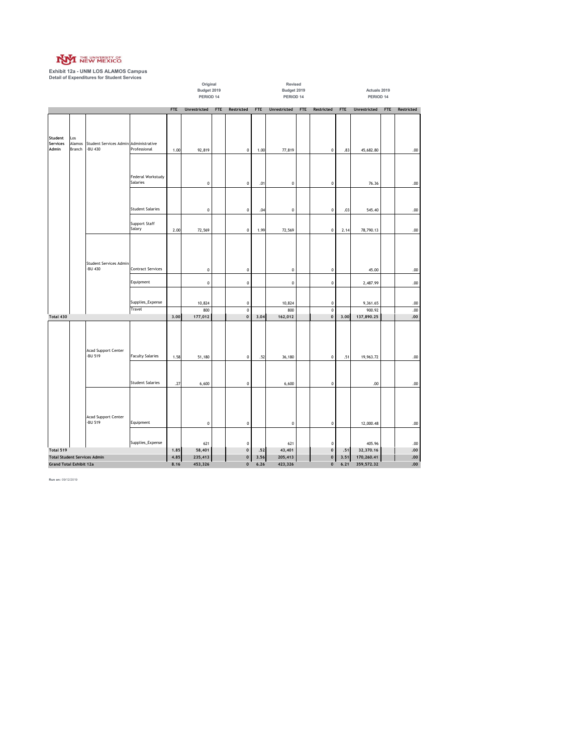THE UNIVERSITY OF NEW MEXICO

**Exhibit 12a - UNM LOS ALAMOS Campus**
**Detail of Expenditures for Student Services**

| | | | | Original Budget 2019 PERIOD 14 | | | | Revised Budget 2019 PERIOD 14 | | | | Actuals 2019 PERIOD 14 | | | |
|---|---|---|---|---|---|---|---|---|---|---|---|---|---|---|---|
| | | | | FTE | Unrestricted | FTE | Restricted | FTE | Unrestricted | FTE | Restricted | FTE | Unrestricted | FTE | Restricted |
| Student Services Admin | Los Alamos Branch | Student Services Admin -BU 430 | Administrative Professional | 1.00 | 92,819 | | 0 | 1.00 | 77,819 | | 0 | .83 | 45,682.80 | | .00 |
| | | | Federal Workstudy Salaries | | 0 | | 0 | .01 | 0 | | 0 | | 76.36 | | .00 |
| | | | Student Salaries | | 0 | | 0 | .04 | 0 | | 0 | .03 | 545.40 | | .00 |
| | | | Support Staff Salary | 2.00 | 72,569 | | 0 | 1.99 | 72,569 | | 0 | 2.14 | 78,790.13 | | .00 |
| | | Student Services Admin -BU 430 | Contract Services | | 0 | | 0 | | 0 | | 0 | | 45.00 | | .00 |
| | | | Equipment | | 0 | | 0 | | 0 | | 0 | | 2,487.99 | | .00 |
| | | | Supplies_Expense | | 10,824 | | 0 | | 10,824 | | 0 | | 9,361.65 | | .00 |
| | | | Travel | | 800 | | 0 | | 800 | | 0 | | 900.92 | | .00 |
| Total 430 | | | | 3.00 | 177,012 | | 0 | 3.04 | 162,012 | | 0 | 3.00 | 137,890.25 | | .00 |
| | | Acad Support Center -BU 519 | Faculty Salaries | 1.58 | 51,180 | | 0 | .52 | 36,180 | | 0 | .51 | 19,963.72 | | .00 |
| | | | Student Salaries | .27 | 6,600 | | 0 | | 6,600 | | 0 | | .00 | | .00 |
| | | Acad Support Center -BU 519 | Equipment | | 0 | | 0 | | 0 | | 0 | | 12,000.48 | | .00 |
| | | | Supplies_Expense | | 621 | | 0 | | 621 | | 0 | | 405.96 | | .00 |
| Total 519 | | | | 1.85 | 58,401 | | 0 | .52 | 43,401 | | 0 | .51 | 32,370.16 | | .00 |
| Total Student Services Admin | | | | 4.85 | 235,413 | | 0 | 3.56 | 205,413 | | 0 | 3.51 | 170,260.41 | | .00 |
| Grand Total Exhibit 12a | | | | 8.16 | 453,326 | | 0 | 6.26 | 423,326 | | 0 | 6.21 | 359,572.32 | | .00 |

Run on: 09/12/2019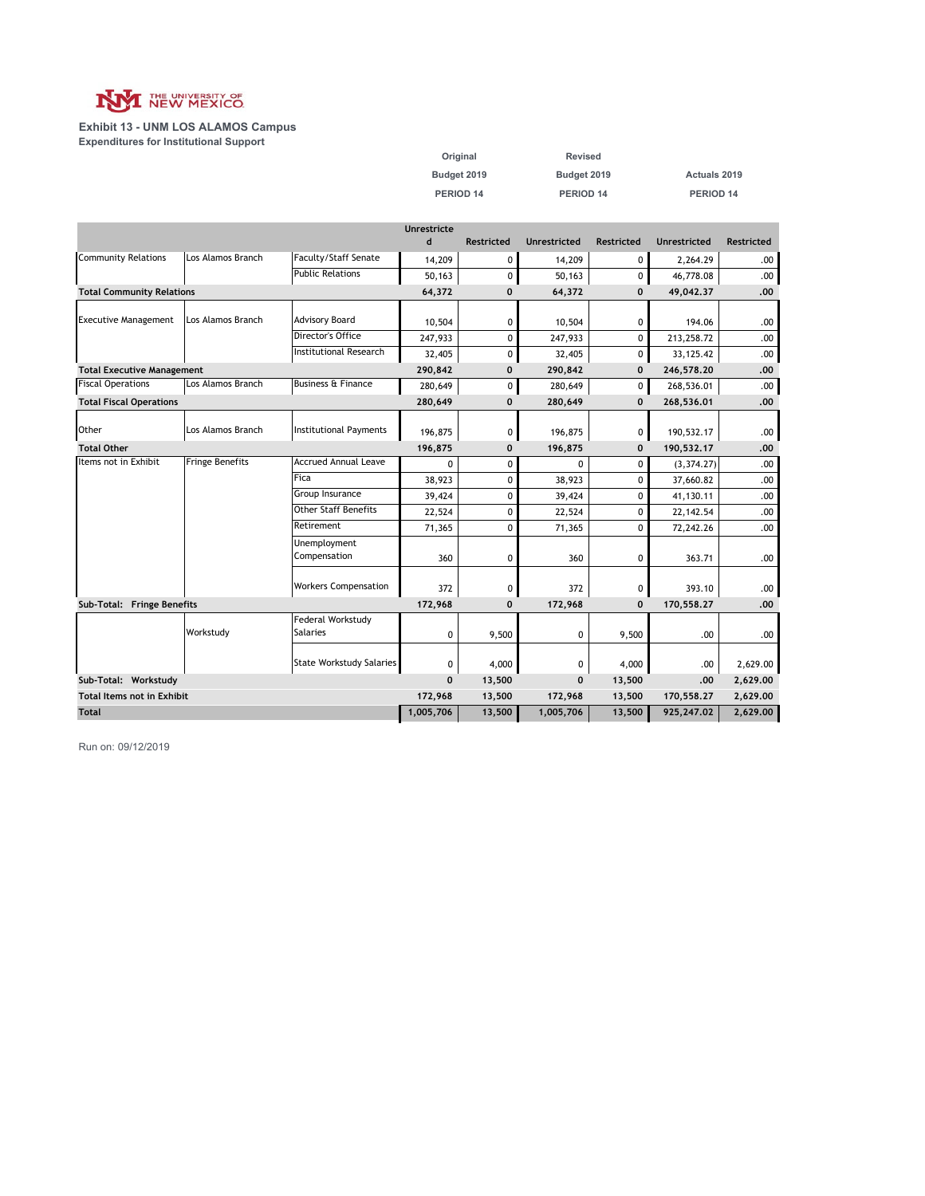THE UNIVERSITY OF NEW MEXICO

**Exhibit 13 - UNM LOS ALAMOS Campus**
**Expenditures for Institutional Support**

| | | | Original Budget 2019 PERIOD 14 | | Revised Budget 2019 PERIOD 14 | | Actuals 2019 PERIOD 14 | |
|---|---|---|---|---|---|---|---|---|
| | | | Unrestricted | Restricted | Unrestricted | Restricted | Unrestricted | Restricted |
| Community Relations | Los Alamos Branch | Faculty/Staff Senate | 14,209 | 0 | 14,209 | 0 | 2,264.29 | .00 |
| | | Public Relations | 50,163 | 0 | 50,163 | 0 | 46,778.08 | .00 |
| **Total Community Relations** | | | **64,372** | **0** | **64,372** | **0** | **49,042.37** | **.00** |
| Executive Management | Los Alamos Branch | Advisory Board | 10,504 | 0 | 10,504 | 0 | 194.06 | .00 |
| | | Director's Office | 247,933 | 0 | 247,933 | 0 | 213,258.72 | .00 |
| | | Institutional Research | 32,405 | 0 | 32,405 | 0 | 33,125.42 | .00 |
| **Total Executive Management** | | | **290,842** | **0** | **290,842** | **0** | **246,578.20** | **.00** |
| Fiscal Operations | Los Alamos Branch | Business & Finance | 280,649 | 0 | 280,649 | 0 | 268,536.01 | .00 |
| **Total Fiscal Operations** | | | **280,649** | **0** | **280,649** | **0** | **268,536.01** | **.00** |
| Other | Los Alamos Branch | Institutional Payments | 196,875 | 0 | 196,875 | 0 | 190,532.17 | .00 |
| **Total Other** | | | **196,875** | **0** | **196,875** | **0** | **190,532.17** | **.00** |
| Items not in Exhibit | Fringe Benefits | Accrued Annual Leave | 0 | 0 | 0 | 0 | (3,374.27) | .00 |
| | | Fica | 38,923 | 0 | 38,923 | 0 | 37,660.82 | .00 |
| | | Group Insurance | 39,424 | 0 | 39,424 | 0 | 41,130.11 | .00 |
| | | Other Staff Benefits | 22,524 | 0 | 22,524 | 0 | 22,142.54 | .00 |
| | | Retirement | 71,365 | 0 | 71,365 | 0 | 72,242.26 | .00 |
| | | Unemployment Compensation | 360 | 0 | 360 | 0 | 363.71 | .00 |
| | | Workers Compensation | 372 | 0 | 372 | 0 | 393.10 | .00 |
| **Sub-Total: Fringe Benefits** | | | **172,968** | **0** | **172,968** | **0** | **170,558.27** | **.00** |
| | Workstudy | Federal Workstudy Salaries | 0 | 9,500 | 0 | 9,500 | .00 | .00 |
| | | State Workstudy Salaries | 0 | 4,000 | 0 | 4,000 | .00 | 2,629.00 |
| **Sub-Total: Workstudy** | | | **0** | **13,500** | **0** | **13,500** | **.00** | **2,629.00** |
| **Total Items not in Exhibit** | | | **172,968** | **13,500** | **172,968** | **13,500** | **170,558.27** | **2,629.00** |
| **Total** | | | **1,005,706** | **13,500** | **1,005,706** | **13,500** | **925,247.02** | **2,629.00** |

Run on: 09/12/2019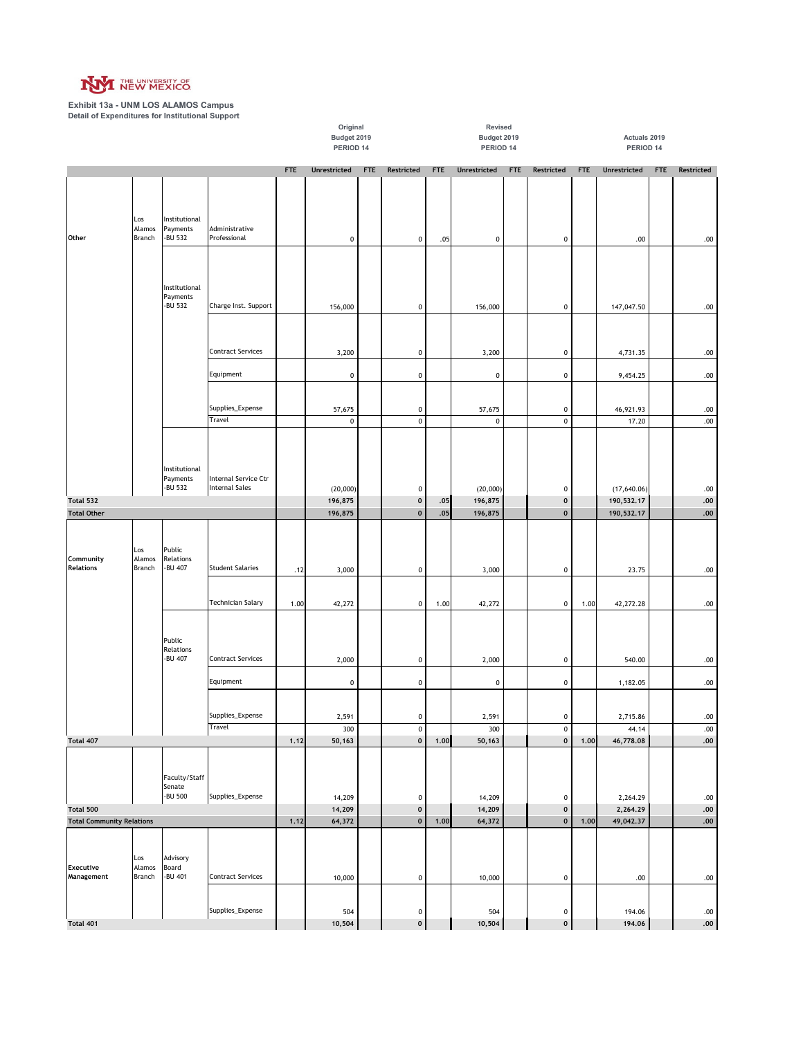Exhibit 13a - UNM LOS ALAMOS Campus
Detail of Expenditures for Institutional Support

| | | | | Original Budget 2019 PERIOD 14 | | | | Revised Budget 2019 PERIOD 14 | | | | Actuals 2019 PERIOD 14 | | | |
|---|---|---|---|---|---|---|---|---|---|---|---|---|---|---|---|
| | | | | FTE | Unrestricted | FTE | Restricted | FTE | Unrestricted | FTE | Restricted | FTE | Unrestricted | FTE | Restricted |
| Other | Los Alamos Branch | Institutional Payments -BU 532 | Administrative Professional | | 0 | | 0 | .05 | 0 | | 0 | | .00 | | .00 |
| | | Institutional Payments -BU 532 | Charge Inst. Support | | 156,000 | | 0 | | 156,000 | | 0 | | 147,047.50 | | .00 |
| | | | Contract Services | | 3,200 | | 0 | | 3,200 | | 0 | | 4,731.35 | | .00 |
| | | | Equipment | | 0 | | 0 | | 0 | | 0 | | 9,454.25 | | .00 |
| | | | Supplies_Expense | | 57,675 | | 0 | | 57,675 | | 0 | | 46,921.93 | | .00 |
| | | | Travel | | 0 | | 0 | | 0 | | 0 | | 17.20 | | .00 |
| | | Institutional Payments -BU 532 | Internal Service Ctr Internal Sales | | (20,000) | | 0 | | (20,000) | | 0 | | (17,640.06) | | .00 |
| Total 532 | | | | | 196,875 | | 0 | .05 | 196,875 | | 0 | | 190,532.17 | | .00 |
| Total Other | | | | | 196,875 | | 0 | .05 | 196,875 | | 0 | | 190,532.17 | | .00 |
| Community Relations | Los Alamos Branch | Public Relations -BU 407 | Student Salaries | .12 | 3,000 | | 0 | | 3,000 | | 0 | | 23.75 | | .00 |
| | | | Technician Salary | 1.00 | 42,272 | | 0 | 1.00 | 42,272 | | 0 | 1.00 | 42,272.28 | | .00 |
| | | Public Relations -BU 407 | Contract Services | | 2,000 | | 0 | | 2,000 | | 0 | | 540.00 | | .00 |
| | | | Equipment | | 0 | | 0 | | 0 | | 0 | | 1,182.05 | | .00 |
| | | | Supplies_Expense | | 2,591 | | 0 | | 2,591 | | 0 | | 2,715.86 | | .00 |
| | | | Travel | | 300 | | 0 | | 300 | | 0 | | 44.14 | | .00 |
| Total 407 | | | | 1.12 | 50,163 | | 0 | 1.00 | 50,163 | | 0 | 1.00 | 46,778.08 | | .00 |
| | | Faculty/Staff Senate -BU 500 | Supplies_Expense | | 14,209 | | 0 | | 14,209 | | 0 | | 2,264.29 | | .00 |
| Total 500 | | | | | 14,209 | | 0 | | 14,209 | | 0 | | 2,264.29 | | .00 |
| Total Community Relations | | | | 1.12 | 64,372 | | 0 | 1.00 | 64,372 | | 0 | 1.00 | 49,042.37 | | .00 |
| Executive Management | Los Alamos Branch | Advisory Board -BU 401 | Contract Services | | 10,000 | | 0 | | 10,000 | | 0 | | .00 | | .00 |
| | | | Supplies_Expense | | 504 | | 0 | | 504 | | 0 | | 194.06 | | .00 |
| Total 401 | | | | | 10,504 | | 0 | | 10,504 | | 0 | | 194.06 | | .00 |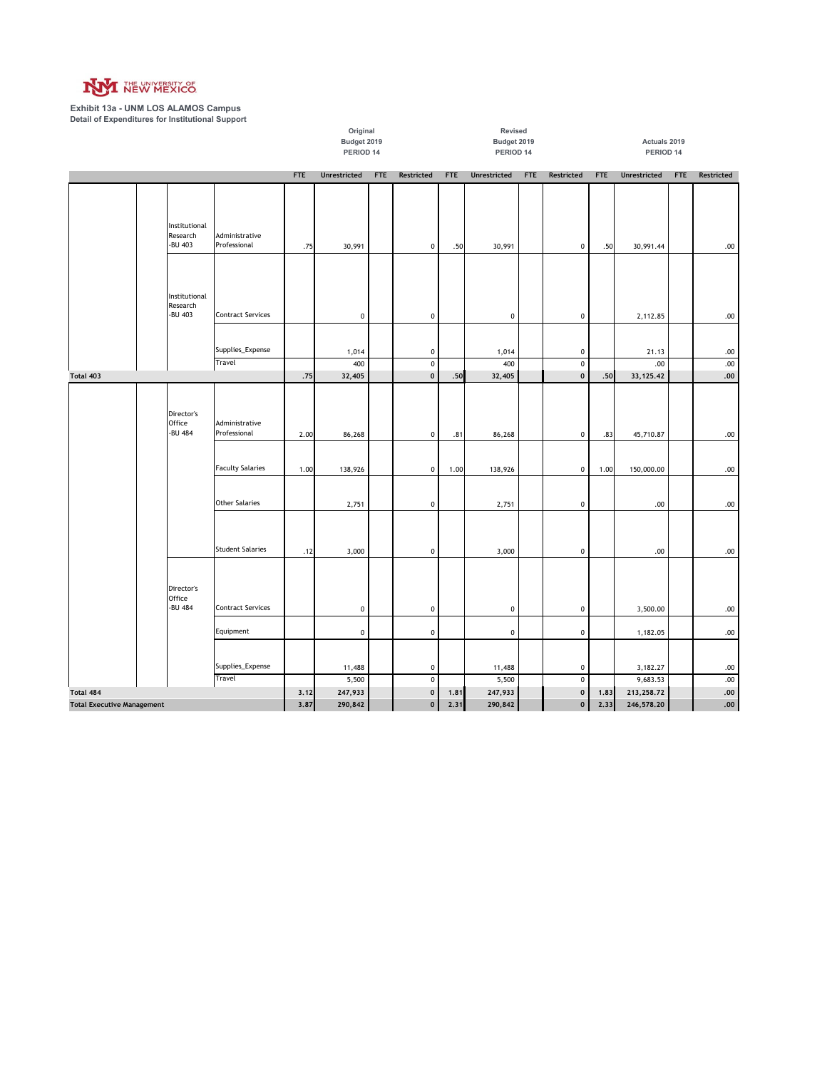THE UNIVERSITY OF NEW MEXICO

**Exhibit 13a - UNM LOS ALAMOS Campus**
**Detail of Expenditures for Institutional Support**

| | | | | Original Budget 2019 PERIOD 14 | | | | Revised Budget 2019 PERIOD 14 | | | | Actuals 2019 PERIOD 14 | | | |
|---|---|---|---|---|---|---|---|---|---|---|---|---|---|---|---|
| | | | | FTE | Unrestricted | FTE | Restricted | FTE | Unrestricted | FTE | Restricted | FTE | Unrestricted | FTE | Restricted |
| | | Institutional Research -BU 403 | Administrative Professional | .75 | 30,991 | | 0 | .50 | 30,991 | | 0 | .50 | 30,991.44 | | .00 |
| | | Institutional Research -BU 403 | Contract Services | | 0 | | 0 | | 0 | | 0 | | 2,112.85 | | .00 |
| | | | Supplies_Expense | | 1,014 | | 0 | | 1,014 | | 0 | | 21.13 | | .00 |
| | | | Travel | | 400 | | 0 | | 400 | | 0 | | .00 | | .00 |
| **Total 403** | | | | **.75** | **32,405** | | **0** | **.50** | **32,405** | | **0** | **.50** | **33,125.42** | | **.00** |
| | | Director's Office -BU 484 | Administrative Professional | 2.00 | 86,268 | | 0 | .81 | 86,268 | | 0 | .83 | 45,710.87 | | .00 |
| | | | Faculty Salaries | 1.00 | 138,926 | | 0 | 1.00 | 138,926 | | 0 | 1.00 | 150,000.00 | | .00 |
| | | | Other Salaries | | 2,751 | | 0 | | 2,751 | | 0 | | .00 | | .00 |
| | | | Student Salaries | .12 | 3,000 | | 0 | | 3,000 | | 0 | | .00 | | .00 |
| | | Director's Office -BU 484 | Contract Services | | 0 | | 0 | | 0 | | 0 | | 3,500.00 | | .00 |
| | | | Equipment | | 0 | | 0 | | 0 | | 0 | | 1,182.05 | | .00 |
| | | | Supplies_Expense | | 11,488 | | 0 | | 11,488 | | 0 | | 3,182.27 | | .00 |
| | | | Travel | | 5,500 | | 0 | | 5,500 | | 0 | | 9,683.53 | | .00 |
| **Total 484** | | | | **3.12** | **247,933** | | **0** | **1.81** | **247,933** | | **0** | **1.83** | **213,258.72** | | **.00** |
| **Total Executive Management** | | | | **3.87** | **290,842** | | **0** | **2.31** | **290,842** | | **0** | **2.33** | **246,578.20** | | **.00** |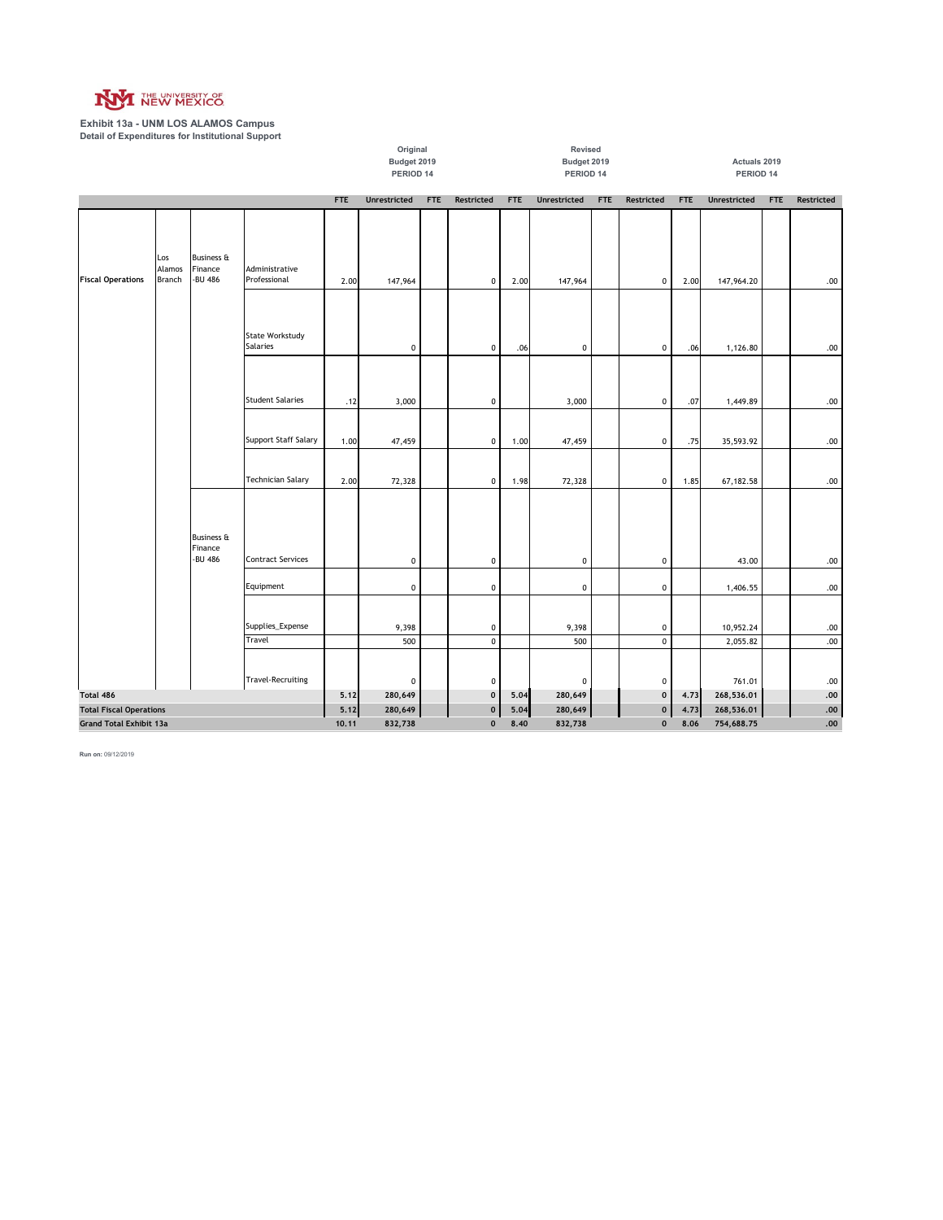THE UNIVERSITY OF NEW MEXICO

**Exhibit 13a - UNM LOS ALAMOS Campus**
**Detail of Expenditures for Institutional Support**

| | | | | Original Budget 2019 PERIOD 14 | | | | Revised Budget 2019 PERIOD 14 | | | | Actuals 2019 PERIOD 14 | | | |
|---|---|---|---|---|---|---|---|---|---|---|---|---|---|---|---|
| | | | | FTE | Unrestricted | FTE | Restricted | FTE | Unrestricted | FTE | Restricted | FTE | Unrestricted | FTE | Restricted |
| Fiscal Operations | Los Alamos Branch | Business & Finance -BU 486 | Administrative Professional | 2.00 | 147,964 | | 0 | 2.00 | 147,964 | | 0 | 2.00 | 147,964.20 | | .00 |
| | | | State Workstudy Salaries | | 0 | | 0 | .06 | 0 | | 0 | .06 | 1,126.80 | | .00 |
| | | | Student Salaries | .12 | 3,000 | | 0 | | 3,000 | | 0 | .07 | 1,449.89 | | .00 |
| | | | Support Staff Salary | 1.00 | 47,459 | | 0 | 1.00 | 47,459 | | 0 | .75 | 35,593.92 | | .00 |
| | | | Technician Salary | 2.00 | 72,328 | | 0 | 1.98 | 72,328 | | 0 | 1.85 | 67,182.58 | | .00 |
| | | Business & Finance -BU 486 | Contract Services | | 0 | | 0 | | 0 | | 0 | | 43.00 | | .00 |
| | | | Equipment | | 0 | | 0 | | 0 | | 0 | | 1,406.55 | | .00 |
| | | | Supplies_Expense | | 9,398 | | 0 | | 9,398 | | 0 | | 10,952.24 | | .00 |
| | | | Travel | | 500 | | 0 | | 500 | | 0 | | 2,055.82 | | .00 |
| | | | Travel-Recruiting | | 0 | | 0 | | 0 | | 0 | | 761.01 | | .00 |
| **Total 486** | | | | **5.12** | **280,649** | | **0** | **5.04** | **280,649** | | **0** | **4.73** | **268,536.01** | | **.00** |
| **Total Fiscal Operations** | | | | **5.12** | **280,649** | | **0** | **5.04** | **280,649** | | **0** | **4.73** | **268,536.01** | | **.00** |
| **Grand Total Exhibit 13a** | | | | **10.11** | **832,738** | | **0** | **8.40** | **832,738** | | **0** | **8.06** | **754,688.75** | | **.00** |

**Run on:** 09/12/2019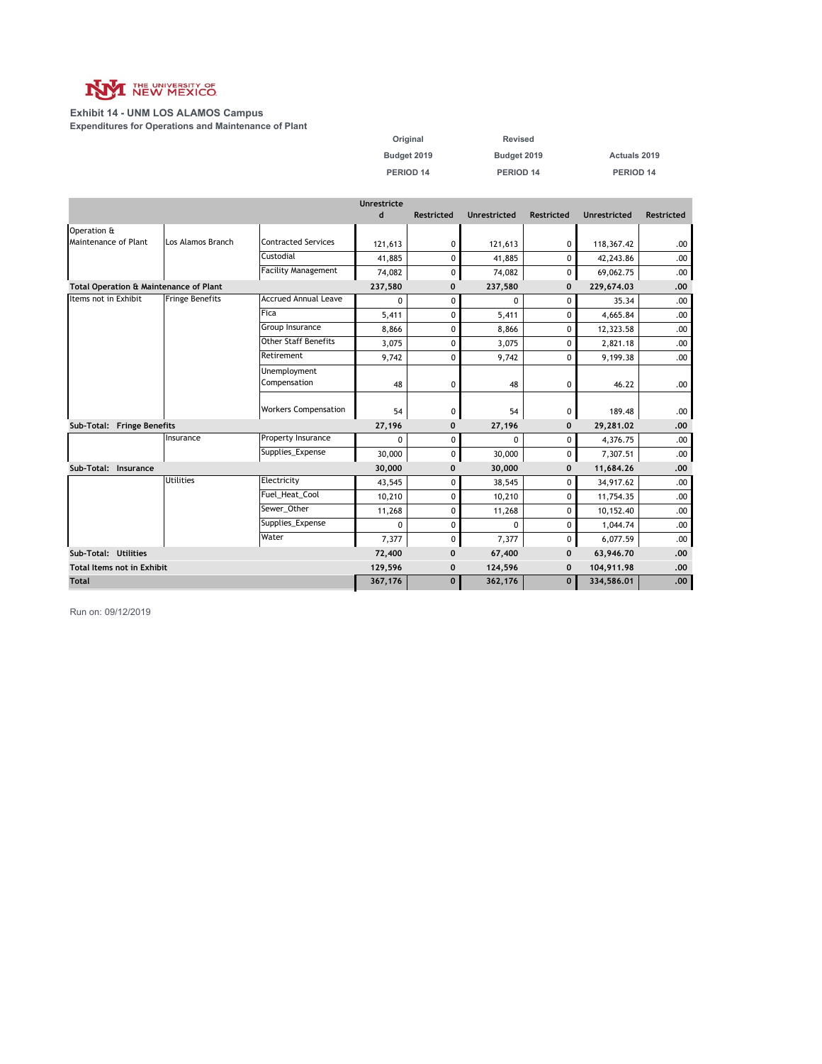THE UNIVERSITY OF NEW MEXICO

**Exhibit 14 - UNM LOS ALAMOS Campus**
**Expenditures for Operations and Maintenance of Plant**

| | | | Original Budget 2019 PERIOD 14 | | Revised Budget 2019 PERIOD 14 | | Actuals 2019 PERIOD 14 | |
|---|---|---|---|---|---|---|---|---|
| | | | Unrestricted | Restricted | Unrestricted | Restricted | Unrestricted | Restricted |
| Operation & Maintenance of Plant | Los Alamos Branch | Contracted Services | 121,613 | 0 | 121,613 | 0 | 118,367.42 | .00 |
| | | Custodial | 41,885 | 0 | 41,885 | 0 | 42,243.86 | .00 |
| | | Facility Management | 74,082 | 0 | 74,082 | 0 | 69,062.75 | .00 |
| **Total Operation & Maintenance of Plant** | | | **237,580** | **0** | **237,580** | **0** | **229,674.03** | **.00** |
| Items not in Exhibit | Fringe Benefits | Accrued Annual Leave | 0 | 0 | 0 | 0 | 35.34 | .00 |
| | | Fica | 5,411 | 0 | 5,411 | 0 | 4,665.84 | .00 |
| | | Group Insurance | 8,866 | 0 | 8,866 | 0 | 12,323.58 | .00 |
| | | Other Staff Benefits | 3,075 | 0 | 3,075 | 0 | 2,821.18 | .00 |
| | | Retirement | 9,742 | 0 | 9,742 | 0 | 9,199.38 | .00 |
| | | Unemployment Compensation | 48 | 0 | 48 | 0 | 46.22 | .00 |
| | | Workers Compensation | 54 | 0 | 54 | 0 | 189.48 | .00 |
| **Sub-Total: Fringe Benefits** | | | **27,196** | **0** | **27,196** | **0** | **29,281.02** | **.00** |
| | Insurance | Property Insurance | 0 | 0 | 0 | 0 | 4,376.75 | .00 |
| | | Supplies_Expense | 30,000 | 0 | 30,000 | 0 | 7,307.51 | .00 |
| **Sub-Total: Insurance** | | | **30,000** | **0** | **30,000** | **0** | **11,684.26** | **.00** |
| | Utilities | Electricity | 43,545 | 0 | 38,545 | 0 | 34,917.62 | .00 |
| | | Fuel_Heat_Cool | 10,210 | 0 | 10,210 | 0 | 11,754.35 | .00 |
| | | Sewer_Other | 11,268 | 0 | 11,268 | 0 | 10,152.40 | .00 |
| | | Supplies_Expense | 0 | 0 | 0 | 0 | 1,044.74 | .00 |
| | | Water | 7,377 | 0 | 7,377 | 0 | 6,077.59 | .00 |
| **Sub-Total: Utilities** | | | **72,400** | **0** | **67,400** | **0** | **63,946.70** | **.00** |
| **Total Items not in Exhibit** | | | **129,596** | **0** | **124,596** | **0** | **104,911.98** | **.00** |
| **Total** | | | **367,176** | **0** | **362,176** | **0** | **334,586.01** | **.00** |

Run on: 09/12/2019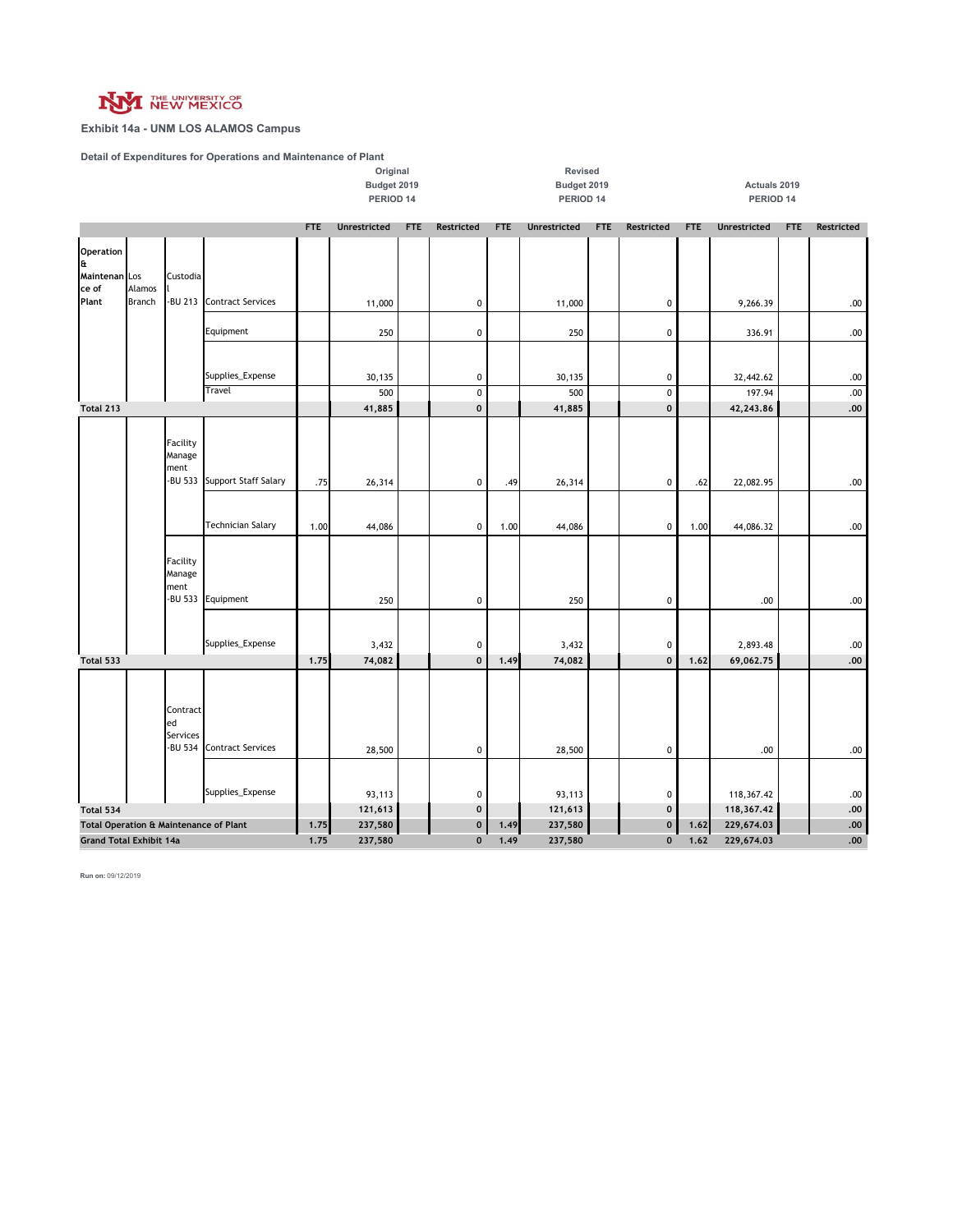Exhibit 14a - UNM LOS ALAMOS Campus

**Detail of Expenditures for Operations and Maintenance of Plant**

| | | | | Original Budget 2019 PERIOD 14 | | | | Revised Budget 2019 PERIOD 14 | | | | Actuals 2019 PERIOD 14 | | | |
|---|---|---|---|---|---|---|---|---|---|---|---|---|---|---|---|
| | | | | FTE | Unrestricted | FTE | Restricted | FTE | Unrestricted | FTE | Restricted | FTE | Unrestricted | FTE | Restricted |
| Operation & Maintenance of Plant | Los Alamos Branch | Custodial -BU 213 | Contract Services | | 11,000 | | 0 | | 11,000 | | 0 | | 9,266.39 | | .00 |
| | | | Equipment | | 250 | | 0 | | 250 | | 0 | | 336.91 | | .00 |
| | | | Supplies_Expense | | 30,135 | | 0 | | 30,135 | | 0 | | 32,442.62 | | .00 |
| | | | Travel | | 500 | | 0 | | 500 | | 0 | | 197.94 | | .00 |
| **Total 213** | | | | | **41,885** | | **0** | | **41,885** | | **0** | | **42,243.86** | | **.00** |
| | | Facility Management -BU 533 | Support Staff Salary | .75 | 26,314 | | 0 | .49 | 26,314 | | 0 | .62 | 22,082.95 | | .00 |
| | | | Technician Salary | 1.00 | 44,086 | | 0 | 1.00 | 44,086 | | 0 | 1.00 | 44,086.32 | | .00 |
| | | Facility Management -BU 533 | Equipment | | 250 | | 0 | | 250 | | 0 | | .00 | | .00 |
| | | | Supplies_Expense | | 3,432 | | 0 | | 3,432 | | 0 | | 2,893.48 | | .00 |
| **Total 533** | | | | **1.75** | **74,082** | | **0** | **1.49** | **74,082** | | **0** | **1.62** | **69,062.75** | | **.00** |
| | | Contracted Services -BU 534 | Contract Services | | 28,500 | | 0 | | 28,500 | | 0 | | .00 | | .00 |
| | | | Supplies_Expense | | 93,113 | | 0 | | 93,113 | | 0 | | 118,367.42 | | .00 |
| **Total 534** | | | | | **121,613** | | **0** | | **121,613** | | **0** | | **118,367.42** | | **.00** |
| **Total Operation & Maintenance of Plant** | | | | **1.75** | **237,580** | | **0** | **1.49** | **237,580** | | **0** | **1.62** | **229,674.03** | | **.00** |
| **Grand Total Exhibit 14a** | | | | **1.75** | **237,580** | | **0** | **1.49** | **237,580** | | **0** | **1.62** | **229,674.03** | | **.00** |

**Run on:** 09/12/2019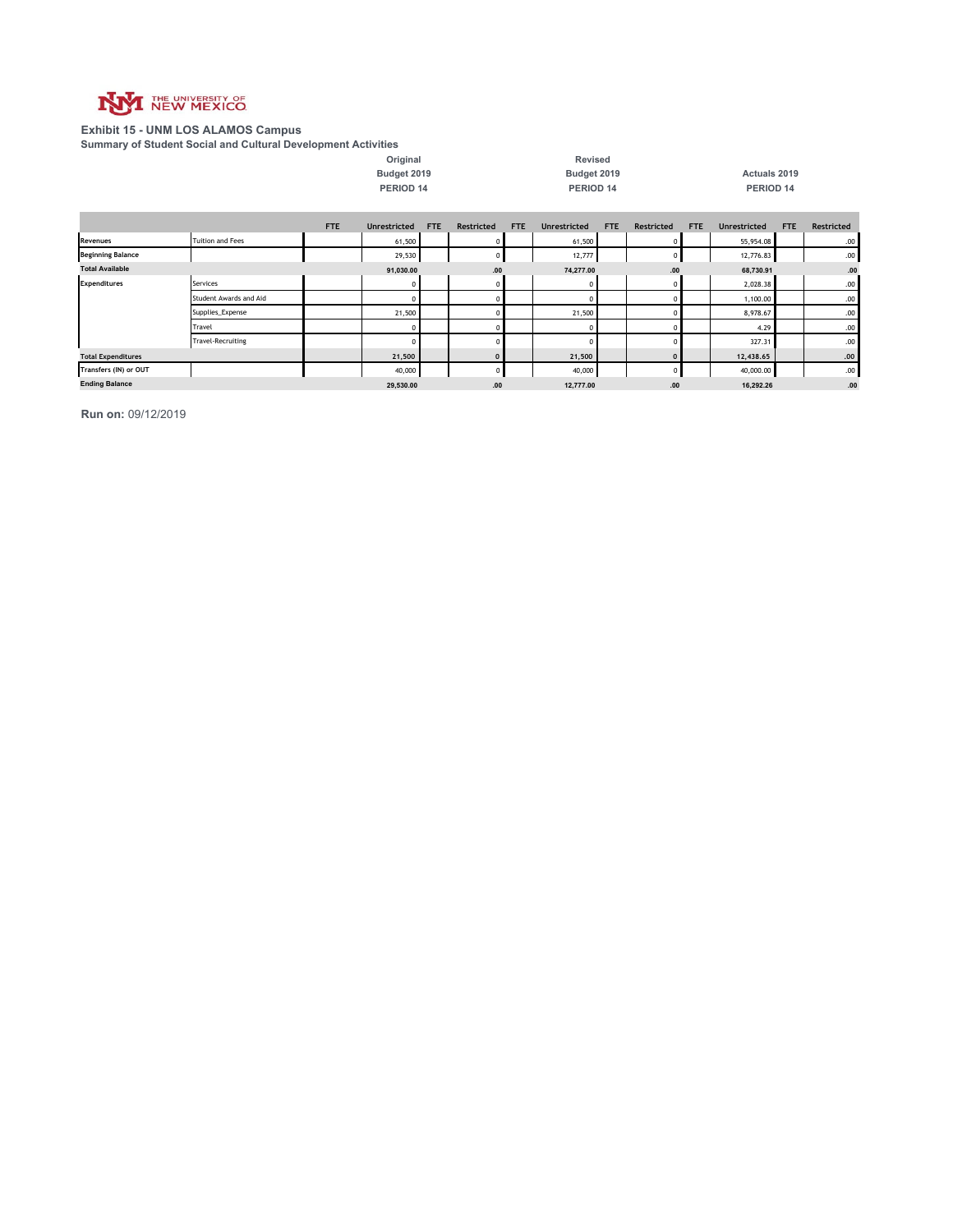THE UNIVERSITY OF NEW MEXICO

**Exhibit 15 - UNM LOS ALAMOS Campus**

**Summary of Student Social and Cultural Development Activities**

| | | Original Budget 2019 PERIOD 14 | | | | Revised Budget 2019 PERIOD 14 | | | | Actuals 2019 PERIOD 14 | | | |
|---|---|---|---|---|---|---|---|---|---|---|---|---|---|
| | | FTE | Unrestricted | FTE | Restricted | FTE | Unrestricted | FTE | Restricted | FTE | Unrestricted | FTE | Restricted |
| Revenues | Tuition and Fees | | 61,500 | | 0 | | 61,500 | | 0 | | 55,954.08 | | .00 |
| Beginning Balance | | | 29,530 | | 0 | | 12,777 | | 0 | | 12,776.83 | | .00 |
| Total Available | | | 91,030.00 | | .00 | | 74,277.00 | | .00 | | 68,730.91 | | .00 |
| Expenditures | Services | | 0 | | 0 | | 0 | | 0 | | 2,028.38 | | .00 |
| | Student Awards and Aid | | 0 | | 0 | | 0 | | 0 | | 1,100.00 | | .00 |
| | Supplies_Expense | | 21,500 | | 0 | | 21,500 | | 0 | | 8,978.67 | | .00 |
| | Travel | | 0 | | 0 | | 0 | | 0 | | 4.29 | | .00 |
| | Travel-Recruiting | | 0 | | 0 | | 0 | | 0 | | 327.31 | | .00 |
| Total Expenditures | | | 21,500 | | 0 | | 21,500 | | 0 | | 12,438.65 | | .00 |
| Transfers (IN) or OUT | | | 40,000 | | 0 | | 40,000 | | 0 | | 40,000.00 | | .00 |
| Ending Balance | | | 29,530.00 | | .00 | | 12,777.00 | | .00 | | 16,292.26 | | .00 |

**Run on:** 09/12/2019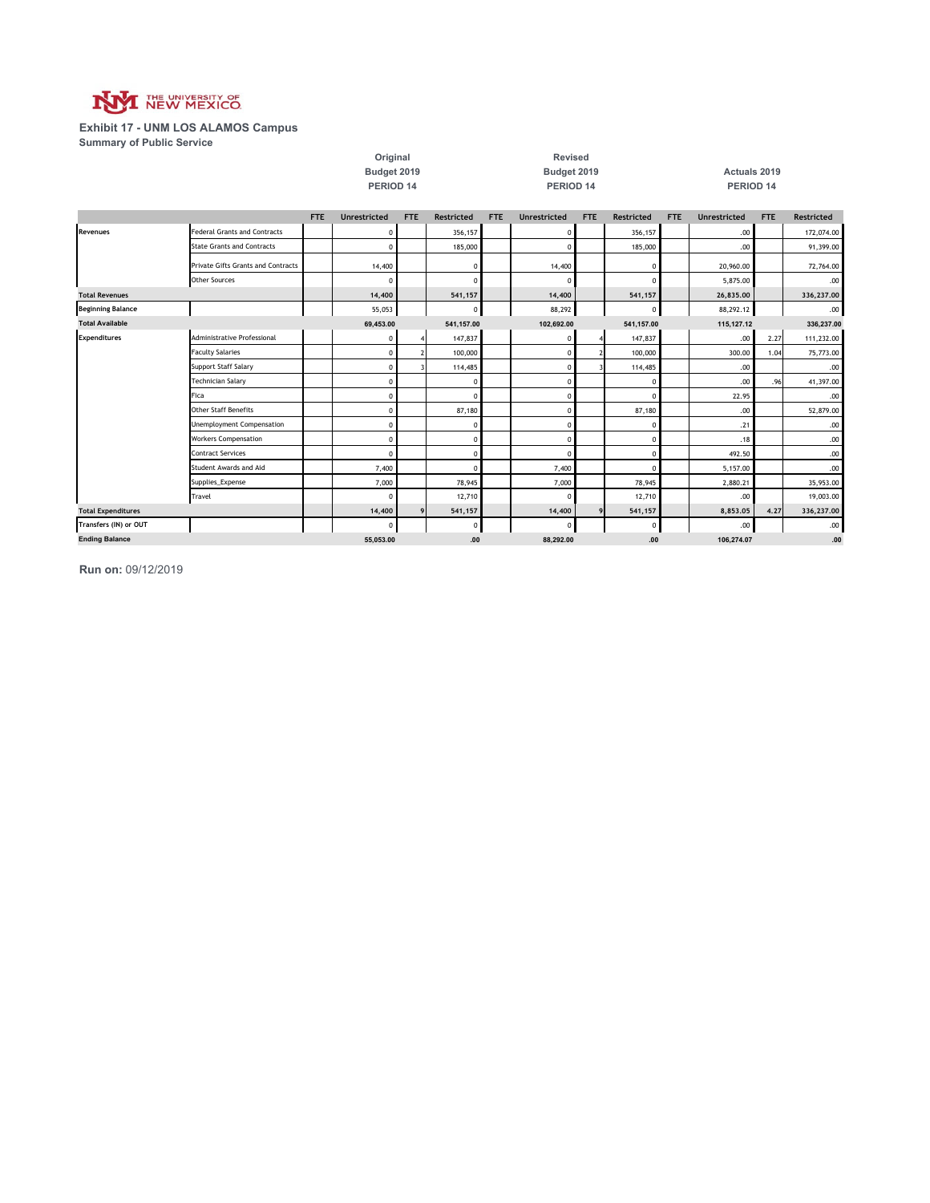THE UNIVERSITY OF NEW MEXICO

**Exhibit 17 - UNM LOS ALAMOS Campus**

**Summary of Public Service**

| | | Original Budget 2019 PERIOD 14 | | | | Revised Budget 2019 PERIOD 14 | | | | Actuals 2019 PERIOD 14 | | | |
|---|---|---|---|---|---|---|---|---|---|---|---|---|---|
| | | FTE | Unrestricted | FTE | Restricted | FTE | Unrestricted | FTE | Restricted | FTE | Unrestricted | FTE | Restricted |
| Revenues | Federal Grants and Contracts | | 0 | | 356,157 | | 0 | | 356,157 | | .00 | | 172,074.00 |
| | State Grants and Contracts | | 0 | | 185,000 | | 0 | | 185,000 | | .00 | | 91,399.00 |
| | Private Gifts Grants and Contracts | | 14,400 | | 0 | | 14,400 | | 0 | | 20,960.00 | | 72,764.00 |
| | Other Sources | | 0 | | 0 | | 0 | | 0 | | 5,875.00 | | .00 |
| Total Revenues | | | 14,400 | | 541,157 | | 14,400 | | 541,157 | | 26,835.00 | | 336,237.00 |
| Beginning Balance | | | 55,053 | | 0 | | 88,292 | | 0 | | 88,292.12 | | .00 |
| Total Available | | | 69,453.00 | | 541,157.00 | | 102,692.00 | | 541,157.00 | | 115,127.12 | | 336,237.00 |
| Expenditures | Administrative Professional | | 0 | 4 | 147,837 | | 0 | 4 | 147,837 | | .00 | 2.27 | 111,232.00 |
| | Faculty Salaries | | 0 | 2 | 100,000 | | 0 | 2 | 100,000 | | 300.00 | 1.04 | 75,773.00 |
| | Support Staff Salary | | 0 | 3 | 114,485 | | 0 | 3 | 114,485 | | .00 | | .00 |
| | Technician Salary | | 0 | | 0 | | 0 | | 0 | | .00 | .96 | 41,397.00 |
| | Fica | | 0 | | 0 | | 0 | | 0 | | 22.95 | | .00 |
| | Other Staff Benefits | | 0 | | 87,180 | | 0 | | 87,180 | | .00 | | 52,879.00 |
| | Unemployment Compensation | | 0 | | 0 | | 0 | | 0 | | .21 | | .00 |
| | Workers Compensation | | 0 | | 0 | | 0 | | 0 | | .18 | | .00 |
| | Contract Services | | 0 | | 0 | | 0 | | 0 | | 492.50 | | .00 |
| | Student Awards and Aid | | 7,400 | | 0 | | 7,400 | | 0 | | 5,157.00 | | .00 |
| | Supplies_Expense | | 7,000 | | 78,945 | | 7,000 | | 78,945 | | 2,880.21 | | 35,953.00 |
| | Travel | | 0 | | 12,710 | | 0 | | 12,710 | | .00 | | 19,003.00 |
| Total Expenditures | | | 14,400 | 9 | 541,157 | | 14,400 | 9 | 541,157 | | 8,853.05 | 4.27 | 336,237.00 |
| Transfers (IN) or OUT | | | 0 | | 0 | | 0 | | 0 | | .00 | | .00 |
| Ending Balance | | | 55,053.00 | | .00 | | 88,292.00 | | .00 | | 106,274.07 | | .00 |

**Run on:** 09/12/2019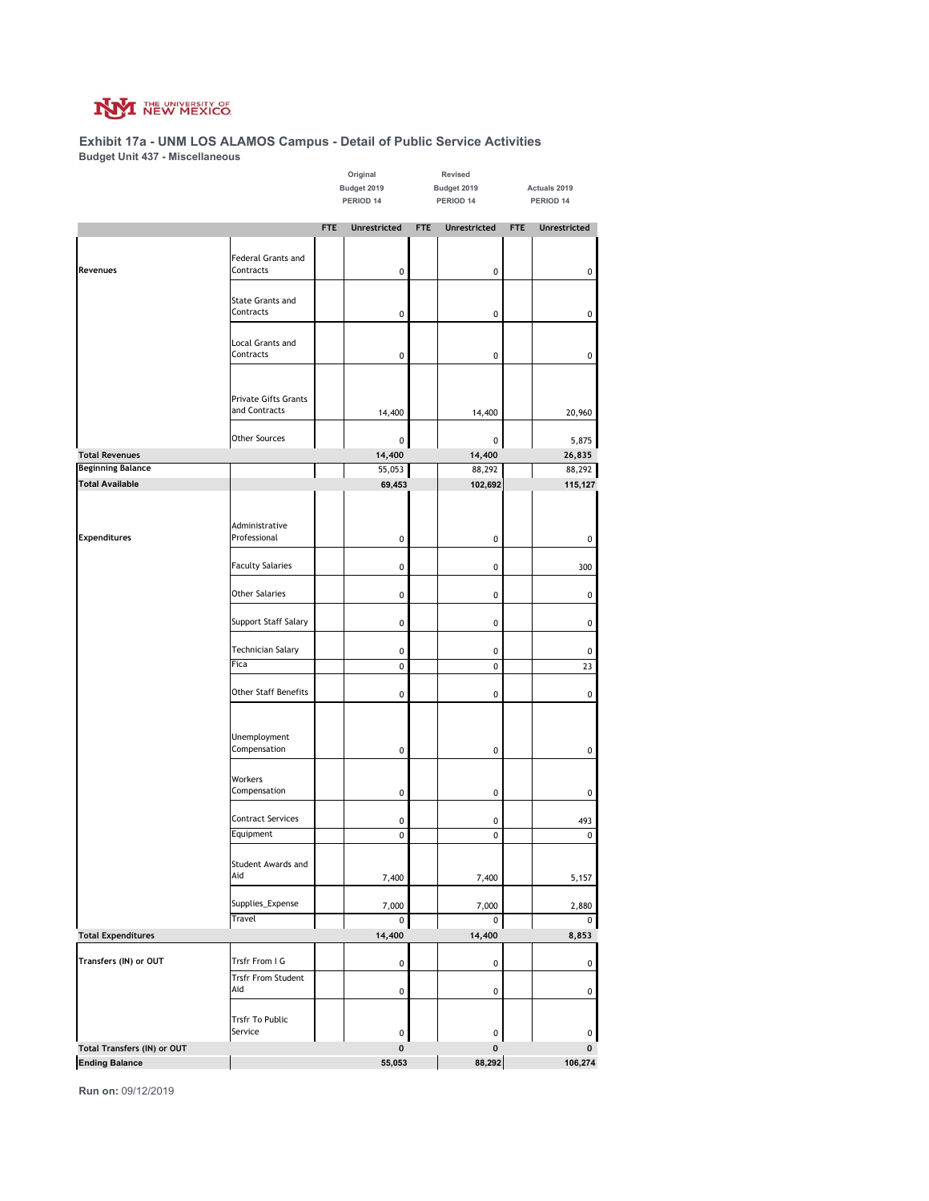THE UNIVERSITY OF NEW MEXICO

## Exhibit 17a - UNM LOS ALAMOS Campus - Detail of Public Service Activities

### Budget Unit 437 - Miscellaneous

| | | Original Budget 2019 PERIOD 14 | | Revised Budget 2019 PERIOD 14 | | Actuals 2019 PERIOD 14 | |
|---|---|---|---|---|---|---|---|
| | | FTE | Unrestricted | FTE | Unrestricted | FTE | Unrestricted |
| Revenues | Federal Grants and Contracts | | 0 | | 0 | | 0 |
| | State Grants and Contracts | | 0 | | 0 | | 0 |
| | Local Grants and Contracts | | 0 | | 0 | | 0 |
| | Private Gifts Grants and Contracts | | 14,400 | | 14,400 | | 20,960 |
| | Other Sources | | 0 | | 0 | | 5,875 |
| **Total Revenues** | | | **14,400** | | **14,400** | | **26,835** |
| **Beginning Balance** | | | 55,053 | | 88,292 | | 88,292 |
| **Total Available** | | | **69,453** | | **102,692** | | **115,127** |
| Expenditures | Administrative Professional | | 0 | | 0 | | 0 |
| | Faculty Salaries | | 0 | | 0 | | 300 |
| | Other Salaries | | 0 | | 0 | | 0 |
| | Support Staff Salary | | 0 | | 0 | | 0 |
| | Technician Salary | | 0 | | 0 | | 0 |
| | Fica | | 0 | | 0 | | 23 |
| | Other Staff Benefits | | 0 | | 0 | | 0 |
| | Unemployment Compensation | | 0 | | 0 | | 0 |
| | Workers Compensation | | 0 | | 0 | | 0 |
| | Contract Services | | 0 | | 0 | | 493 |
| | Equipment | | 0 | | 0 | | 0 |
| | Student Awards and Aid | | 7,400 | | 7,400 | | 5,157 |
| | Supplies_Expense | | 7,000 | | 7,000 | | 2,880 |
| | Travel | | 0 | | 0 | | 0 |
| **Total Expenditures** | | | **14,400** | | **14,400** | | **8,853** |
| Transfers (IN) or OUT | Trsfr From I G | | 0 | | 0 | | 0 |
| | Trsfr From Student Aid | | 0 | | 0 | | 0 |
| | Trsfr To Public Service | | 0 | | 0 | | 0 |
| **Total Transfers (IN) or OUT** | | | **0** | | **0** | | **0** |
| **Ending Balance** | | | **55,053** | | **88,292** | | **106,274** |

**Run on:** 09/12/2019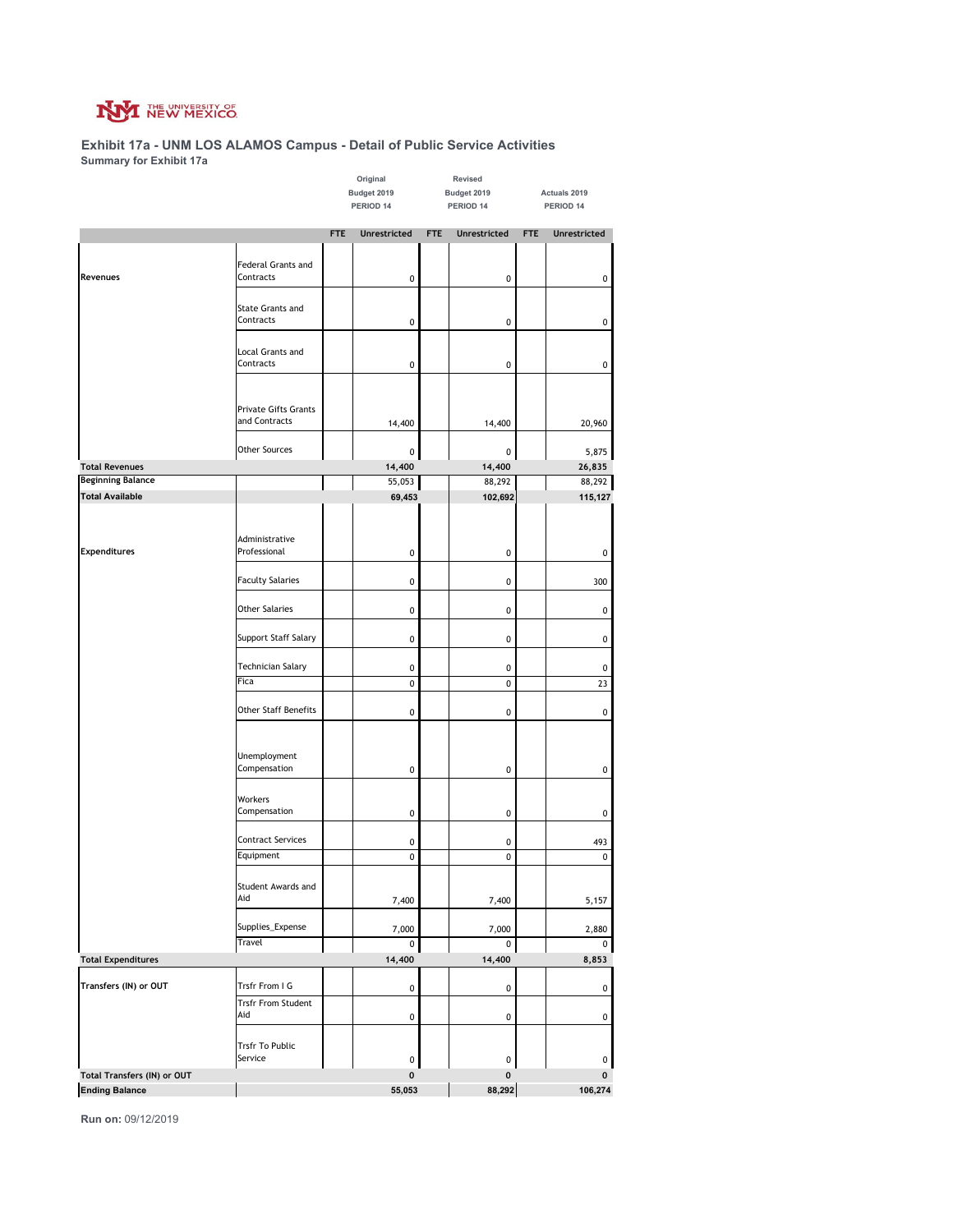THE UNIVERSITY OF NEW MEXICO

### Exhibit 17a - UNM LOS ALAMOS Campus - Detail of Public Service Activities

**Summary for Exhibit 17a**

| | | Original Budget 2019 PERIOD 14 | | Revised Budget 2019 PERIOD 14 | | Actuals 2019 PERIOD 14 | |
|---|---|---|---|---|---|---|---|
| | | FTE | Unrestricted | FTE | Unrestricted | FTE | Unrestricted |
| Revenues | Federal Grants and Contracts | | 0 | | 0 | | 0 |
| | State Grants and Contracts | | 0 | | 0 | | 0 |
| | Local Grants and Contracts | | 0 | | 0 | | 0 |
| | Private Gifts Grants and Contracts | | 14,400 | | 14,400 | | 20,960 |
| | Other Sources | | 0 | | 0 | | 5,875 |
| **Total Revenues** | | | 14,400 | | 14,400 | | 26,835 |
| **Beginning Balance** | | | 55,053 | | 88,292 | | 88,292 |
| **Total Available** | | | 69,453 | | 102,692 | | 115,127 |
| Expenditures | Administrative Professional | | 0 | | 0 | | 0 |
| | Faculty Salaries | | 0 | | 0 | | 300 |
| | Other Salaries | | 0 | | 0 | | 0 |
| | Support Staff Salary | | 0 | | 0 | | 0 |
| | Technician Salary | | 0 | | 0 | | 0 |
| | Fica | | 0 | | 0 | | 23 |
| | Other Staff Benefits | | 0 | | 0 | | 0 |
| | Unemployment Compensation | | 0 | | 0 | | 0 |
| | Workers Compensation | | 0 | | 0 | | 0 |
| | Contract Services | | 0 | | 0 | | 493 |
| | Equipment | | 0 | | 0 | | 0 |
| | Student Awards and Aid | | 7,400 | | 7,400 | | 5,157 |
| | Supplies_Expense | | 7,000 | | 7,000 | | 2,880 |
| | Travel | | 0 | | 0 | | 0 |
| **Total Expenditures** | | | 14,400 | | 14,400 | | 8,853 |
| Transfers (IN) or OUT | Trsfr From I G | | 0 | | 0 | | 0 |
| | Trsfr From Student Aid | | 0 | | 0 | | 0 |
| | Trsfr To Public Service | | 0 | | 0 | | 0 |
| **Total Transfers (IN) or OUT** | | | 0 | | 0 | | 0 |
| **Ending Balance** | | | 55,053 | | 88,292 | | 106,274 |

**Run on:** 09/12/2019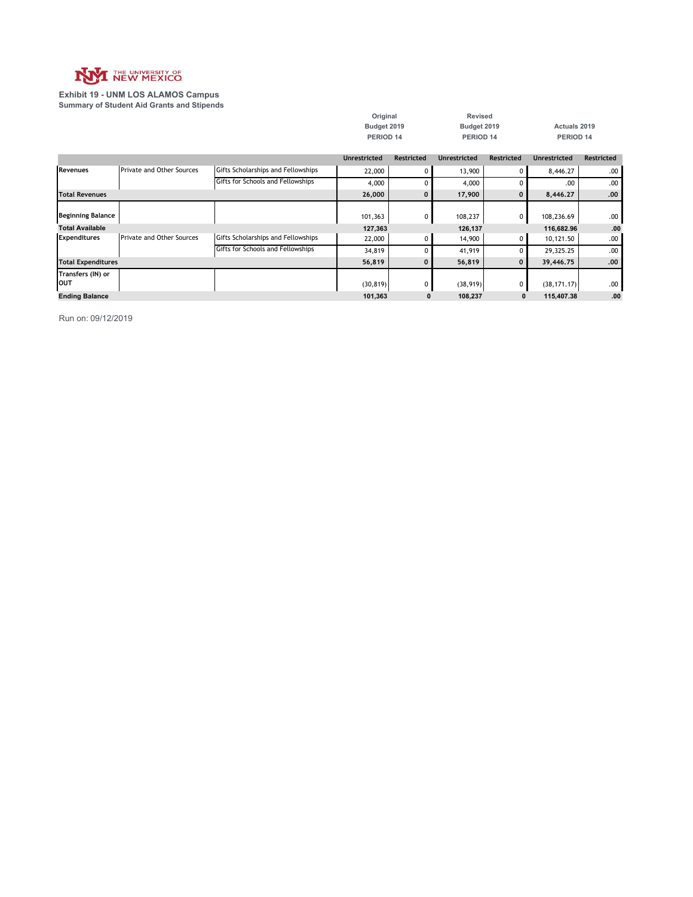THE UNIVERSITY OF NEW MEXICO

**Exhibit 19 - UNM LOS ALAMOS Campus**
**Summary of Student Aid Grants and Stipends**

| | | | Original Budget 2019 PERIOD 14 | | Revised Budget 2019 PERIOD 14 | | Actuals 2019 PERIOD 14 | |
|---|---|---|---|---|---|---|---|---|
| | | | Unrestricted | Restricted | Unrestricted | Restricted | Unrestricted | Restricted |
| Revenues | Private and Other Sources | Gifts Scholarships and Fellowships | 22,000 | 0 | 13,900 | 0 | 8,446.27 | .00 |
| | | Gifts for Schools and Fellowships | 4,000 | 0 | 4,000 | 0 | .00 | .00 |
| **Total Revenues** | | | **26,000** | **0** | **17,900** | **0** | **8,446.27** | **.00** |
| Beginning Balance | | | 101,363 | 0 | 108,237 | 0 | 108,236.69 | .00 |
| **Total Available** | | | **127,363** | | **126,137** | | **116,682.96** | **.00** |
| Expenditures | Private and Other Sources | Gifts Scholarships and Fellowships | 22,000 | 0 | 14,900 | 0 | 10,121.50 | .00 |
| | | Gifts for Schools and Fellowships | 34,819 | 0 | 41,919 | 0 | 29,325.25 | .00 |
| **Total Expenditures** | | | **56,819** | **0** | **56,819** | **0** | **39,446.75** | **.00** |
| Transfers (IN) or OUT | | | (30,819) | 0 | (38,919) | 0 | (38,171.17) | .00 |
| **Ending Balance** | | | **101,363** | **0** | **108,237** | **0** | **115,407.38** | **.00** |

Run on: 09/12/2019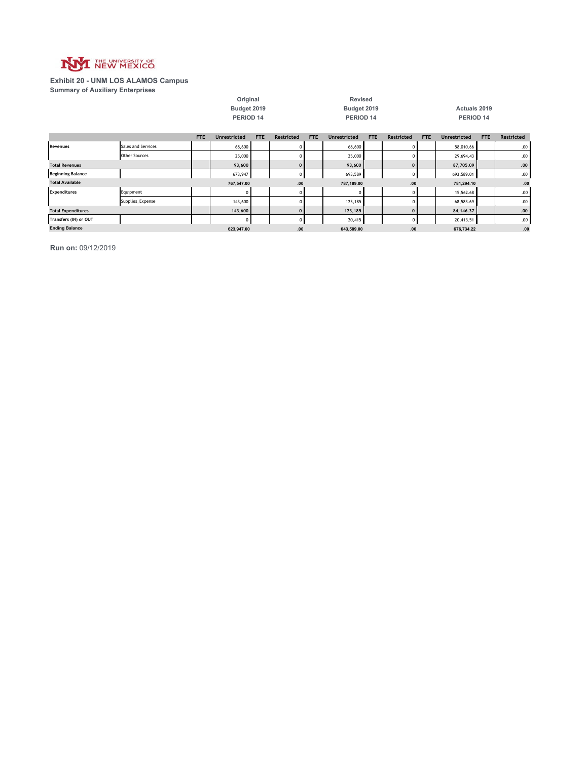THE UNIVERSITY OF NEW MEXICO

## Exhibit 20 - UNM LOS ALAMOS Campus

**Summary of Auxiliary Enterprises**

| | | Original Budget 2019 PERIOD 14 | | | | Revised Budget 2019 PERIOD 14 | | | | Actuals 2019 PERIOD 14 | | | |
|---|---|---|---|---|---|---|---|---|---|---|---|---|---|
| | | FTE | Unrestricted | FTE | Restricted | FTE | Unrestricted | FTE | Restricted | FTE | Unrestricted | FTE | Restricted |
| Revenues | Sales and Services | | 68,600 | | 0 | | 68,600 | | 0 | | 58,010.66 | | .00 |
| | Other Sources | | 25,000 | | 0 | | 25,000 | | 0 | | 29,694.43 | | .00 |
| Total Revenues | | | 93,600 | | 0 | | 93,600 | | 0 | | 87,705.09 | | .00 |
| Beginning Balance | | | 673,947 | | 0 | | 693,589 | | 0 | | 693,589.01 | | .00 |
| Total Available | | | 767,547.00 | | .00 | | 787,189.00 | | .00 | | 781,294.10 | | .00 |
| Expenditures | Equipment | | 0 | | 0 | | 0 | | 0 | | 15,562.68 | | .00 |
| | Supplies_Expense | | 143,600 | | 0 | | 123,185 | | 0 | | 68,583.69 | | .00 |
| Total Expenditures | | | 143,600 | | 0 | | 123,185 | | 0 | | 84,146.37 | | .00 |
| Transfers (IN) or OUT | | | 0 | | 0 | | 20,415 | | 0 | | 20,413.51 | | .00 |
| Ending Balance | | | 623,947.00 | | .00 | | 643,589.00 | | .00 | | 676,734.22 | | .00 |

**Run on:** 09/12/2019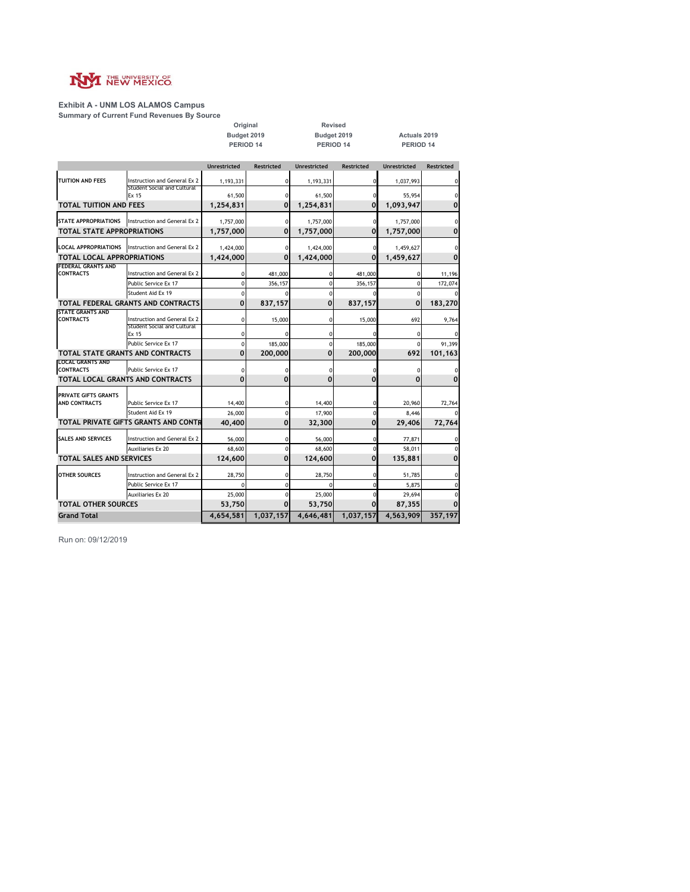THE UNIVERSITY OF NEW MEXICO

**Exhibit A - UNM LOS ALAMOS Campus**

**Summary of Current Fund Revenues By Source**

| | | Original Budget 2019 PERIOD 14 | | Revised Budget 2019 PERIOD 14 | | Actuals 2019 PERIOD 14 | |
|---|---|---|---|---|---|---|---|
| | | Unrestricted | Restricted | Unrestricted | Restricted | Unrestricted | Restricted |
| TUITION AND FEES | Instruction and General Ex 2 | 1,193,331 | 0 | 1,193,331 | 0 | 1,037,993 | 0 |
| | Student Social and Cultural Ex 15 | 61,500 | 0 | 61,500 | 0 | 55,954 | 0 |
| **TOTAL TUITION AND FEES** | | **1,254,831** | **0** | **1,254,831** | **0** | **1,093,947** | **0** |
| STATE APPROPRIATIONS | Instruction and General Ex 2 | 1,757,000 | 0 | 1,757,000 | 0 | 1,757,000 | 0 |
| **TOTAL STATE APPROPRIATIONS** | | **1,757,000** | **0** | **1,757,000** | **0** | **1,757,000** | **0** |
| LOCAL APPROPRIATIONS | Instruction and General Ex 2 | 1,424,000 | 0 | 1,424,000 | 0 | 1,459,627 | 0 |
| **TOTAL LOCAL APPROPRIATIONS** | | **1,424,000** | **0** | **1,424,000** | **0** | **1,459,627** | **0** |
| FEDERAL GRANTS AND CONTRACTS | Instruction and General Ex 2 | 0 | 481,000 | 0 | 481,000 | 0 | 11,196 |
| | Public Service Ex 17 | 0 | 356,157 | 0 | 356,157 | 0 | 172,074 |
| | Student Aid Ex 19 | 0 | 0 | 0 | 0 | 0 | 0 |
| **TOTAL FEDERAL GRANTS AND CONTRACTS** | | **0** | **837,157** | **0** | **837,157** | **0** | **183,270** |
| STATE GRANTS AND CONTRACTS | Instruction and General Ex 2 | 0 | 15,000 | 0 | 15,000 | 692 | 9,764 |
| | Student Social and Cultural Ex 15 | 0 | 0 | 0 | 0 | 0 | 0 |
| | Public Service Ex 17 | 0 | 185,000 | 0 | 185,000 | 0 | 91,399 |
| **TOTAL STATE GRANTS AND CONTRACTS** | | **0** | **200,000** | **0** | **200,000** | **692** | **101,163** |
| LOCAL GRANTS AND CONTRACTS | Public Service Ex 17 | 0 | 0 | 0 | 0 | 0 | 0 |
| **TOTAL LOCAL GRANTS AND CONTRACTS** | | **0** | **0** | **0** | **0** | **0** | **0** |
| PRIVATE GIFTS GRANTS AND CONTRACTS | Public Service Ex 17 | 14,400 | 0 | 14,400 | 0 | 20,960 | 72,764 |
| | Student Aid Ex 19 | 26,000 | 0 | 17,900 | 0 | 8,446 | 0 |
| **TOTAL PRIVATE GIFTS GRANTS AND CONTR** | | **40,400** | **0** | **32,300** | **0** | **29,406** | **72,764** |
| SALES AND SERVICES | Instruction and General Ex 2 | 56,000 | 0 | 56,000 | 0 | 77,871 | 0 |
| | Auxiliaries Ex 20 | 68,600 | 0 | 68,600 | 0 | 58,011 | 0 |
| **TOTAL SALES AND SERVICES** | | **124,600** | **0** | **124,600** | **0** | **135,881** | **0** |
| OTHER SOURCES | Instruction and General Ex 2 | 28,750 | 0 | 28,750 | 0 | 51,785 | 0 |
| | Public Service Ex 17 | 0 | 0 | 0 | 0 | 5,875 | 0 |
| | Auxiliaries Ex 20 | 25,000 | 0 | 25,000 | 0 | 29,694 | 0 |
| **TOTAL OTHER SOURCES** | | **53,750** | **0** | **53,750** | **0** | **87,355** | **0** |
| **Grand Total** | | **4,654,581** | **1,037,157** | **4,646,481** | **1,037,157** | **4,563,909** | **357,197** |

Run on: 09/12/2019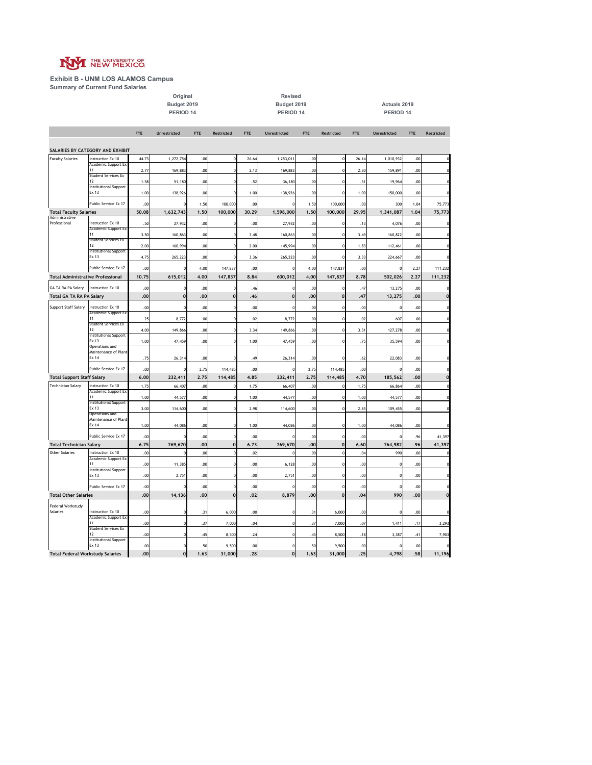THE UNIVERSITY OF NEW MEXICO

**Exhibit B - UNM LOS ALAMOS Campus**
**Summary of Current Fund Salaries**

| | | Original Budget 2019 PERIOD 14 | | | | Revised Budget 2019 PERIOD 14 | | | | Actuals 2019 PERIOD 14 | | | |
|---|---|---|---|---|---|---|---|---|---|---|---|---|---|
| | | FTE | Unrestricted | FTE | Restricted | FTE | Unrestricted | FTE | Restricted | FTE | Unrestricted | FTE | Restricted |
| **SALARIES BY CATEGORY AND EXHIBIT** | | | | | | | | | | | | | |
| Faculty Salaries | Instruction Ex 10 | 44.73 | 1,272,754 | .00 | 0 | 26.64 | 1,253,011 | .00 | 0 | 26.14 | 1,010,932 | .00 | 0 |
| | Academic Support Ex 11 | 2.77 | 169,883 | .00 | 0 | 2.13 | 169,883 | .00 | 0 | 2.30 | 159,891 | .00 | 0 |
| | Student Services Ex 12 | 1.58 | 51,180 | .00 | 0 | .52 | 36,180 | .00 | 0 | .51 | 19,964 | .00 | 0 |
| | Institutional Support Ex 13 | 1.00 | 138,926 | .00 | 0 | 1.00 | 138,926 | .00 | 0 | 1.00 | 150,000 | .00 | 0 |
| | Public Service Ex 17 | .00 | 0 | 1.50 | 100,000 | .00 | 0 | 1.50 | 100,000 | .00 | 300 | 1.04 | 75,773 |
| **Total Faculty Salaries** | | **50.08** | **1,632,743** | **1.50** | **100,000** | **30.29** | **1,598,000** | **1.50** | **100,000** | **29.95** | **1,341,087** | **1.04** | **75,773** |
| Administrative Professional | Instruction Ex 10 | .50 | 27,932 | .00 | 0 | .00 | 27,932 | .00 | 0 | .13 | 4,076 | .00 | 0 |
| | Academic Support Ex 11 | 3.50 | 160,863 | .00 | 0 | 3.48 | 160,863 | .00 | 0 | 3.49 | 160,822 | .00 | 0 |
| | Student Services Ex 12 | 2.00 | 160,994 | .00 | 0 | 2.00 | 145,994 | .00 | 0 | 1.83 | 112,461 | .00 | 0 |
| | Institutional Support Ex 13 | 4.75 | 265,223 | .00 | 0 | 3.36 | 265,223 | .00 | 0 | 3.33 | 224,667 | .00 | 0 |
| | Public Service Ex 17 | .00 | 0 | 4.00 | 147,837 | .00 | 0 | 4.00 | 147,837 | .00 | 0 | 2.27 | 111,232 |
| **Total Administrative Professional** | | **10.75** | **615,012** | **4.00** | **147,837** | **8.84** | **600,012** | **4.00** | **147,837** | **8.78** | **502,026** | **2.27** | **111,232** |
| GA TA RA PA Salary | Instruction Ex 10 | .00 | 0 | .00 | 0 | .46 | 0 | .00 | 0 | .47 | 13,275 | .00 | 0 |
| **Total GA TA RA PA Salary** | | **.00** | **0** | **.00** | **0** | **.46** | **0** | **.00** | **0** | **.47** | **13,275** | **.00** | **0** |
| Support Staff Salary | Instruction Ex 10 | .00 | 0 | .00 | 0 | .00 | 0 | .00 | 0 | .00 | 0 | .00 | 0 |
| | Academic Support Ex 11 | .25 | 8,772 | .00 | 0 | .02 | 8,772 | .00 | 0 | .02 | 607 | .00 | 0 |
| | Student Services Ex 12 | 4.00 | 149,866 | .00 | 0 | 3.34 | 149,866 | .00 | 0 | 3.31 | 127,278 | .00 | 0 |
| | Institutional Support Ex 13 | 1.00 | 47,459 | .00 | 0 | 1.00 | 47,459 | .00 | 0 | .75 | 35,594 | .00 | 0 |
| | Operations and Maintenance of Plant Ex 14 | .75 | 26,314 | .00 | 0 | .49 | 26,314 | .00 | 0 | .62 | 22,083 | .00 | 0 |
| | Public Service Ex 17 | .00 | 0 | 2.75 | 114,485 | .00 | 0 | 2.75 | 114,485 | .00 | 0 | .00 | 0 |
| **Total Support Staff Salary** | | **6.00** | **232,411** | **2.75** | **114,485** | **4.85** | **232,411** | **2.75** | **114,485** | **4.70** | **185,562** | **.00** | **0** |
| Technician Salary | Instruction Ex 10 | 1.75 | 66,407 | .00 | 0 | 1.75 | 66,407 | .00 | 0 | 1.75 | 66,864 | .00 | 0 |
| | Academic Support Ex 11 | 1.00 | 44,577 | .00 | 0 | 1.00 | 44,577 | .00 | 0 | 1.00 | 44,577 | .00 | 0 |
| | Institutional Support Ex 13 | 3.00 | 114,600 | .00 | 0 | 2.98 | 114,600 | .00 | 0 | 2.85 | 109,455 | .00 | 0 |
| | Operations and Maintenance of Plant Ex 14 | 1.00 | 44,086 | .00 | 0 | 1.00 | 44,086 | .00 | 0 | 1.00 | 44,086 | .00 | 0 |
| | Public Service Ex 17 | .00 | 0 | .00 | 0 | .00 | 0 | .00 | 0 | .00 | 0 | .96 | 41,397 |
| **Total Technician Salary** | | **6.75** | **269,670** | **.00** | **0** | **6.73** | **269,670** | **.00** | **0** | **6.60** | **264,982** | **.96** | **41,397** |
| Other Salaries | Instruction Ex 10 | .00 | 0 | .00 | 0 | .02 | 0 | .00 | 0 | .04 | 990 | .00 | 0 |
| | Academic Support Ex 11 | .00 | 11,385 | .00 | 0 | .00 | 6,128 | .00 | 0 | .00 | 0 | .00 | 0 |
| | Institutional Support Ex 13 | .00 | 2,751 | .00 | 0 | .00 | 2,751 | .00 | 0 | .00 | 0 | .00 | 0 |
| | Public Service Ex 17 | .00 | 0 | .00 | 0 | .00 | 0 | .00 | 0 | .00 | 0 | .00 | 0 |
| **Total Other Salaries** | | **.00** | **14,136** | **.00** | **0** | **.02** | **8,879** | **.00** | **0** | **.04** | **990** | **.00** | **0** |
| Federal Workstudy Salaries | Instruction Ex 10 | .00 | 0 | .31 | 6,000 | .00 | 0 | .31 | 6,000 | .00 | 0 | .00 | 0 |
| | Academic Support Ex 11 | .00 | 0 | .37 | 7,000 | .04 | 0 | .37 | 7,000 | .07 | 1,411 | .17 | 3,293 |
| | Student Services Ex 12 | .00 | 0 | .45 | 8,500 | .24 | 0 | .45 | 8,500 | .18 | 3,387 | .41 | 7,903 |
| | Institutional Support Ex 13 | .00 | 0 | .50 | 9,500 | .00 | 0 | .50 | 9,500 | .00 | 0 | .00 | 0 |
| **Total Federal Workstudy Salaries** | | **.00** | **0** | **1.63** | **31,000** | **.28** | **0** | **1.63** | **31,000** | **.25** | **4,798** | **.58** | **11,196** |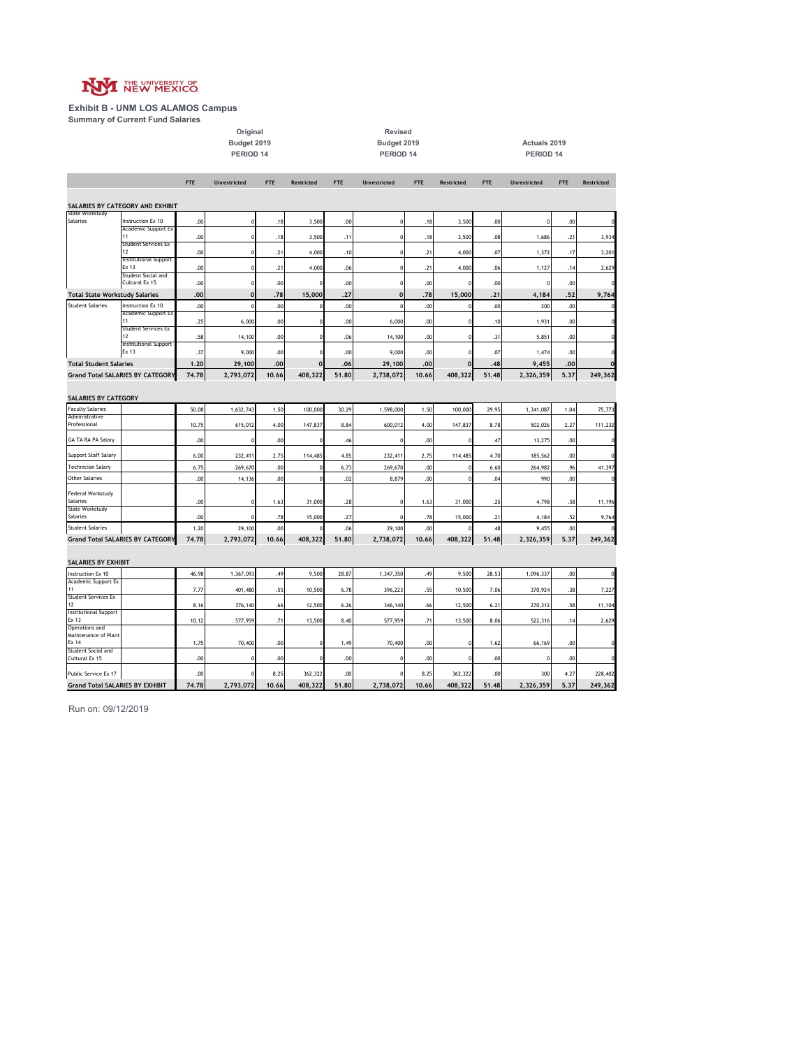THE UNIVERSITY OF NEW MEXICO

**Exhibit B - UNM LOS ALAMOS Campus**
**Summary of Current Fund Salaries**

| | | Original Budget 2019 PERIOD 14 | | | | Revised Budget 2019 PERIOD 14 | | | | Actuals 2019 PERIOD 14 | | | |
|---|---|---|---|---|---|---|---|---|---|---|---|---|---|
| | | FTE | Unrestricted | FTE | Restricted | FTE | Unrestricted | FTE | Restricted | FTE | Unrestricted | FTE | Restricted |
| **SALARIES BY CATEGORY AND EXHIBIT** | | | | | | | | | | | | | |
| State Workstudy Salaries | Instruction Ex 10 | .00 | 0 | .18 | 3,500 | .00 | 0 | .18 | 3,500 | .00 | 0 | .00 | 0 |
| | Academic Support Ex 11 | .00 | 0 | .18 | 3,500 | .11 | 0 | .18 | 3,500 | .08 | 1,686 | .21 | 3,934 |
| | Student Services Ex 12 | .00 | 0 | .21 | 4,000 | .10 | 0 | .21 | 4,000 | .07 | 1,372 | .17 | 3,201 |
| | Institutional Support Ex 13 | .00 | 0 | .21 | 4,000 | .06 | 0 | .21 | 4,000 | .06 | 1,127 | .14 | 2,629 |
| | Student Social and Cultural Ex 15 | .00 | 0 | .00 | 0 | .00 | 0 | .00 | 0 | .00 | 0 | .00 | 0 |
| **Total State Workstudy Salaries** | | **.00** | **0** | **.78** | **15,000** | **.27** | **0** | **.78** | **15,000** | **.21** | **4,184** | **.52** | **9,764** |
| Student Salaries | Instruction Ex 10 | .00 | 0 | .00 | 0 | .00 | 0 | .00 | 0 | .00 | 200 | .00 | 0 |
| | Academic Support Ex 11 | .25 | 6,000 | .00 | 0 | .00 | 6,000 | .00 | 0 | .10 | 1,931 | .00 | 0 |
| | Student Services Ex 12 | .58 | 14,100 | .00 | 0 | .06 | 14,100 | .00 | 0 | .31 | 5,851 | .00 | 0 |
| | Institutional Support Ex 13 | .37 | 9,000 | .00 | 0 | .00 | 9,000 | .00 | 0 | .07 | 1,474 | .00 | 0 |
| **Total Student Salaries** | | **1.20** | **29,100** | **.00** | **0** | **.06** | **29,100** | **.00** | **0** | **.48** | **9,455** | **.00** | **0** |
| **Grand Total SALARIES BY CATEGORY** | | **74.78** | **2,793,072** | **10.66** | **408,322** | **51.80** | **2,738,072** | **10.66** | **408,322** | **51.48** | **2,326,359** | **5.37** | **249,362** |
| **SALARIES BY CATEGORY** | | | | | | | | | | | | | |
| Faculty Salaries | | 50.08 | 1,632,743 | 1.50 | 100,000 | 30.29 | 1,598,000 | 1.50 | 100,000 | 29.95 | 1,341,087 | 1.04 | 75,773 |
| Administrative Professional | | 10.75 | 615,012 | 4.00 | 147,837 | 8.84 | 600,012 | 4.00 | 147,837 | 8.78 | 502,026 | 2.27 | 111,232 |
| GA TA RA PA Salary | | .00 | 0 | .00 | 0 | .46 | 0 | .00 | 0 | .47 | 13,275 | .00 | 0 |
| Support Staff Salary | | 6.00 | 232,411 | 2.75 | 114,485 | 4.85 | 232,411 | 2.75 | 114,485 | 4.70 | 185,562 | .00 | 0 |
| Technician Salary | | 6.75 | 269,670 | .00 | 0 | 6.73 | 269,670 | .00 | 0 | 6.60 | 264,982 | .96 | 41,397 |
| Other Salaries | | .00 | 14,136 | .00 | 0 | .02 | 8,879 | .00 | 0 | .04 | 990 | .00 | 0 |
| Federal Workstudy Salaries | | .00 | 0 | 1.63 | 31,000 | .28 | 0 | 1.63 | 31,000 | .25 | 4,798 | .58 | 11,196 |
| State Workstudy Salaries | | .00 | 0 | .78 | 15,000 | .27 | 0 | .78 | 15,000 | .21 | 4,184 | .52 | 9,764 |
| Student Salaries | | 1.20 | 29,100 | .00 | 0 | .06 | 29,100 | .00 | 0 | .48 | 9,455 | .00 | 0 |
| **Grand Total SALARIES BY CATEGORY** | | **74.78** | **2,793,072** | **10.66** | **408,322** | **51.80** | **2,738,072** | **10.66** | **408,322** | **51.48** | **2,326,359** | **5.37** | **249,362** |
| **SALARIES BY EXHIBIT** | | | | | | | | | | | | | |
| Instruction Ex 10 | | 46.98 | 1,367,093 | .49 | 9,500 | 28.87 | 1,347,350 | .49 | 9,500 | 28.53 | 1,096,337 | .00 | 0 |
| Academic Support Ex 11 | | 7.77 | 401,480 | .55 | 10,500 | 6.78 | 396,223 | .55 | 10,500 | 7.06 | 370,924 | .38 | 7,227 |
| Student Services Ex 12 | | 8.16 | 376,140 | .66 | 12,500 | 6.26 | 346,140 | .66 | 12,500 | 6.21 | 270,312 | .58 | 11,104 |
| Institutional Support Ex 13 | | 10.12 | 577,959 | .71 | 13,500 | 8.40 | 577,959 | .71 | 13,500 | 8.06 | 522,316 | .14 | 2,629 |
| Operations and Maintenance of Plant Ex 14 | | 1.75 | 70,400 | .00 | 0 | 1.49 | 70,400 | .00 | 0 | 1.62 | 66,169 | .00 | 0 |
| Student Social and Cultural Ex 15 | | .00 | 0 | .00 | 0 | .00 | 0 | .00 | 0 | .00 | 0 | .00 | 0 |
| Public Service Ex 17 | | .00 | 0 | 8.25 | 362,322 | .00 | 0 | 8.25 | 362,322 | .00 | 300 | 4.27 | 228,402 |
| **Grand Total SALARIES BY EXHIBIT** | | **74.78** | **2,793,072** | **10.66** | **408,322** | **51.80** | **2,738,072** | **10.66** | **408,322** | **51.48** | **2,326,359** | **5.37** | **249,362** |

Run on: 09/12/2019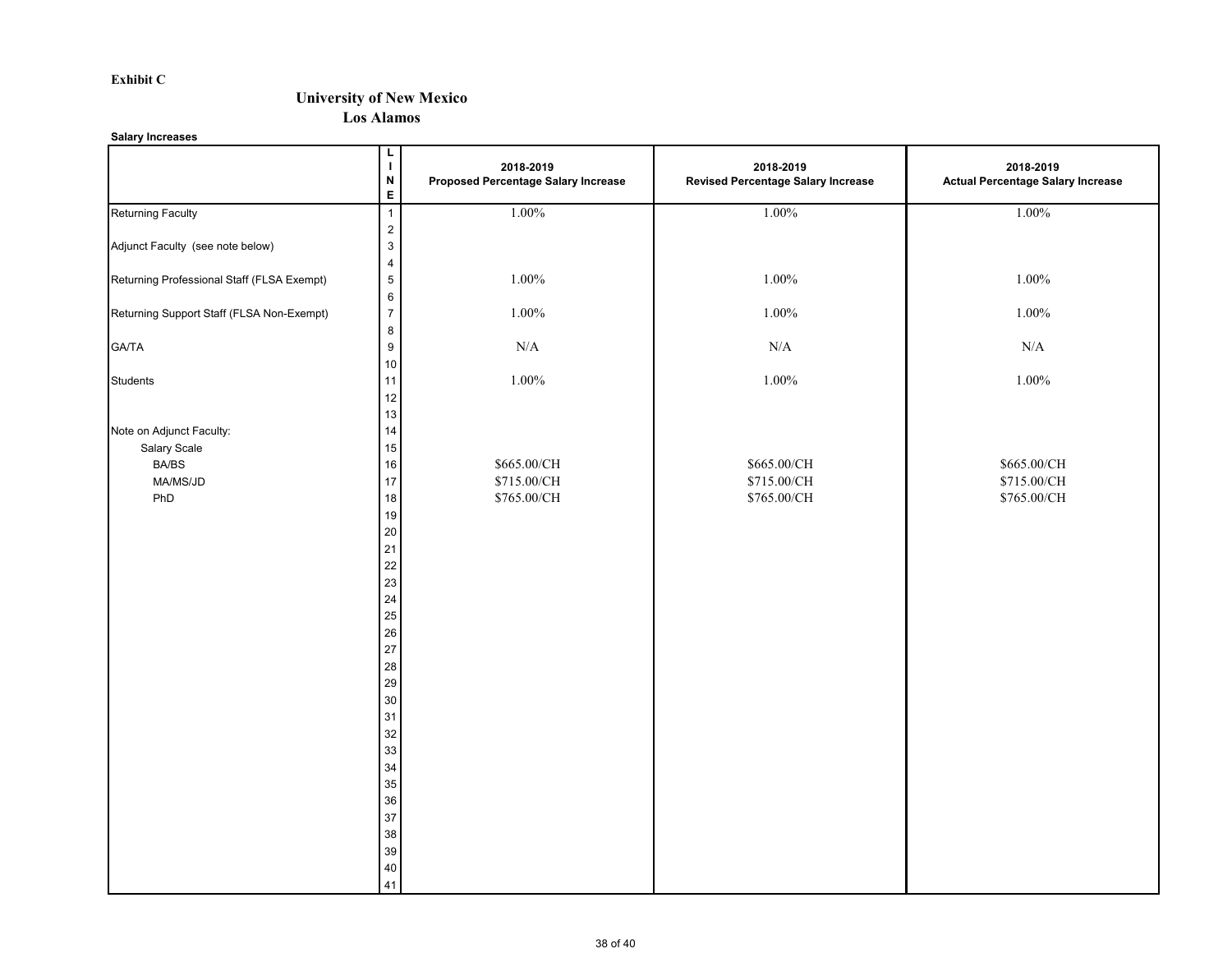**Exhibit C**

## University of New Mexico
### Los Alamos

**Salary Increases**

| | LINE | 2018-2019 Proposed Percentage Salary Increase | 2018-2019 Revised Percentage Salary Increase | 2018-2019 Actual Percentage Salary Increase |
|---|---|---|---|---|
| Returning Faculty | 1 | 1.00% | 1.00% | 1.00% |
| | 2 | | | |
| Adjunct Faculty (see note below) | 3 | | | |
| | 4 | | | |
| Returning Professional Staff (FLSA Exempt) | 5 | 1.00% | 1.00% | 1.00% |
| | 6 | | | |
| Returning Support Staff (FLSA Non-Exempt) | 7 | 1.00% | 1.00% | 1.00% |
| | 8 | | | |
| GA/TA | 9 | N/A | N/A | N/A |
| | 10 | | | |
| Students | 11 | 1.00% | 1.00% | 1.00% |
| | 12 | | | |
| | 13 | | | |
| Note on Adjunct Faculty: | 14 | | | |
| Salary Scale | 15 | | | |
| BA/BS | 16 | $665.00/CH | $665.00/CH | $665.00/CH |
| MA/MS/JD | 17 | $715.00/CH | $715.00/CH | $715.00/CH |
| PhD | 18 | $765.00/CH | $765.00/CH | $765.00/CH |
| | 19 | | | |
| | 20 | | | |
| | 21 | | | |
| | 22 | | | |
| | 23 | | | |
| | 24 | | | |
| | 25 | | | |
| | 26 | | | |
| | 27 | | | |
| | 28 | | | |
| | 29 | | | |
| | 30 | | | |
| | 31 | | | |
| | 32 | | | |
| | 33 | | | |
| | 34 | | | |
| | 35 | | | |
| | 36 | | | |
| | 37 | | | |
| | 38 | | | |
| | 39 | | | |
| | 40 | | | |
| | 41 | | | |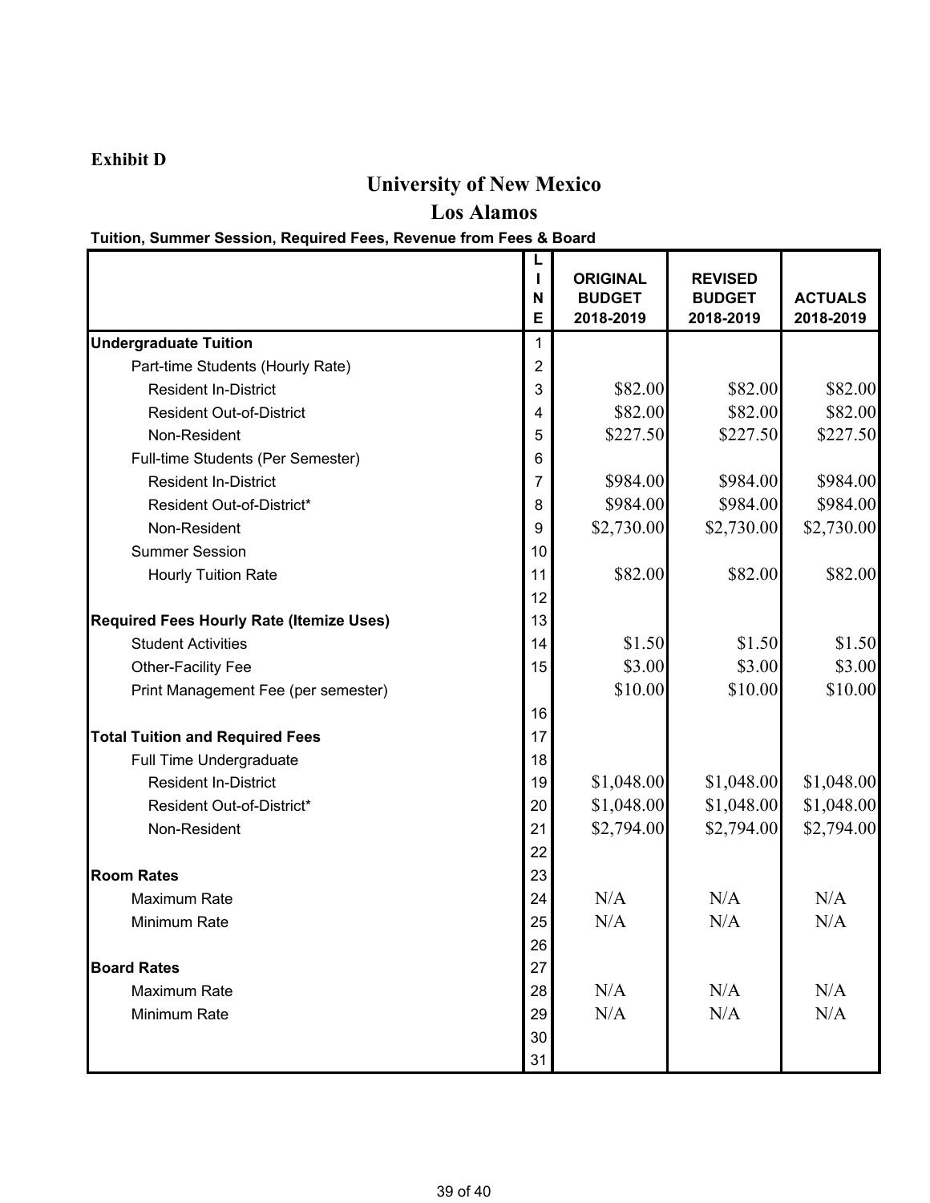**Exhibit D**

# University of New Mexico

## Los Alamos

**Tuition, Summer Session, Required Fees, Revenue from Fees & Board**

| | LINE | ORIGINAL BUDGET 2018-2019 | REVISED BUDGET 2018-2019 | ACTUALS 2018-2019 |
|---|---|---|---|---|
| **Undergraduate Tuition** | 1 | | | |
| Part-time Students (Hourly Rate) | 2 | | | |
| Resident In-District | 3 | $82.00 | $82.00 | $82.00 |
| Resident Out-of-District | 4 | $82.00 | $82.00 | $82.00 |
| Non-Resident | 5 | $227.50 | $227.50 | $227.50 |
| Full-time Students (Per Semester) | 6 | | | |
| Resident In-District | 7 | $984.00 | $984.00 | $984.00 |
| Resident Out-of-District* | 8 | $984.00 | $984.00 | $984.00 |
| Non-Resident | 9 | $2,730.00 | $2,730.00 | $2,730.00 |
| Summer Session | 10 | | | |
| Hourly Tuition Rate | 11 | $82.00 | $82.00 | $82.00 |
| | 12 | | | |
| **Required Fees Hourly Rate (Itemize Uses)** | 13 | | | |
| Student Activities | 14 | $1.50 | $1.50 | $1.50 |
| Other-Facility Fee | 15 | $3.00 | $3.00 | $3.00 |
| Print Management Fee (per semester) | | $10.00 | $10.00 | $10.00 |
| | 16 | | | |
| **Total Tuition and Required Fees** | 17 | | | |
| Full Time Undergraduate | 18 | | | |
| Resident In-District | 19 | $1,048.00 | $1,048.00 | $1,048.00 |
| Resident Out-of-District* | 20 | $1,048.00 | $1,048.00 | $1,048.00 |
| Non-Resident | 21 | $2,794.00 | $2,794.00 | $2,794.00 |
| | 22 | | | |
| **Room Rates** | 23 | | | |
| Maximum Rate | 24 | N/A | N/A | N/A |
| Minimum Rate | 25 | N/A | N/A | N/A |
| | 26 | | | |
| **Board Rates** | 27 | | | |
| Maximum Rate | 28 | N/A | N/A | N/A |
| Minimum Rate | 29 | N/A | N/A | N/A |
| | 30 | | | |
| | 31 | | | |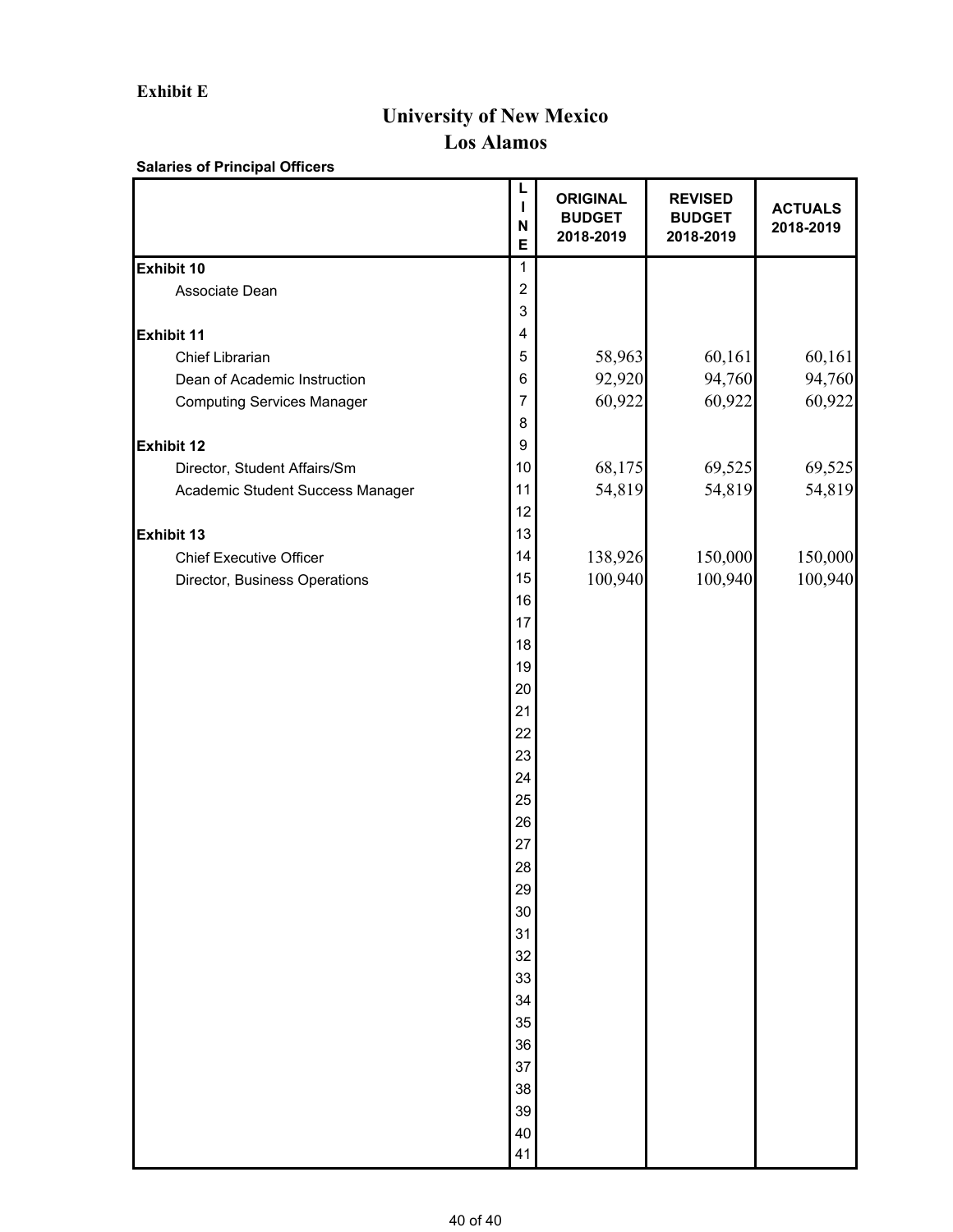**Exhibit E**

# University of New Mexico
## Los Alamos

**Salaries of Principal Officers**

| | LINE | ORIGINAL BUDGET 2018-2019 | REVISED BUDGET 2018-2019 | ACTUALS 2018-2019 |
|---|---|---|---|---|
| **Exhibit 10** | 1 | | | |
| Associate Dean | 2 | | | |
| | 3 | | | |
| **Exhibit 11** | 4 | | | |
| Chief Librarian | 5 | 58,963 | 60,161 | 60,161 |
| Dean of Academic Instruction | 6 | 92,920 | 94,760 | 94,760 |
| Computing Services Manager | 7 | 60,922 | 60,922 | 60,922 |
| | 8 | | | |
| **Exhibit 12** | 9 | | | |
| Director, Student Affairs/Sm | 10 | 68,175 | 69,525 | 69,525 |
| Academic Student Success Manager | 11 | 54,819 | 54,819 | 54,819 |
| | 12 | | | |
| **Exhibit 13** | 13 | | | |
| Chief Executive Officer | 14 | 138,926 | 150,000 | 150,000 |
| Director, Business Operations | 15 | 100,940 | 100,940 | 100,940 |
| | 16 | | | |
| | 17 | | | |
| | 18 | | | |
| | 19 | | | |
| | 20 | | | |
| | 21 | | | |
| | 22 | | | |
| | 23 | | | |
| | 24 | | | |
| | 25 | | | |
| | 26 | | | |
| | 27 | | | |
| | 28 | | | |
| | 29 | | | |
| | 30 | | | |
| | 31 | | | |
| | 32 | | | |
| | 33 | | | |
| | 34 | | | |
| | 35 | | | |
| | 36 | | | |
| | 37 | | | |
| | 38 | | | |
| | 39 | | | |
| | 40 | | | |
| | 41 | | | |